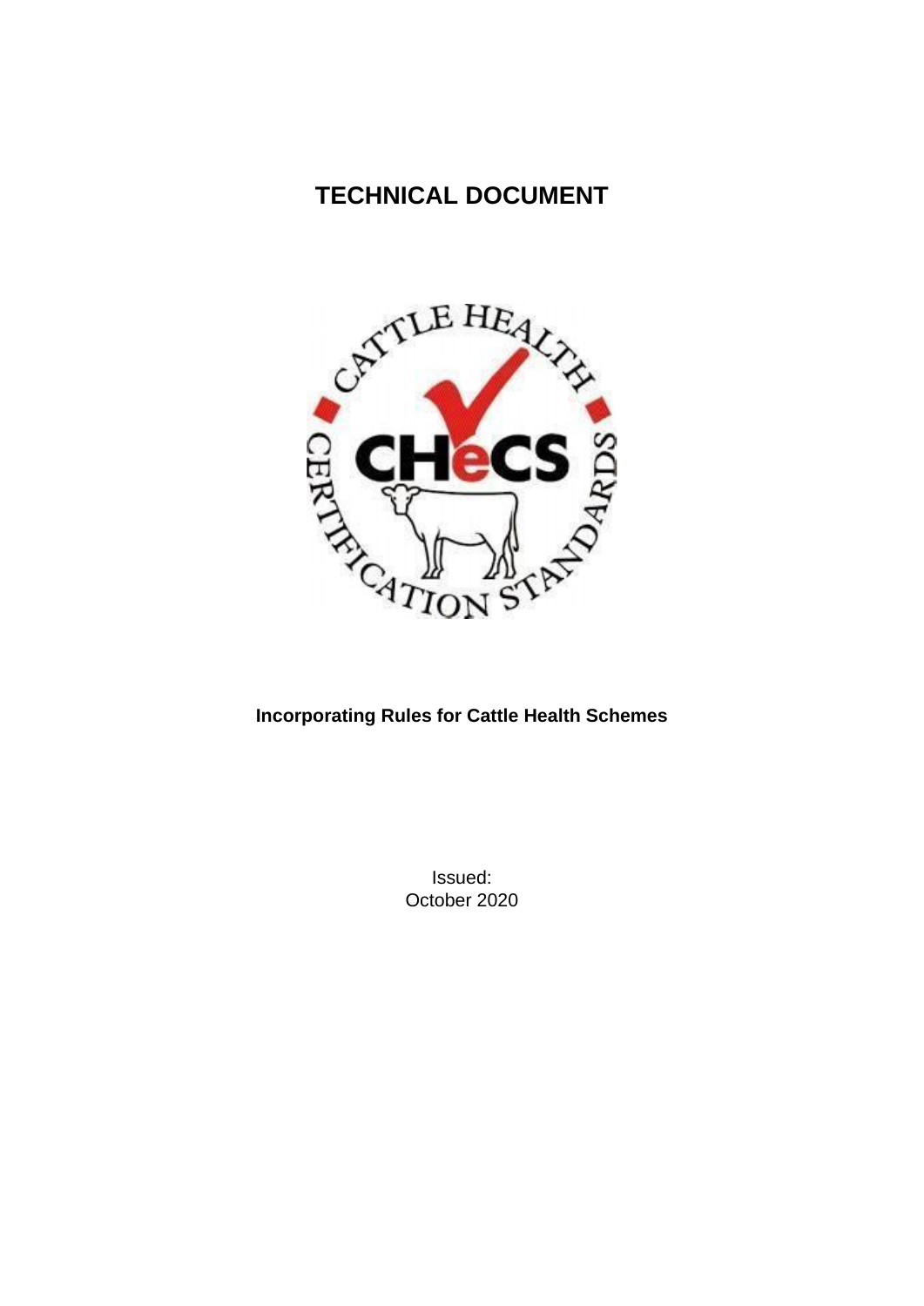# TECHNICAL DOCUMENT

**Incorporating Rules for Cattle Health Schemes**

Issued:
October 2020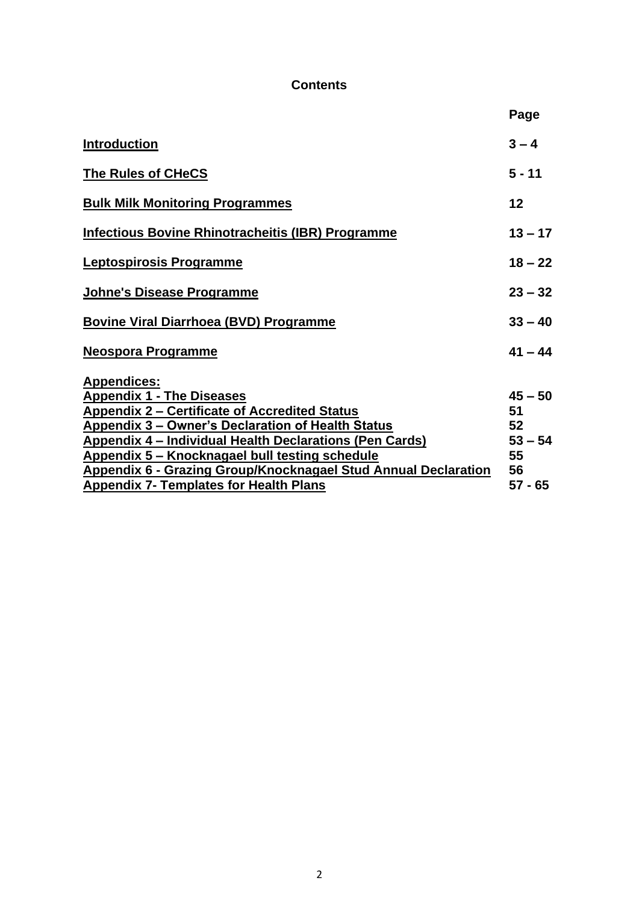# Contents

| | Page |
|---|---|
| **Introduction** | **3 – 4** |
| **The Rules of CHeCS** | **5 - 11** |
| **Bulk Milk Monitoring Programmes** | **12** |
| **Infectious Bovine Rhinotracheitis (IBR) Programme** | **13 – 17** |
| **Leptospirosis Programme** | **18 – 22** |
| **Johne's Disease Programme** | **23 – 32** |
| **Bovine Viral Diarrhoea (BVD) Programme** | **33 – 40** |
| **Neospora Programme** | **41 – 44** |
| **Appendices:** | |
| **Appendix 1 - The Diseases** | **45 – 50** |
| **Appendix 2 – Certificate of Accredited Status** | **51** |
| **Appendix 3 – Owner's Declaration of Health Status** | **52** |
| **Appendix 4 – Individual Health Declarations (Pen Cards)** | **53 – 54** |
| **Appendix 5 – Knocknagael bull testing schedule** | **55** |
| **Appendix 6 - Grazing Group/Knocknagael Stud Annual Declaration** | **56** |
| **Appendix 7- Templates for Health Plans** | **57 - 65** |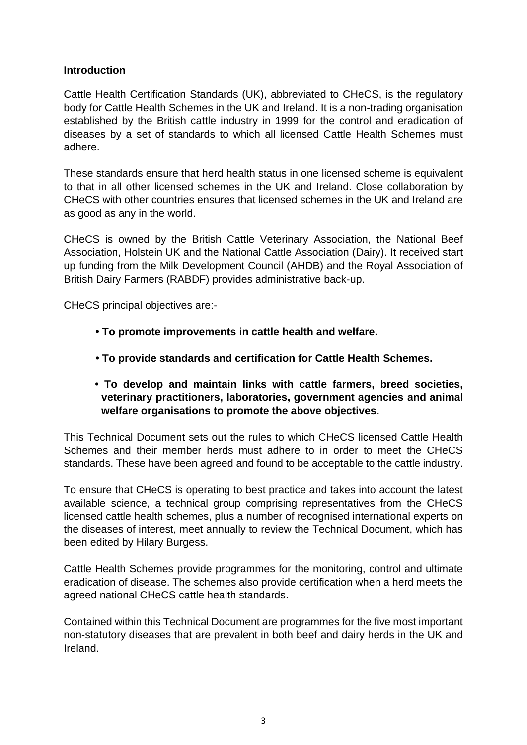**Introduction**

Cattle Health Certification Standards (UK), abbreviated to CHeCS, is the regulatory body for Cattle Health Schemes in the UK and Ireland. It is a non-trading organisation established by the British cattle industry in 1999 for the control and eradication of diseases by a set of standards to which all licensed Cattle Health Schemes must adhere.

These standards ensure that herd health status in one licensed scheme is equivalent to that in all other licensed schemes in the UK and Ireland. Close collaboration by CHeCS with other countries ensures that licensed schemes in the UK and Ireland are as good as any in the world.

CHeCS is owned by the British Cattle Veterinary Association, the National Beef Association, Holstein UK and the National Cattle Association (Dairy). It received start up funding from the Milk Development Council (AHDB) and the Royal Association of British Dairy Farmers (RABDF) provides administrative back-up.

CHeCS principal objectives are:-

- **To promote improvements in cattle health and welfare.**
- **To provide standards and certification for Cattle Health Schemes.**
- **To develop and maintain links with cattle farmers, breed societies, veterinary practitioners, laboratories, government agencies and animal welfare organisations to promote the above objectives**.

This Technical Document sets out the rules to which CHeCS licensed Cattle Health Schemes and their member herds must adhere to in order to meet the CHeCS standards. These have been agreed and found to be acceptable to the cattle industry.

To ensure that CHeCS is operating to best practice and takes into account the latest available science, a technical group comprising representatives from the CHeCS licensed cattle health schemes, plus a number of recognised international experts on the diseases of interest, meet annually to review the Technical Document, which has been edited by Hilary Burgess.

Cattle Health Schemes provide programmes for the monitoring, control and ultimate eradication of disease. The schemes also provide certification when a herd meets the agreed national CHeCS cattle health standards.

Contained within this Technical Document are programmes for the five most important non-statutory diseases that are prevalent in both beef and dairy herds in the UK and Ireland.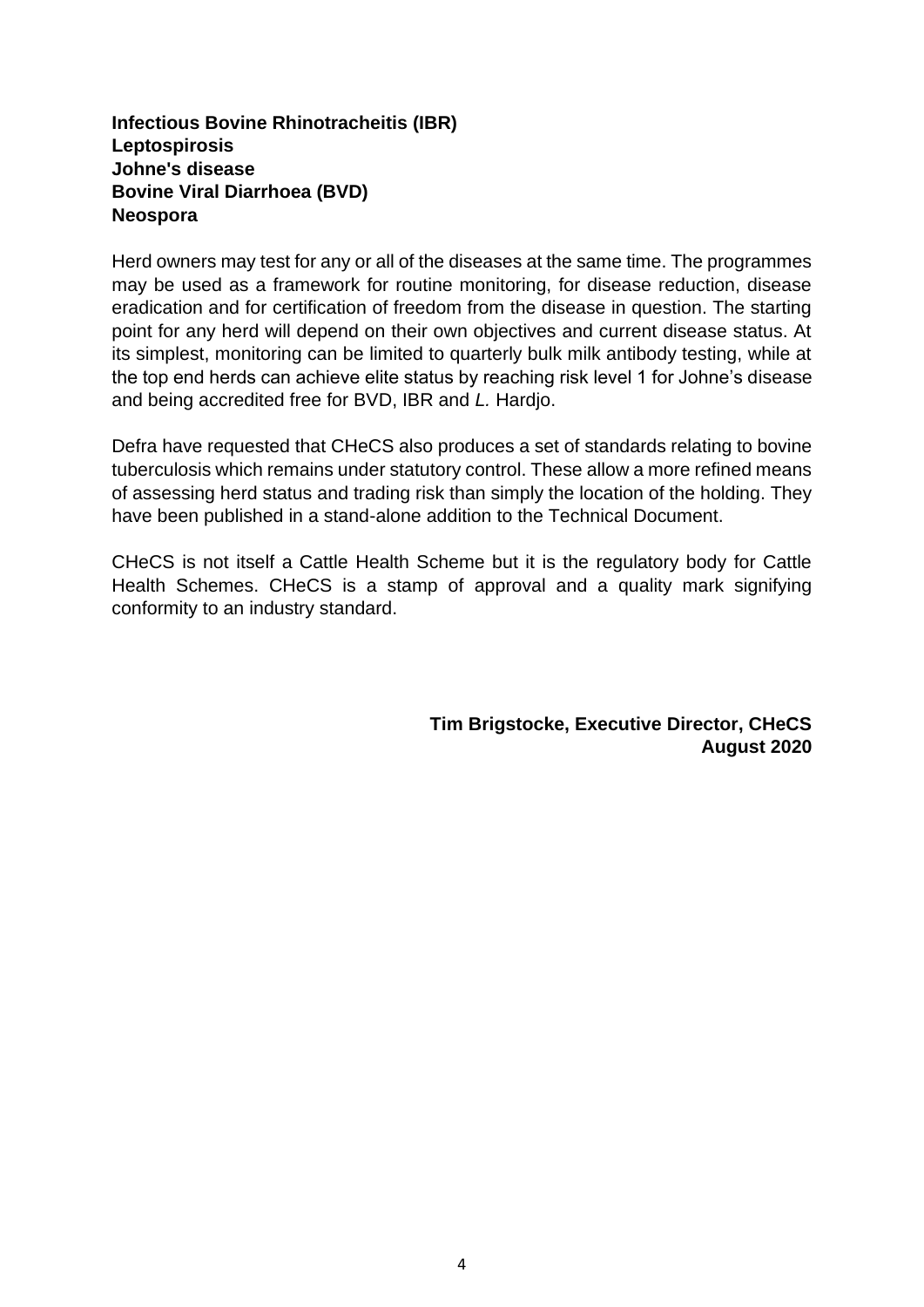**Infectious Bovine Rhinotracheitis (IBR)**
**Leptospirosis**
**Johne's disease**
**Bovine Viral Diarrhoea (BVD)**
**Neospora**

Herd owners may test for any or all of the diseases at the same time. The programmes may be used as a framework for routine monitoring, for disease reduction, disease eradication and for certification of freedom from the disease in question. The starting point for any herd will depend on their own objectives and current disease status. At its simplest, monitoring can be limited to quarterly bulk milk antibody testing, while at the top end herds can achieve elite status by reaching risk level 1 for Johne's disease and being accredited free for BVD, IBR and *L.* Hardjo.

Defra have requested that CHeCS also produces a set of standards relating to bovine tuberculosis which remains under statutory control. These allow a more refined means of assessing herd status and trading risk than simply the location of the holding. They have been published in a stand-alone addition to the Technical Document.

CHeCS is not itself a Cattle Health Scheme but it is the regulatory body for Cattle Health Schemes. CHeCS is a stamp of approval and a quality mark signifying conformity to an industry standard.

**Tim Brigstocke, Executive Director, CHeCS**
**August 2020**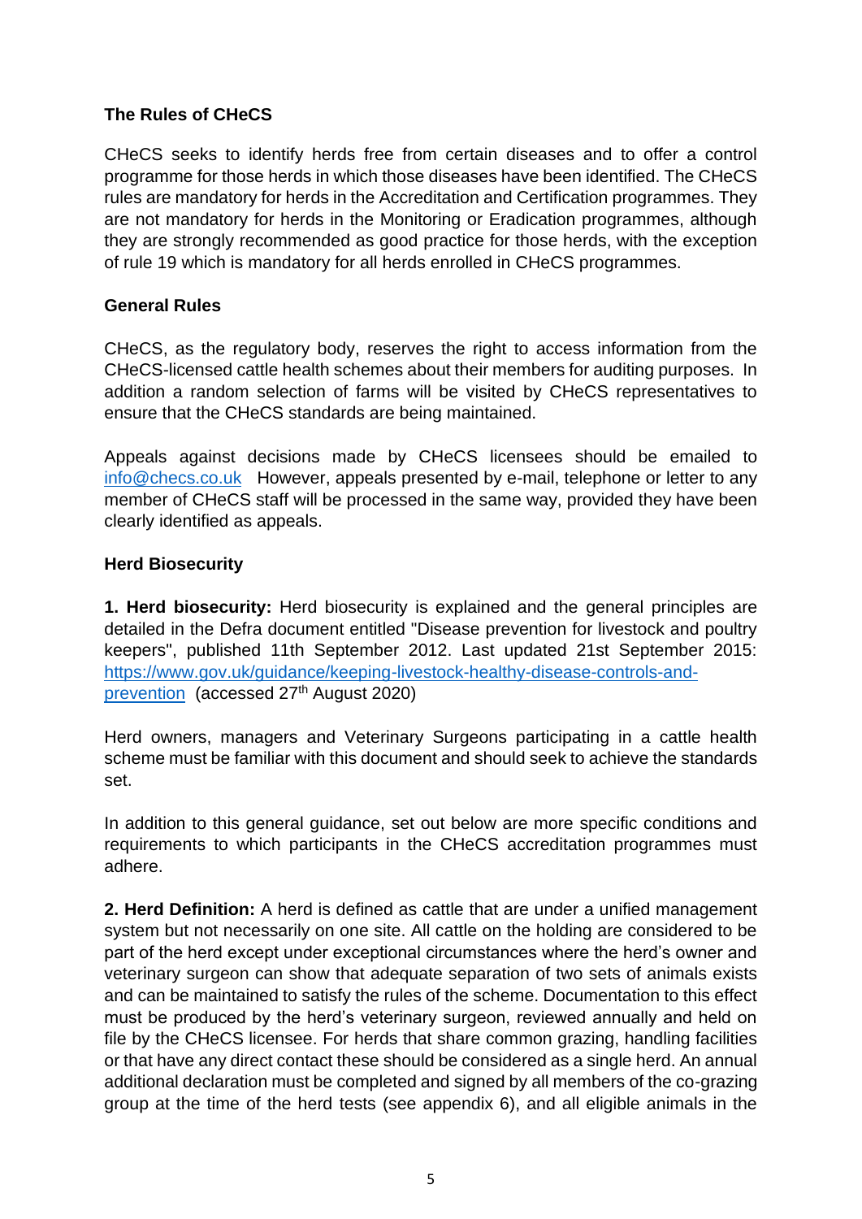## The Rules of CHeCS

CHeCS seeks to identify herds free from certain diseases and to offer a control programme for those herds in which those diseases have been identified. The CHeCS rules are mandatory for herds in the Accreditation and Certification programmes. They are not mandatory for herds in the Monitoring or Eradication programmes, although they are strongly recommended as good practice for those herds, with the exception of rule 19 which is mandatory for all herds enrolled in CHeCS programmes.

### General Rules

CHeCS, as the regulatory body, reserves the right to access information from the CHeCS-licensed cattle health schemes about their members for auditing purposes. In addition a random selection of farms will be visited by CHeCS representatives to ensure that the CHeCS standards are being maintained.

Appeals against decisions made by CHeCS licensees should be emailed to info@checs.co.uk However, appeals presented by e-mail, telephone or letter to any member of CHeCS staff will be processed in the same way, provided they have been clearly identified as appeals.

### Herd Biosecurity

**1. Herd biosecurity:** Herd biosecurity is explained and the general principles are detailed in the Defra document entitled "Disease prevention for livestock and poultry keepers", published 11th September 2012. Last updated 21st September 2015: https://www.gov.uk/guidance/keeping-livestock-healthy-disease-controls-and-prevention (accessed 27th August 2020)

Herd owners, managers and Veterinary Surgeons participating in a cattle health scheme must be familiar with this document and should seek to achieve the standards set.

In addition to this general guidance, set out below are more specific conditions and requirements to which participants in the CHeCS accreditation programmes must adhere.

**2. Herd Definition:** A herd is defined as cattle that are under a unified management system but not necessarily on one site. All cattle on the holding are considered to be part of the herd except under exceptional circumstances where the herd's owner and veterinary surgeon can show that adequate separation of two sets of animals exists and can be maintained to satisfy the rules of the scheme. Documentation to this effect must be produced by the herd's veterinary surgeon, reviewed annually and held on file by the CHeCS licensee. For herds that share common grazing, handling facilities or that have any direct contact these should be considered as a single herd. An annual additional declaration must be completed and signed by all members of the co-grazing group at the time of the herd tests (see appendix 6), and all eligible animals in the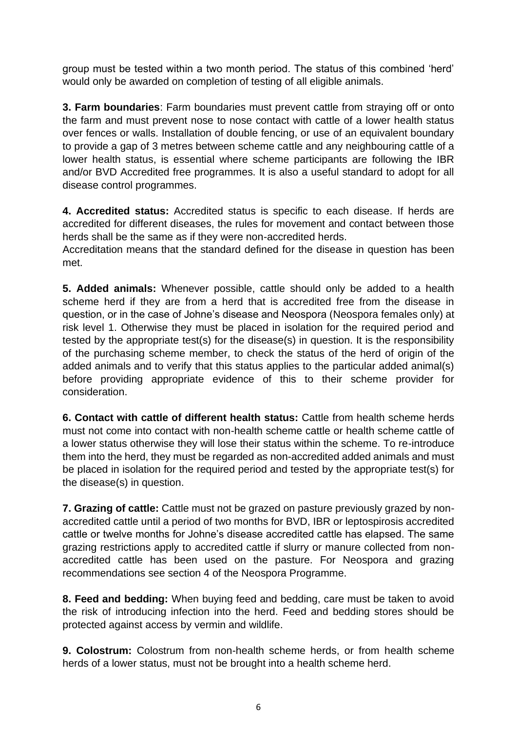group must be tested within a two month period. The status of this combined 'herd' would only be awarded on completion of testing of all eligible animals.

**3. Farm boundaries**: Farm boundaries must prevent cattle from straying off or onto the farm and must prevent nose to nose contact with cattle of a lower health status over fences or walls. Installation of double fencing, or use of an equivalent boundary to provide a gap of 3 metres between scheme cattle and any neighbouring cattle of a lower health status, is essential where scheme participants are following the IBR and/or BVD Accredited free programmes. It is also a useful standard to adopt for all disease control programmes.

**4. Accredited status:** Accredited status is specific to each disease. If herds are accredited for different diseases, the rules for movement and contact between those herds shall be the same as if they were non-accredited herds.
Accreditation means that the standard defined for the disease in question has been met.

**5. Added animals:** Whenever possible, cattle should only be added to a health scheme herd if they are from a herd that is accredited free from the disease in question, or in the case of Johne's disease and Neospora (Neospora females only) at risk level 1. Otherwise they must be placed in isolation for the required period and tested by the appropriate test(s) for the disease(s) in question. It is the responsibility of the purchasing scheme member, to check the status of the herd of origin of the added animals and to verify that this status applies to the particular added animal(s) before providing appropriate evidence of this to their scheme provider for consideration.

**6. Contact with cattle of different health status:** Cattle from health scheme herds must not come into contact with non-health scheme cattle or health scheme cattle of a lower status otherwise they will lose their status within the scheme. To re-introduce them into the herd, they must be regarded as non-accredited added animals and must be placed in isolation for the required period and tested by the appropriate test(s) for the disease(s) in question.

**7. Grazing of cattle:** Cattle must not be grazed on pasture previously grazed by non-accredited cattle until a period of two months for BVD, IBR or leptospirosis accredited cattle or twelve months for Johne's disease accredited cattle has elapsed. The same grazing restrictions apply to accredited cattle if slurry or manure collected from non-accredited cattle has been used on the pasture. For Neospora and grazing recommendations see section 4 of the Neospora Programme.

**8. Feed and bedding:** When buying feed and bedding, care must be taken to avoid the risk of introducing infection into the herd. Feed and bedding stores should be protected against access by vermin and wildlife.

**9. Colostrum:** Colostrum from non-health scheme herds, or from health scheme herds of a lower status, must not be brought into a health scheme herd.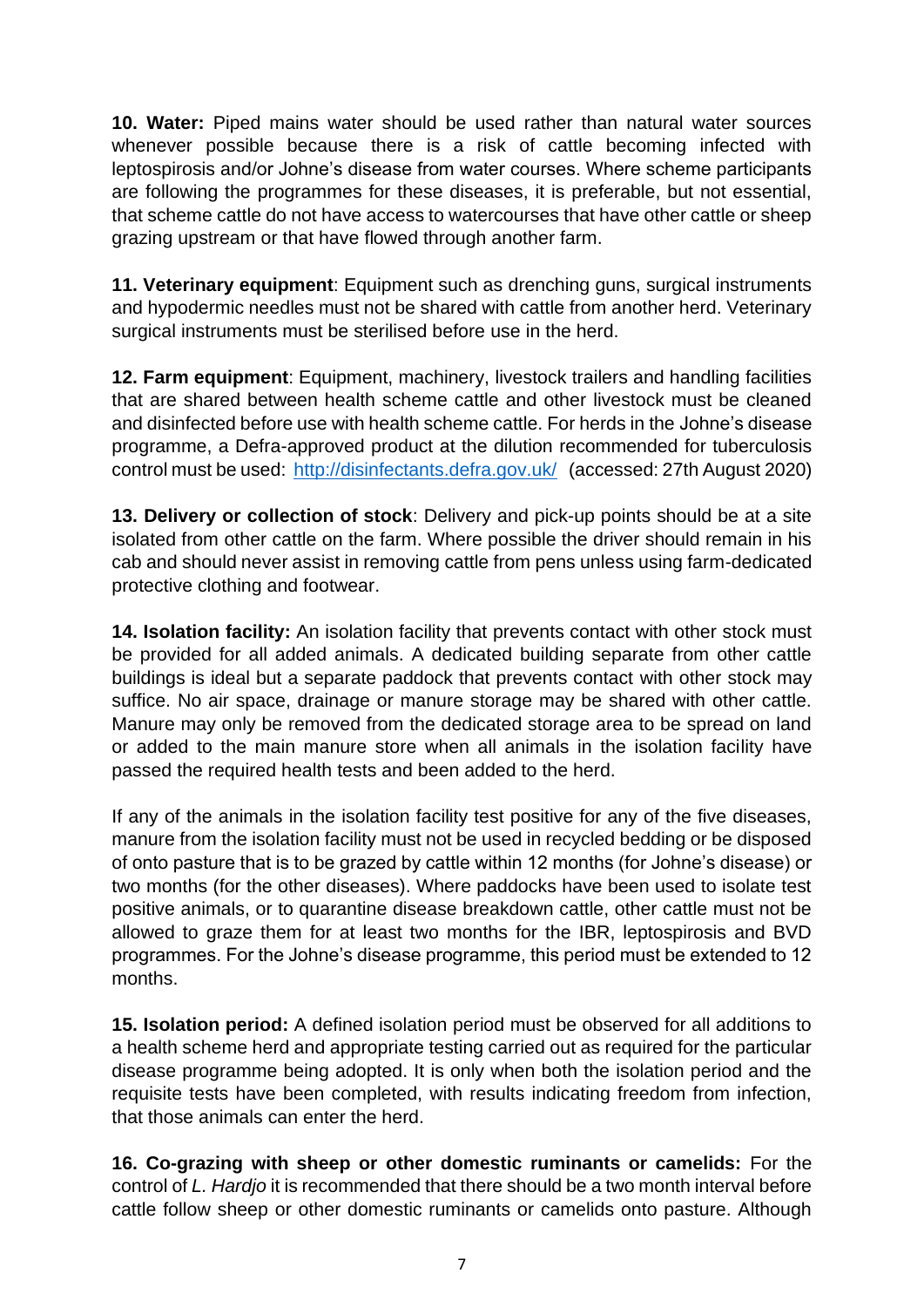**10. Water:** Piped mains water should be used rather than natural water sources whenever possible because there is a risk of cattle becoming infected with leptospirosis and/or Johne's disease from water courses. Where scheme participants are following the programmes for these diseases, it is preferable, but not essential, that scheme cattle do not have access to watercourses that have other cattle or sheep grazing upstream or that have flowed through another farm.

**11. Veterinary equipment**: Equipment such as drenching guns, surgical instruments and hypodermic needles must not be shared with cattle from another herd. Veterinary surgical instruments must be sterilised before use in the herd.

**12. Farm equipment**: Equipment, machinery, livestock trailers and handling facilities that are shared between health scheme cattle and other livestock must be cleaned and disinfected before use with health scheme cattle. For herds in the Johne's disease programme, a Defra-approved product at the dilution recommended for tuberculosis control must be used: [http://disinfectants.defra.gov.uk/](http://disinfectants.defra.gov.uk/) (accessed: 27th August 2020)

**13. Delivery or collection of stock**: Delivery and pick-up points should be at a site isolated from other cattle on the farm. Where possible the driver should remain in his cab and should never assist in removing cattle from pens unless using farm-dedicated protective clothing and footwear.

**14. Isolation facility:** An isolation facility that prevents contact with other stock must be provided for all added animals. A dedicated building separate from other cattle buildings is ideal but a separate paddock that prevents contact with other stock may suffice. No air space, drainage or manure storage may be shared with other cattle. Manure may only be removed from the dedicated storage area to be spread on land or added to the main manure store when all animals in the isolation facility have passed the required health tests and been added to the herd.

If any of the animals in the isolation facility test positive for any of the five diseases, manure from the isolation facility must not be used in recycled bedding or be disposed of onto pasture that is to be grazed by cattle within 12 months (for Johne's disease) or two months (for the other diseases). Where paddocks have been used to isolate test positive animals, or to quarantine disease breakdown cattle, other cattle must not be allowed to graze them for at least two months for the IBR, leptospirosis and BVD programmes. For the Johne's disease programme, this period must be extended to 12 months.

**15. Isolation period:** A defined isolation period must be observed for all additions to a health scheme herd and appropriate testing carried out as required for the particular disease programme being adopted. It is only when both the isolation period and the requisite tests have been completed, with results indicating freedom from infection, that those animals can enter the herd.

**16. Co-grazing with sheep or other domestic ruminants or camelids:** For the control of *L. Hardjo* it is recommended that there should be a two month interval before cattle follow sheep or other domestic ruminants or camelids onto pasture. Although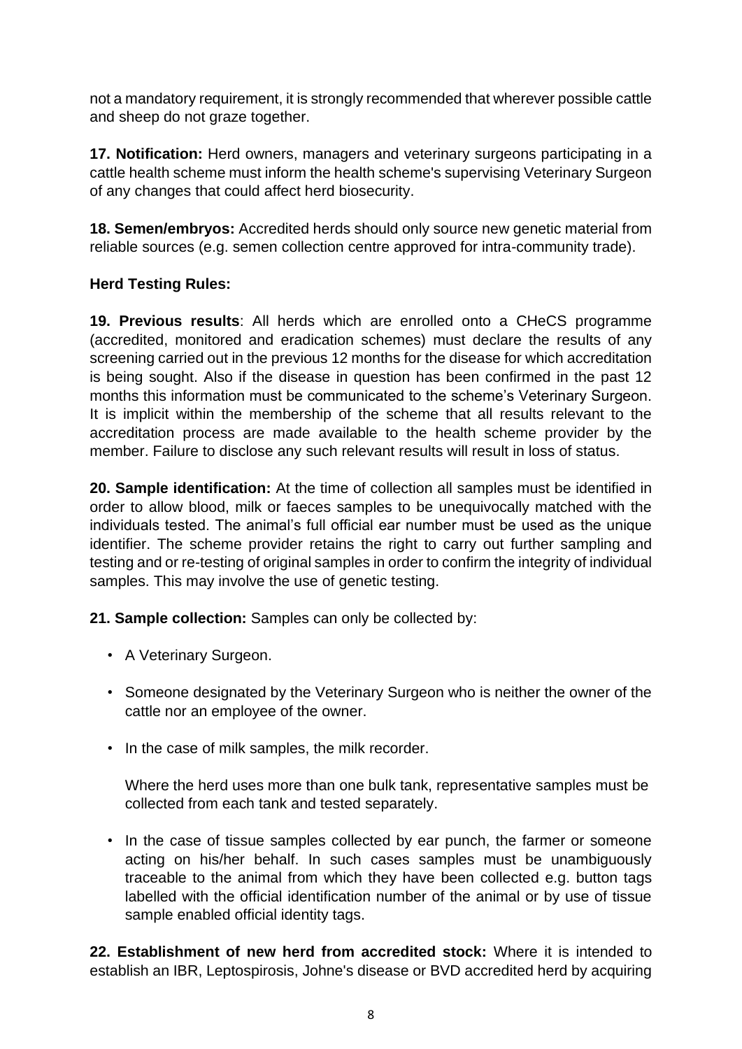not a mandatory requirement, it is strongly recommended that wherever possible cattle and sheep do not graze together.

**17. Notification:** Herd owners, managers and veterinary surgeons participating in a cattle health scheme must inform the health scheme's supervising Veterinary Surgeon of any changes that could affect herd biosecurity.

**18. Semen/embryos:** Accredited herds should only source new genetic material from reliable sources (e.g. semen collection centre approved for intra-community trade).

**Herd Testing Rules:**

**19. Previous results**: All herds which are enrolled onto a CHeCS programme (accredited, monitored and eradication schemes) must declare the results of any screening carried out in the previous 12 months for the disease for which accreditation is being sought. Also if the disease in question has been confirmed in the past 12 months this information must be communicated to the scheme's Veterinary Surgeon. It is implicit within the membership of the scheme that all results relevant to the accreditation process are made available to the health scheme provider by the member. Failure to disclose any such relevant results will result in loss of status.

**20. Sample identification:** At the time of collection all samples must be identified in order to allow blood, milk or faeces samples to be unequivocally matched with the individuals tested. The animal's full official ear number must be used as the unique identifier. The scheme provider retains the right to carry out further sampling and testing and or re-testing of original samples in order to confirm the integrity of individual samples. This may involve the use of genetic testing.

**21. Sample collection:** Samples can only be collected by:

- A Veterinary Surgeon.
- Someone designated by the Veterinary Surgeon who is neither the owner of the cattle nor an employee of the owner.
- In the case of milk samples, the milk recorder.

  Where the herd uses more than one bulk tank, representative samples must be collected from each tank and tested separately.

- In the case of tissue samples collected by ear punch, the farmer or someone acting on his/her behalf. In such cases samples must be unambiguously traceable to the animal from which they have been collected e.g. button tags labelled with the official identification number of the animal or by use of tissue sample enabled official identity tags.

**22. Establishment of new herd from accredited stock:** Where it is intended to establish an IBR, Leptospirosis, Johne's disease or BVD accredited herd by acquiring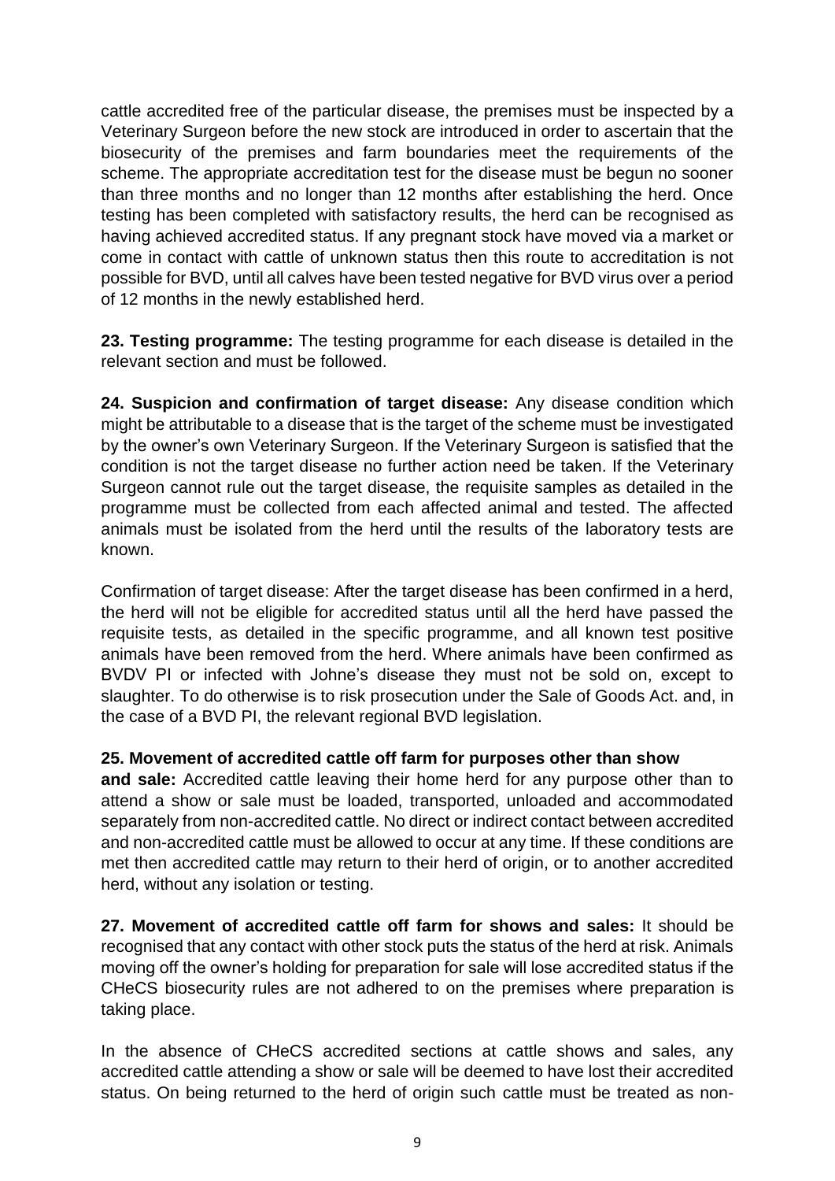cattle accredited free of the particular disease, the premises must be inspected by a Veterinary Surgeon before the new stock are introduced in order to ascertain that the biosecurity of the premises and farm boundaries meet the requirements of the scheme. The appropriate accreditation test for the disease must be begun no sooner than three months and no longer than 12 months after establishing the herd. Once testing has been completed with satisfactory results, the herd can be recognised as having achieved accredited status. If any pregnant stock have moved via a market or come in contact with cattle of unknown status then this route to accreditation is not possible for BVD, until all calves have been tested negative for BVD virus over a period of 12 months in the newly established herd.

**23. Testing programme:** The testing programme for each disease is detailed in the relevant section and must be followed.

**24. Suspicion and confirmation of target disease:** Any disease condition which might be attributable to a disease that is the target of the scheme must be investigated by the owner's own Veterinary Surgeon. If the Veterinary Surgeon is satisfied that the condition is not the target disease no further action need be taken. If the Veterinary Surgeon cannot rule out the target disease, the requisite samples as detailed in the programme must be collected from each affected animal and tested. The affected animals must be isolated from the herd until the results of the laboratory tests are known.

Confirmation of target disease: After the target disease has been confirmed in a herd, the herd will not be eligible for accredited status until all the herd have passed the requisite tests, as detailed in the specific programme, and all known test positive animals have been removed from the herd. Where animals have been confirmed as BVDV PI or infected with Johne's disease they must not be sold on, except to slaughter. To do otherwise is to risk prosecution under the Sale of Goods Act. and, in the case of a BVD PI, the relevant regional BVD legislation.

**25. Movement of accredited cattle off farm for purposes other than show and sale:** Accredited cattle leaving their home herd for any purpose other than to attend a show or sale must be loaded, transported, unloaded and accommodated separately from non-accredited cattle. No direct or indirect contact between accredited and non-accredited cattle must be allowed to occur at any time. If these conditions are met then accredited cattle may return to their herd of origin, or to another accredited herd, without any isolation or testing.

**27. Movement of accredited cattle off farm for shows and sales:** It should be recognised that any contact with other stock puts the status of the herd at risk. Animals moving off the owner's holding for preparation for sale will lose accredited status if the CHeCS biosecurity rules are not adhered to on the premises where preparation is taking place.

In the absence of CHeCS accredited sections at cattle shows and sales, any accredited cattle attending a show or sale will be deemed to have lost their accredited status. On being returned to the herd of origin such cattle must be treated as non-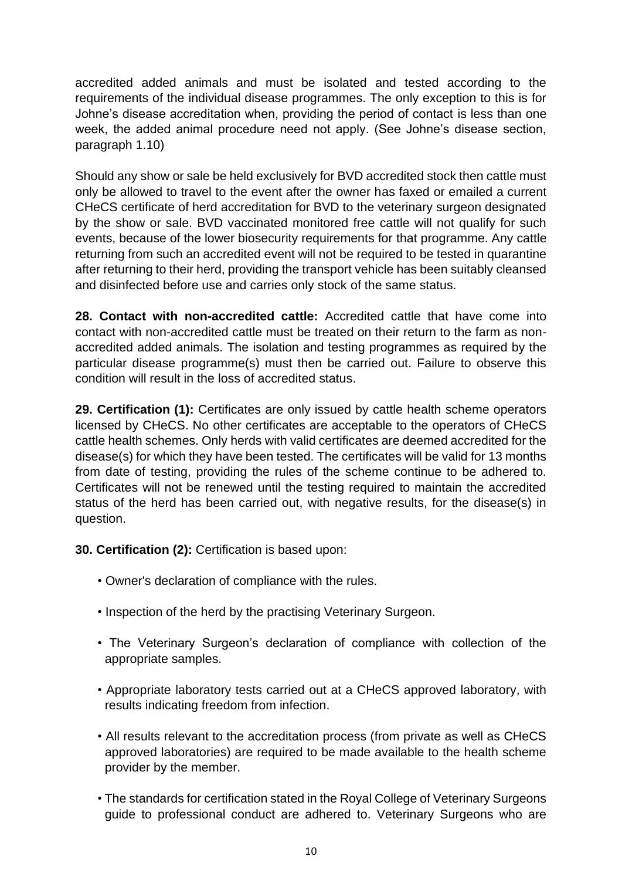accredited added animals and must be isolated and tested according to the requirements of the individual disease programmes. The only exception to this is for Johne's disease accreditation when, providing the period of contact is less than one week, the added animal procedure need not apply. (See Johne's disease section, paragraph 1.10)

Should any show or sale be held exclusively for BVD accredited stock then cattle must only be allowed to travel to the event after the owner has faxed or emailed a current CHeCS certificate of herd accreditation for BVD to the veterinary surgeon designated by the show or sale. BVD vaccinated monitored free cattle will not qualify for such events, because of the lower biosecurity requirements for that programme. Any cattle returning from such an accredited event will not be required to be tested in quarantine after returning to their herd, providing the transport vehicle has been suitably cleansed and disinfected before use and carries only stock of the same status.

**28. Contact with non-accredited cattle:** Accredited cattle that have come into contact with non-accredited cattle must be treated on their return to the farm as non-accredited added animals. The isolation and testing programmes as required by the particular disease programme(s) must then be carried out. Failure to observe this condition will result in the loss of accredited status.

**29. Certification (1):** Certificates are only issued by cattle health scheme operators licensed by CHeCS. No other certificates are acceptable to the operators of CHeCS cattle health schemes. Only herds with valid certificates are deemed accredited for the disease(s) for which they have been tested. The certificates will be valid for 13 months from date of testing, providing the rules of the scheme continue to be adhered to. Certificates will not be renewed until the testing required to maintain the accredited status of the herd has been carried out, with negative results, for the disease(s) in question.

**30. Certification (2):** Certification is based upon:

- Owner's declaration of compliance with the rules.
- Inspection of the herd by the practising Veterinary Surgeon.
- The Veterinary Surgeon's declaration of compliance with collection of the appropriate samples.
- Appropriate laboratory tests carried out at a CHeCS approved laboratory, with results indicating freedom from infection.
- All results relevant to the accreditation process (from private as well as CHeCS approved laboratories) are required to be made available to the health scheme provider by the member.
- The standards for certification stated in the Royal College of Veterinary Surgeons guide to professional conduct are adhered to. Veterinary Surgeons who are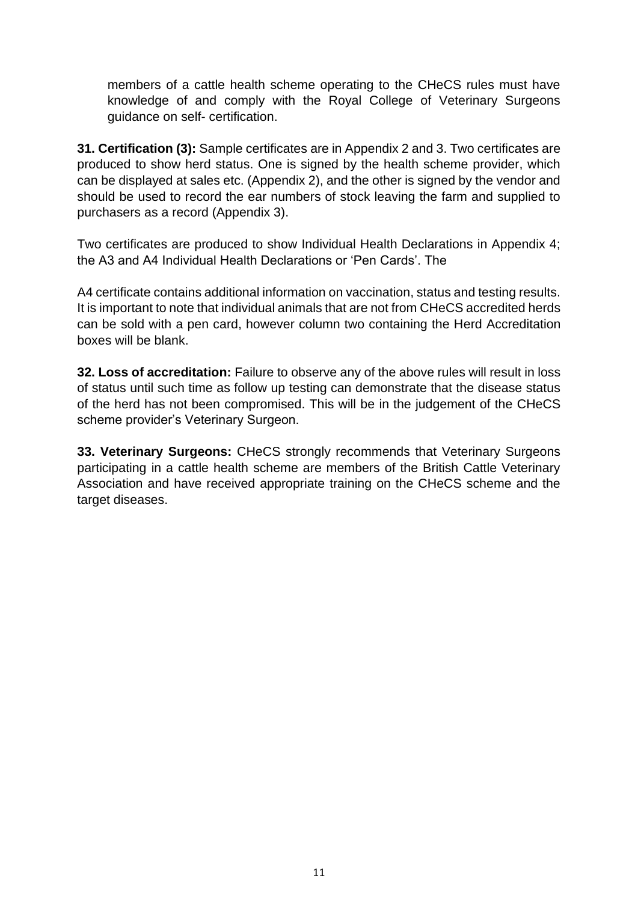members of a cattle health scheme operating to the CHeCS rules must have knowledge of and comply with the Royal College of Veterinary Surgeons guidance on self- certification.

**31. Certification (3):** Sample certificates are in Appendix 2 and 3. Two certificates are produced to show herd status. One is signed by the health scheme provider, which can be displayed at sales etc. (Appendix 2), and the other is signed by the vendor and should be used to record the ear numbers of stock leaving the farm and supplied to purchasers as a record (Appendix 3).

Two certificates are produced to show Individual Health Declarations in Appendix 4; the A3 and A4 Individual Health Declarations or 'Pen Cards'. The

A4 certificate contains additional information on vaccination, status and testing results. It is important to note that individual animals that are not from CHeCS accredited herds can be sold with a pen card, however column two containing the Herd Accreditation boxes will be blank.

**32. Loss of accreditation:** Failure to observe any of the above rules will result in loss of status until such time as follow up testing can demonstrate that the disease status of the herd has not been compromised. This will be in the judgement of the CHeCS scheme provider's Veterinary Surgeon.

**33. Veterinary Surgeons:** CHeCS strongly recommends that Veterinary Surgeons participating in a cattle health scheme are members of the British Cattle Veterinary Association and have received appropriate training on the CHeCS scheme and the target diseases.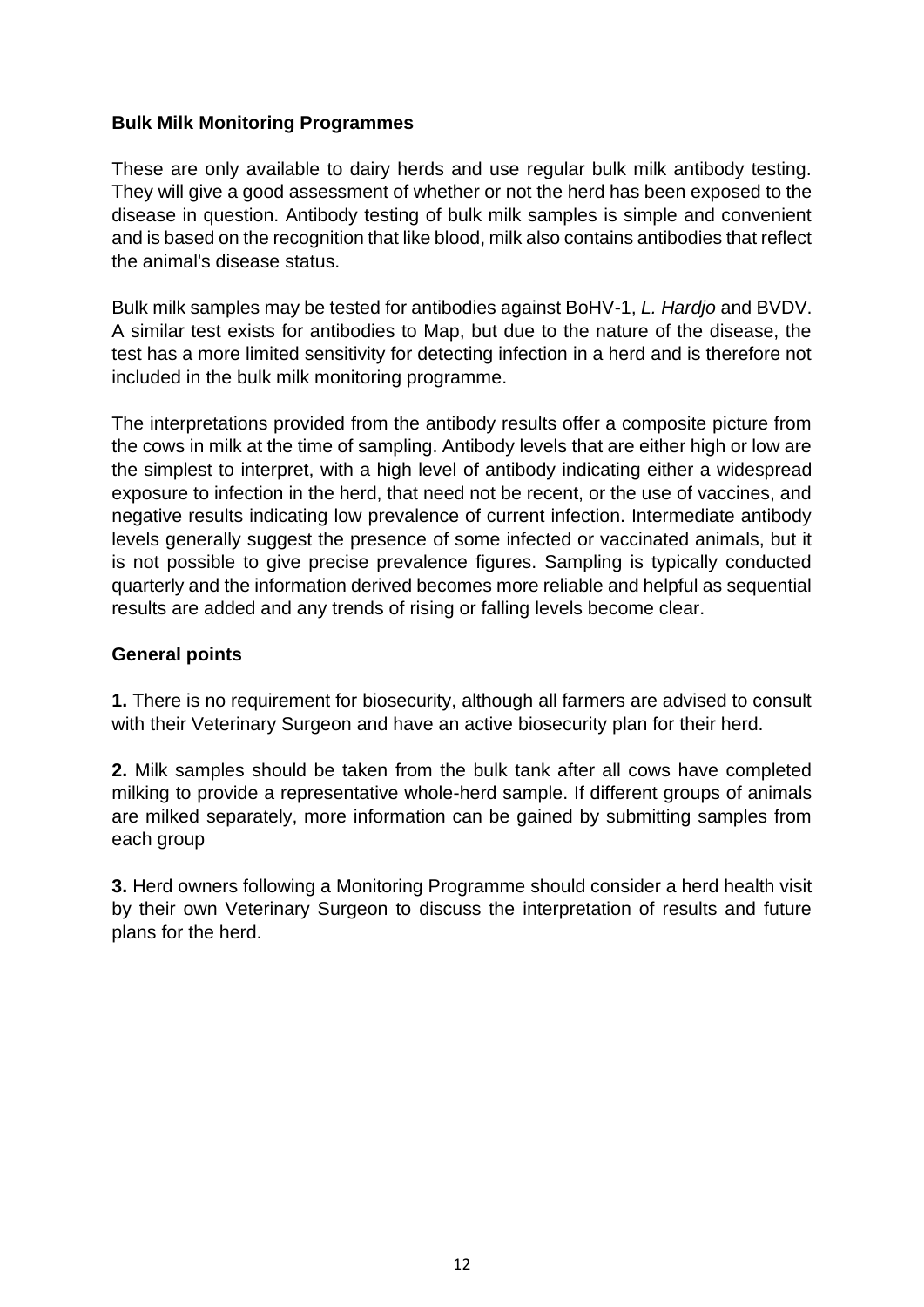**Bulk Milk Monitoring Programmes**

These are only available to dairy herds and use regular bulk milk antibody testing. They will give a good assessment of whether or not the herd has been exposed to the disease in question. Antibody testing of bulk milk samples is simple and convenient and is based on the recognition that like blood, milk also contains antibodies that reflect the animal's disease status.

Bulk milk samples may be tested for antibodies against BoHV-1, *L. Hardjo* and BVDV. A similar test exists for antibodies to Map, but due to the nature of the disease, the test has a more limited sensitivity for detecting infection in a herd and is therefore not included in the bulk milk monitoring programme.

The interpretations provided from the antibody results offer a composite picture from the cows in milk at the time of sampling. Antibody levels that are either high or low are the simplest to interpret, with a high level of antibody indicating either a widespread exposure to infection in the herd, that need not be recent, or the use of vaccines, and negative results indicating low prevalence of current infection. Intermediate antibody levels generally suggest the presence of some infected or vaccinated animals, but it is not possible to give precise prevalence figures. Sampling is typically conducted quarterly and the information derived becomes more reliable and helpful as sequential results are added and any trends of rising or falling levels become clear.

**General points**

**1.** There is no requirement for biosecurity, although all farmers are advised to consult with their Veterinary Surgeon and have an active biosecurity plan for their herd.

**2.** Milk samples should be taken from the bulk tank after all cows have completed milking to provide a representative whole-herd sample. If different groups of animals are milked separately, more information can be gained by submitting samples from each group

**3.** Herd owners following a Monitoring Programme should consider a herd health visit by their own Veterinary Surgeon to discuss the interpretation of results and future plans for the herd.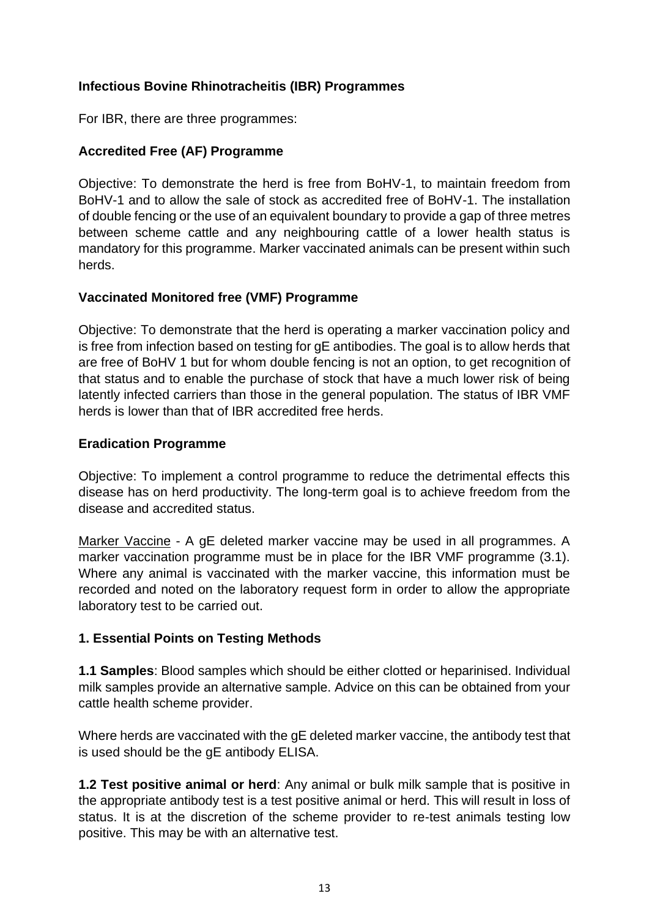## Infectious Bovine Rhinotracheitis (IBR) Programmes

For IBR, there are three programmes:

### Accredited Free (AF) Programme

Objective: To demonstrate the herd is free from BoHV-1, to maintain freedom from BoHV-1 and to allow the sale of stock as accredited free of BoHV-1. The installation of double fencing or the use of an equivalent boundary to provide a gap of three metres between scheme cattle and any neighbouring cattle of a lower health status is mandatory for this programme. Marker vaccinated animals can be present within such herds.

### Vaccinated Monitored free (VMF) Programme

Objective: To demonstrate that the herd is operating a marker vaccination policy and is free from infection based on testing for gE antibodies. The goal is to allow herds that are free of BoHV 1 but for whom double fencing is not an option, to get recognition of that status and to enable the purchase of stock that have a much lower risk of being latently infected carriers than those in the general population. The status of IBR VMF herds is lower than that of IBR accredited free herds.

### Eradication Programme

Objective: To implement a control programme to reduce the detrimental effects this disease has on herd productivity. The long-term goal is to achieve freedom from the disease and accredited status.

Marker Vaccine - A gE deleted marker vaccine may be used in all programmes. A marker vaccination programme must be in place for the IBR VMF programme (3.1). Where any animal is vaccinated with the marker vaccine, this information must be recorded and noted on the laboratory request form in order to allow the appropriate laboratory test to be carried out.

### 1. Essential Points on Testing Methods

**1.1 Samples**: Blood samples which should be either clotted or heparinised. Individual milk samples provide an alternative sample. Advice on this can be obtained from your cattle health scheme provider.

Where herds are vaccinated with the gE deleted marker vaccine, the antibody test that is used should be the gE antibody ELISA.

**1.2 Test positive animal or herd**: Any animal or bulk milk sample that is positive in the appropriate antibody test is a test positive animal or herd. This will result in loss of status. It is at the discretion of the scheme provider to re-test animals testing low positive. This may be with an alternative test.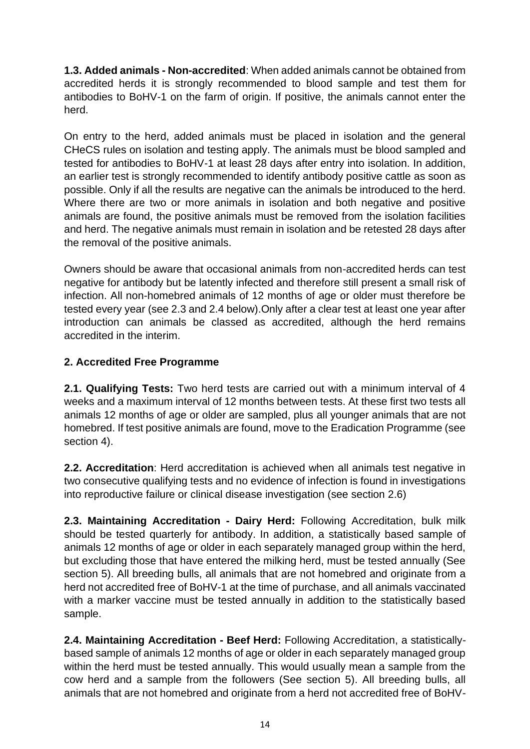**1.3. Added animals - Non-accredited**: When added animals cannot be obtained from accredited herds it is strongly recommended to blood sample and test them for antibodies to BoHV-1 on the farm of origin. If positive, the animals cannot enter the herd.

On entry to the herd, added animals must be placed in isolation and the general CHeCS rules on isolation and testing apply. The animals must be blood sampled and tested for antibodies to BoHV-1 at least 28 days after entry into isolation. In addition, an earlier test is strongly recommended to identify antibody positive cattle as soon as possible. Only if all the results are negative can the animals be introduced to the herd. Where there are two or more animals in isolation and both negative and positive animals are found, the positive animals must be removed from the isolation facilities and herd. The negative animals must remain in isolation and be retested 28 days after the removal of the positive animals.

Owners should be aware that occasional animals from non-accredited herds can test negative for antibody but be latently infected and therefore still present a small risk of infection. All non-homebred animals of 12 months of age or older must therefore be tested every year (see 2.3 and 2.4 below).Only after a clear test at least one year after introduction can animals be classed as accredited, although the herd remains accredited in the interim.

## 2. Accredited Free Programme

**2.1. Qualifying Tests:** Two herd tests are carried out with a minimum interval of 4 weeks and a maximum interval of 12 months between tests. At these first two tests all animals 12 months of age or older are sampled, plus all younger animals that are not homebred. If test positive animals are found, move to the Eradication Programme (see section 4).

**2.2. Accreditation**: Herd accreditation is achieved when all animals test negative in two consecutive qualifying tests and no evidence of infection is found in investigations into reproductive failure or clinical disease investigation (see section 2.6)

**2.3. Maintaining Accreditation - Dairy Herd:** Following Accreditation, bulk milk should be tested quarterly for antibody. In addition, a statistically based sample of animals 12 months of age or older in each separately managed group within the herd, but excluding those that have entered the milking herd, must be tested annually (See section 5). All breeding bulls, all animals that are not homebred and originate from a herd not accredited free of BoHV-1 at the time of purchase, and all animals vaccinated with a marker vaccine must be tested annually in addition to the statistically based sample.

**2.4. Maintaining Accreditation - Beef Herd:** Following Accreditation, a statistically-based sample of animals 12 months of age or older in each separately managed group within the herd must be tested annually. This would usually mean a sample from the cow herd and a sample from the followers (See section 5). All breeding bulls, all animals that are not homebred and originate from a herd not accredited free of BoHV-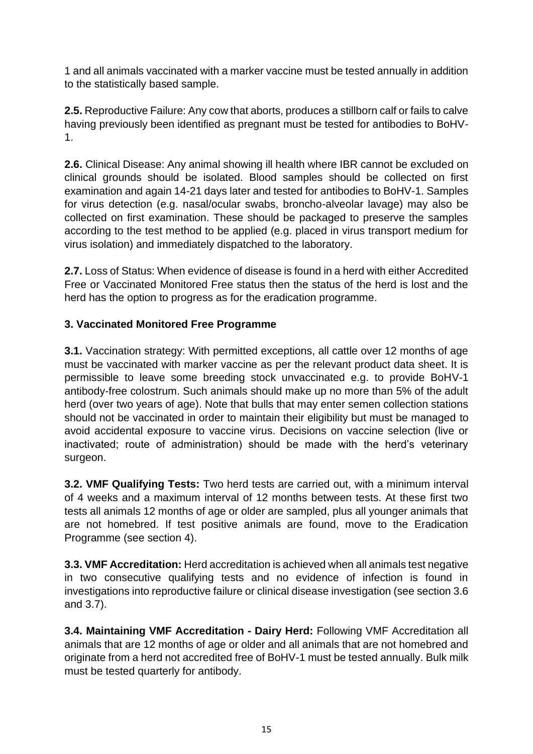1 and all animals vaccinated with a marker vaccine must be tested annually in addition to the statistically based sample.

**2.5.** Reproductive Failure: Any cow that aborts, produces a stillborn calf or fails to calve having previously been identified as pregnant must be tested for antibodies to BoHV-1.

**2.6.** Clinical Disease: Any animal showing ill health where IBR cannot be excluded on clinical grounds should be isolated. Blood samples should be collected on first examination and again 14-21 days later and tested for antibodies to BoHV-1. Samples for virus detection (e.g. nasal/ocular swabs, broncho-alveolar lavage) may also be collected on first examination. These should be packaged to preserve the samples according to the test method to be applied (e.g. placed in virus transport medium for virus isolation) and immediately dispatched to the laboratory.

**2.7.** Loss of Status: When evidence of disease is found in a herd with either Accredited Free or Vaccinated Monitored Free status then the status of the herd is lost and the herd has the option to progress as for the eradication programme.

### 3. Vaccinated Monitored Free Programme

**3.1.** Vaccination strategy: With permitted exceptions, all cattle over 12 months of age must be vaccinated with marker vaccine as per the relevant product data sheet. It is permissible to leave some breeding stock unvaccinated e.g. to provide BoHV-1 antibody-free colostrum. Such animals should make up no more than 5% of the adult herd (over two years of age). Note that bulls that may enter semen collection stations should not be vaccinated in order to maintain their eligibility but must be managed to avoid accidental exposure to vaccine virus. Decisions on vaccine selection (live or inactivated; route of administration) should be made with the herd's veterinary surgeon.

**3.2. VMF Qualifying Tests:** Two herd tests are carried out, with a minimum interval of 4 weeks and a maximum interval of 12 months between tests. At these first two tests all animals 12 months of age or older are sampled, plus all younger animals that are not homebred. If test positive animals are found, move to the Eradication Programme (see section 4).

**3.3. VMF Accreditation:** Herd accreditation is achieved when all animals test negative in two consecutive qualifying tests and no evidence of infection is found in investigations into reproductive failure or clinical disease investigation (see section 3.6 and 3.7).

**3.4. Maintaining VMF Accreditation - Dairy Herd:** Following VMF Accreditation all animals that are 12 months of age or older and all animals that are not homebred and originate from a herd not accredited free of BoHV-1 must be tested annually. Bulk milk must be tested quarterly for antibody.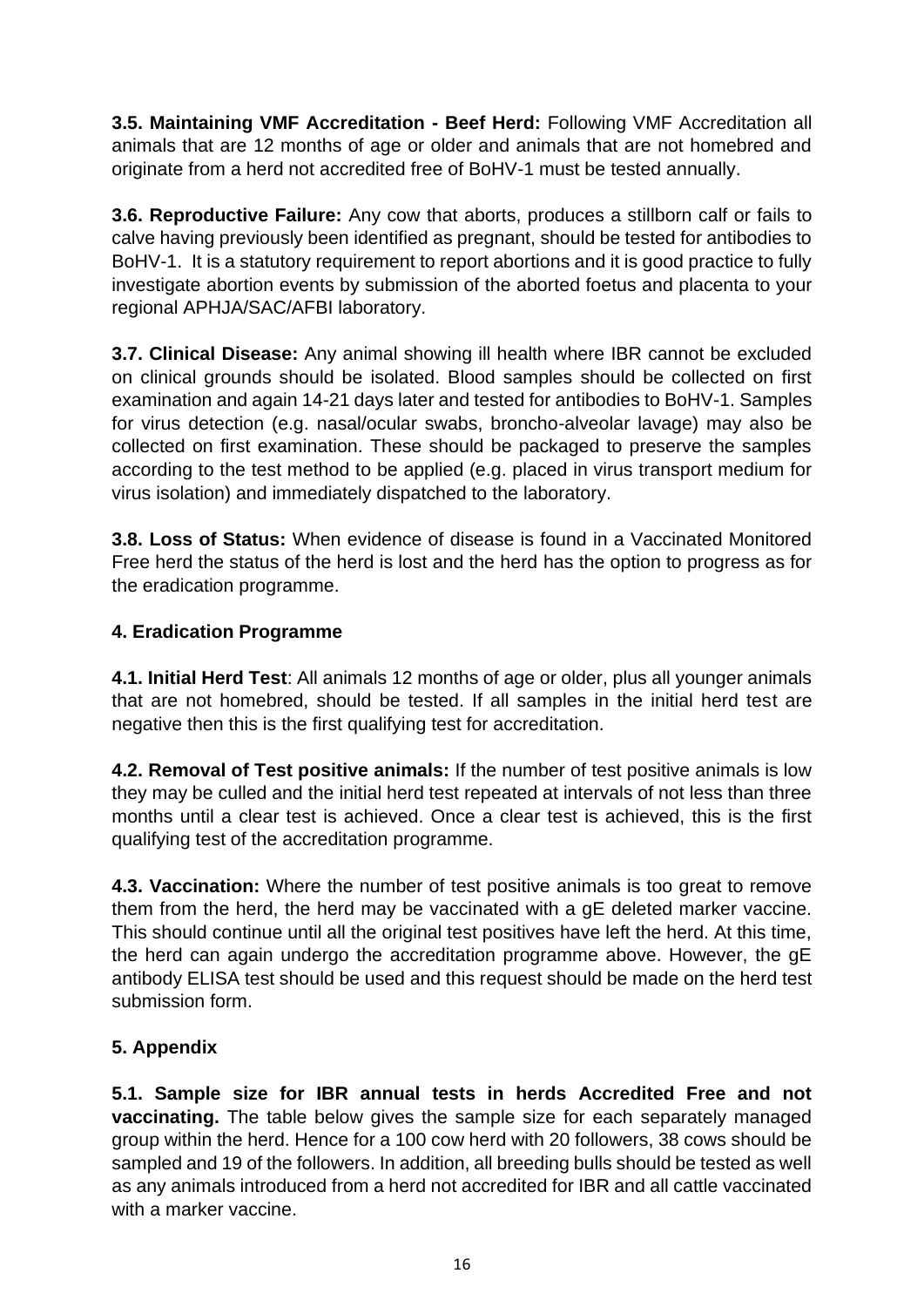**3.5. Maintaining VMF Accreditation - Beef Herd:** Following VMF Accreditation all animals that are 12 months of age or older and animals that are not homebred and originate from a herd not accredited free of BoHV-1 must be tested annually.

**3.6. Reproductive Failure:** Any cow that aborts, produces a stillborn calf or fails to calve having previously been identified as pregnant, should be tested for antibodies to BoHV-1. It is a statutory requirement to report abortions and it is good practice to fully investigate abortion events by submission of the aborted foetus and placenta to your regional APHJA/SAC/AFBI laboratory.

**3.7. Clinical Disease:** Any animal showing ill health where IBR cannot be excluded on clinical grounds should be isolated. Blood samples should be collected on first examination and again 14-21 days later and tested for antibodies to BoHV-1. Samples for virus detection (e.g. nasal/ocular swabs, broncho-alveolar lavage) may also be collected on first examination. These should be packaged to preserve the samples according to the test method to be applied (e.g. placed in virus transport medium for virus isolation) and immediately dispatched to the laboratory.

**3.8. Loss of Status:** When evidence of disease is found in a Vaccinated Monitored Free herd the status of the herd is lost and the herd has the option to progress as for the eradication programme.

## 4. Eradication Programme

**4.1. Initial Herd Test**: All animals 12 months of age or older, plus all younger animals that are not homebred, should be tested. If all samples in the initial herd test are negative then this is the first qualifying test for accreditation.

**4.2. Removal of Test positive animals:** If the number of test positive animals is low they may be culled and the initial herd test repeated at intervals of not less than three months until a clear test is achieved. Once a clear test is achieved, this is the first qualifying test of the accreditation programme.

**4.3. Vaccination:** Where the number of test positive animals is too great to remove them from the herd, the herd may be vaccinated with a gE deleted marker vaccine. This should continue until all the original test positives have left the herd. At this time, the herd can again undergo the accreditation programme above. However, the gE antibody ELISA test should be used and this request should be made on the herd test submission form.

## 5. Appendix

**5.1. Sample size for IBR annual tests in herds Accredited Free and not vaccinating.** The table below gives the sample size for each separately managed group within the herd. Hence for a 100 cow herd with 20 followers, 38 cows should be sampled and 19 of the followers. In addition, all breeding bulls should be tested as well as any animals introduced from a herd not accredited for IBR and all cattle vaccinated with a marker vaccine.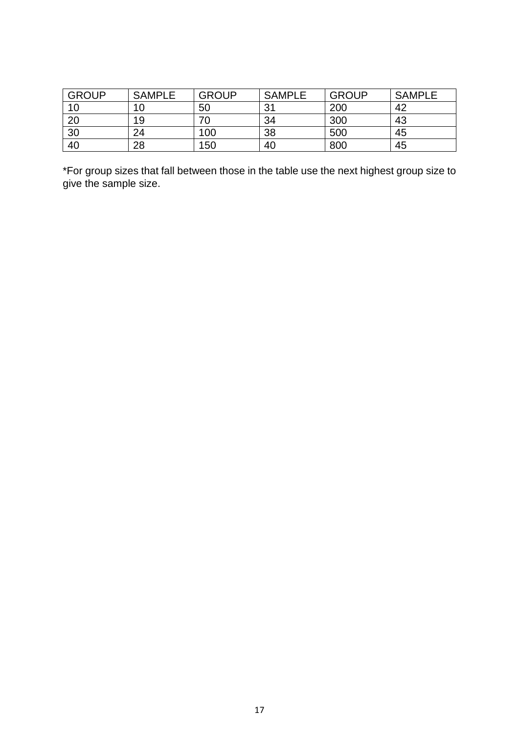| GROUP | SAMPLE | GROUP | SAMPLE | GROUP | SAMPLE |
|---|---|---|---|---|---|
| 10 | 10 | 50 | 31 | 200 | 42 |
| 20 | 19 | 70 | 34 | 300 | 43 |
| 30 | 24 | 100 | 38 | 500 | 45 |
| 40 | 28 | 150 | 40 | 800 | 45 |

*For group sizes that fall between those in the table use the next highest group size to give the sample size.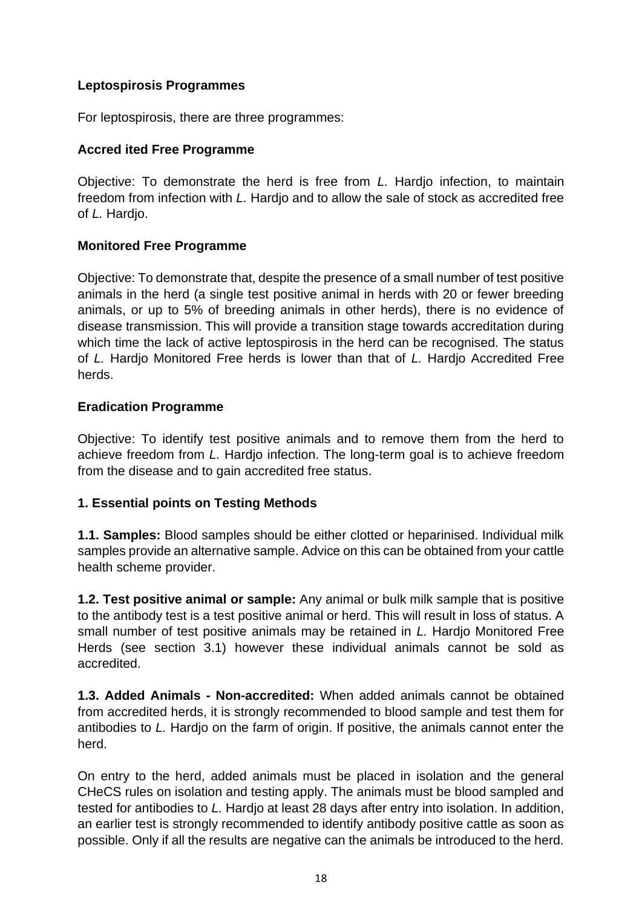**Leptospirosis Programmes**

For leptospirosis, there are three programmes:

**Accred ited Free Programme**

Objective: To demonstrate the herd is free from *L.* Hardjo infection, to maintain freedom from infection with *L.* Hardjo and to allow the sale of stock as accredited free of *L.* Hardjo.

**Monitored Free Programme**

Objective: To demonstrate that, despite the presence of a small number of test positive animals in the herd (a single test positive animal in herds with 20 or fewer breeding animals, or up to 5% of breeding animals in other herds), there is no evidence of disease transmission. This will provide a transition stage towards accreditation during which time the lack of active leptospirosis in the herd can be recognised. The status of *L.* Hardjo Monitored Free herds is lower than that of *L.* Hardjo Accredited Free herds.

**Eradication Programme**

Objective: To identify test positive animals and to remove them from the herd to achieve freedom from *L.* Hardjo infection. The long-term goal is to achieve freedom from the disease and to gain accredited free status.

**1. Essential points on Testing Methods**

**1.1. Samples:** Blood samples should be either clotted or heparinised. Individual milk samples provide an alternative sample. Advice on this can be obtained from your cattle health scheme provider.

**1.2. Test positive animal or sample:** Any animal or bulk milk sample that is positive to the antibody test is a test positive animal or herd. This will result in loss of status. A small number of test positive animals may be retained in *L.* Hardjo Monitored Free Herds (see section 3.1) however these individual animals cannot be sold as accredited.

**1.3. Added Animals - Non-accredited:** When added animals cannot be obtained from accredited herds, it is strongly recommended to blood sample and test them for antibodies to *L.* Hardjo on the farm of origin. If positive, the animals cannot enter the herd.

On entry to the herd, added animals must be placed in isolation and the general CHeCS rules on isolation and testing apply. The animals must be blood sampled and tested for antibodies to *L.* Hardjo at least 28 days after entry into isolation. In addition, an earlier test is strongly recommended to identify antibody positive cattle as soon as possible. Only if all the results are negative can the animals be introduced to the herd.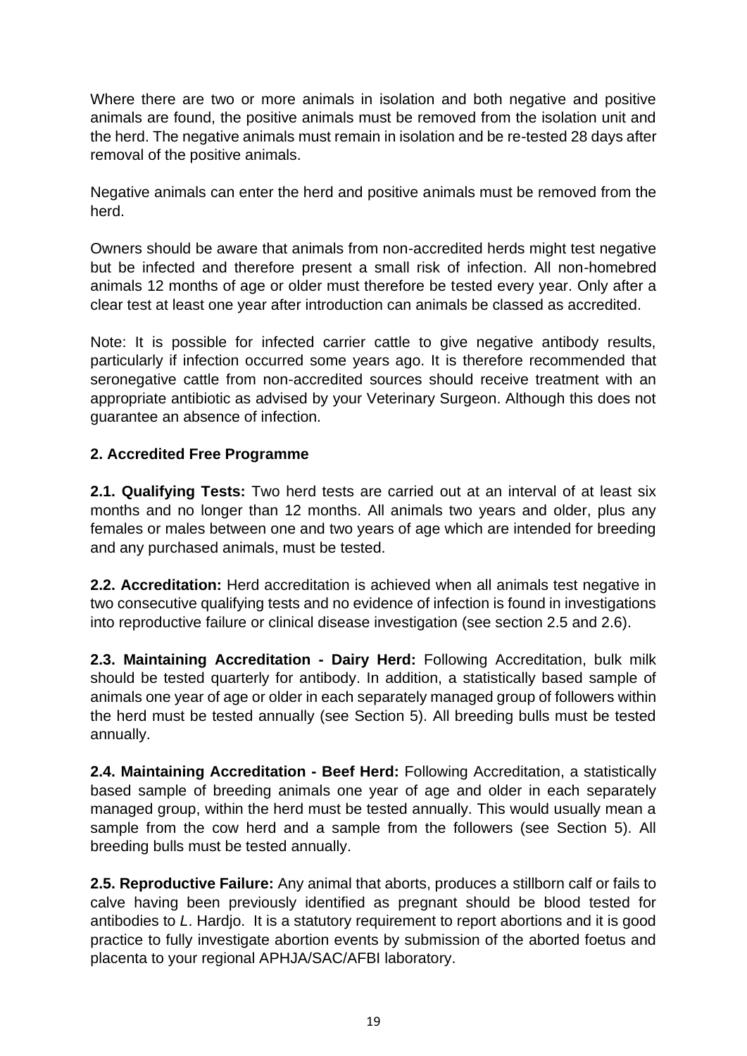Where there are two or more animals in isolation and both negative and positive animals are found, the positive animals must be removed from the isolation unit and the herd. The negative animals must remain in isolation and be re-tested 28 days after removal of the positive animals.

Negative animals can enter the herd and positive animals must be removed from the herd.

Owners should be aware that animals from non-accredited herds might test negative but be infected and therefore present a small risk of infection. All non-homebred animals 12 months of age or older must therefore be tested every year. Only after a clear test at least one year after introduction can animals be classed as accredited.

Note: It is possible for infected carrier cattle to give negative antibody results, particularly if infection occurred some years ago. It is therefore recommended that seronegative cattle from non-accredited sources should receive treatment with an appropriate antibiotic as advised by your Veterinary Surgeon. Although this does not guarantee an absence of infection.

## 2. Accredited Free Programme

**2.1. Qualifying Tests:** Two herd tests are carried out at an interval of at least six months and no longer than 12 months. All animals two years and older, plus any females or males between one and two years of age which are intended for breeding and any purchased animals, must be tested.

**2.2. Accreditation:** Herd accreditation is achieved when all animals test negative in two consecutive qualifying tests and no evidence of infection is found in investigations into reproductive failure or clinical disease investigation (see section 2.5 and 2.6).

**2.3. Maintaining Accreditation - Dairy Herd:** Following Accreditation, bulk milk should be tested quarterly for antibody. In addition, a statistically based sample of animals one year of age or older in each separately managed group of followers within the herd must be tested annually (see Section 5). All breeding bulls must be tested annually.

**2.4. Maintaining Accreditation - Beef Herd:** Following Accreditation, a statistically based sample of breeding animals one year of age and older in each separately managed group, within the herd must be tested annually. This would usually mean a sample from the cow herd and a sample from the followers (see Section 5). All breeding bulls must be tested annually.

**2.5. Reproductive Failure:** Any animal that aborts, produces a stillborn calf or fails to calve having been previously identified as pregnant should be blood tested for antibodies to *L*. Hardjo. It is a statutory requirement to report abortions and it is good practice to fully investigate abortion events by submission of the aborted foetus and placenta to your regional APHJA/SAC/AFBI laboratory.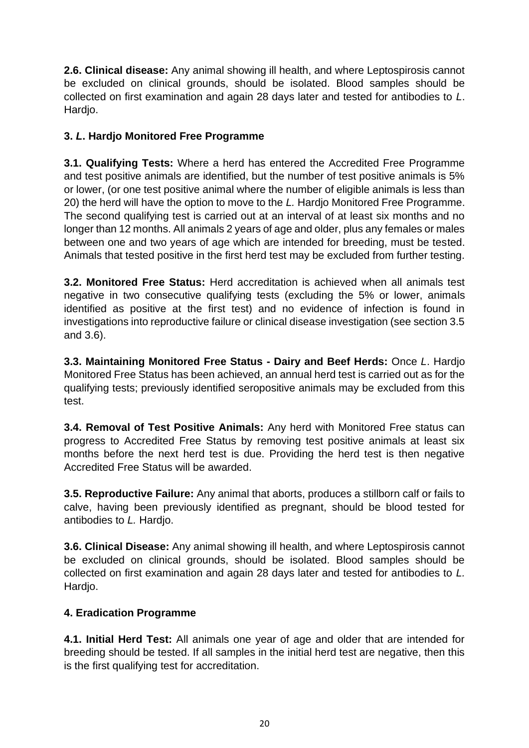**2.6. Clinical disease:** Any animal showing ill health, and where Leptospirosis cannot be excluded on clinical grounds, should be isolated. Blood samples should be collected on first examination and again 28 days later and tested for antibodies to *L*. Hardjo.

## 3. *L*. Hardjo Monitored Free Programme

**3.1. Qualifying Tests:** Where a herd has entered the Accredited Free Programme and test positive animals are identified, but the number of test positive animals is 5% or lower, (or one test positive animal where the number of eligible animals is less than 20) the herd will have the option to move to the *L.* Hardjo Monitored Free Programme. The second qualifying test is carried out at an interval of at least six months and no longer than 12 months. All animals 2 years of age and older, plus any females or males between one and two years of age which are intended for breeding, must be tested. Animals that tested positive in the first herd test may be excluded from further testing.

**3.2. Monitored Free Status:** Herd accreditation is achieved when all animals test negative in two consecutive qualifying tests (excluding the 5% or lower, animals identified as positive at the first test) and no evidence of infection is found in investigations into reproductive failure or clinical disease investigation (see section 3.5 and 3.6).

**3.3. Maintaining Monitored Free Status - Dairy and Beef Herds:** Once *L*. Hardjo Monitored Free Status has been achieved, an annual herd test is carried out as for the qualifying tests; previously identified seropositive animals may be excluded from this test.

**3.4. Removal of Test Positive Animals:** Any herd with Monitored Free status can progress to Accredited Free Status by removing test positive animals at least six months before the next herd test is due. Providing the herd test is then negative Accredited Free Status will be awarded.

**3.5. Reproductive Failure:** Any animal that aborts, produces a stillborn calf or fails to calve, having been previously identified as pregnant, should be blood tested for antibodies to *L.* Hardjo.

**3.6. Clinical Disease:** Any animal showing ill health, and where Leptospirosis cannot be excluded on clinical grounds, should be isolated. Blood samples should be collected on first examination and again 28 days later and tested for antibodies to *L.* Hardjo.

## 4. Eradication Programme

**4.1. Initial Herd Test:** All animals one year of age and older that are intended for breeding should be tested. If all samples in the initial herd test are negative, then this is the first qualifying test for accreditation.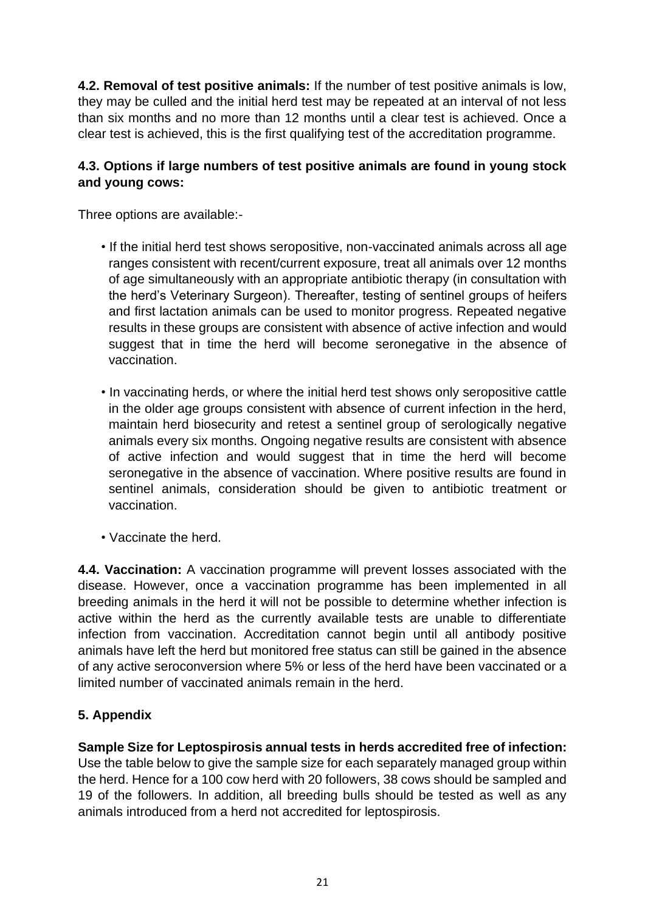**4.2. Removal of test positive animals:** If the number of test positive animals is low, they may be culled and the initial herd test may be repeated at an interval of not less than six months and no more than 12 months until a clear test is achieved. Once a clear test is achieved, this is the first qualifying test of the accreditation programme.

**4.3. Options if large numbers of test positive animals are found in young stock and young cows:**

Three options are available:-

- If the initial herd test shows seropositive, non-vaccinated animals across all age ranges consistent with recent/current exposure, treat all animals over 12 months of age simultaneously with an appropriate antibiotic therapy (in consultation with the herd's Veterinary Surgeon). Thereafter, testing of sentinel groups of heifers and first lactation animals can be used to monitor progress. Repeated negative results in these groups are consistent with absence of active infection and would suggest that in time the herd will become seronegative in the absence of vaccination.

- In vaccinating herds, or where the initial herd test shows only seropositive cattle in the older age groups consistent with absence of current infection in the herd, maintain herd biosecurity and retest a sentinel group of serologically negative animals every six months. Ongoing negative results are consistent with absence of active infection and would suggest that in time the herd will become seronegative in the absence of vaccination. Where positive results are found in sentinel animals, consideration should be given to antibiotic treatment or vaccination.

- Vaccinate the herd.

**4.4. Vaccination:** A vaccination programme will prevent losses associated with the disease. However, once a vaccination programme has been implemented in all breeding animals in the herd it will not be possible to determine whether infection is active within the herd as the currently available tests are unable to differentiate infection from vaccination. Accreditation cannot begin until all antibody positive animals have left the herd but monitored free status can still be gained in the absence of any active seroconversion where 5% or less of the herd have been vaccinated or a limited number of vaccinated animals remain in the herd.

## 5. Appendix

**Sample Size for Leptospirosis annual tests in herds accredited free of infection:** Use the table below to give the sample size for each separately managed group within the herd. Hence for a 100 cow herd with 20 followers, 38 cows should be sampled and 19 of the followers. In addition, all breeding bulls should be tested as well as any animals introduced from a herd not accredited for leptospirosis.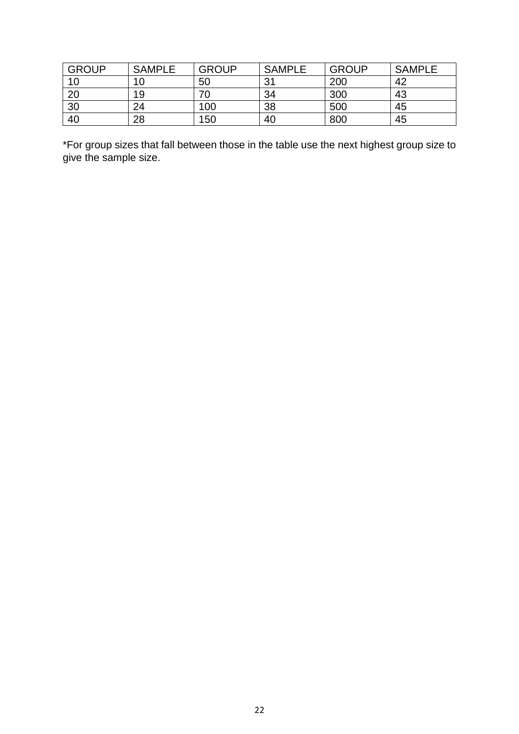| GROUP | SAMPLE | GROUP | SAMPLE | GROUP | SAMPLE |
|---|---|---|---|---|---|
| 10 | 10 | 50 | 31 | 200 | 42 |
| 20 | 19 | 70 | 34 | 300 | 43 |
| 30 | 24 | 100 | 38 | 500 | 45 |
| 40 | 28 | 150 | 40 | 800 | 45 |

*For group sizes that fall between those in the table use the next highest group size to give the sample size.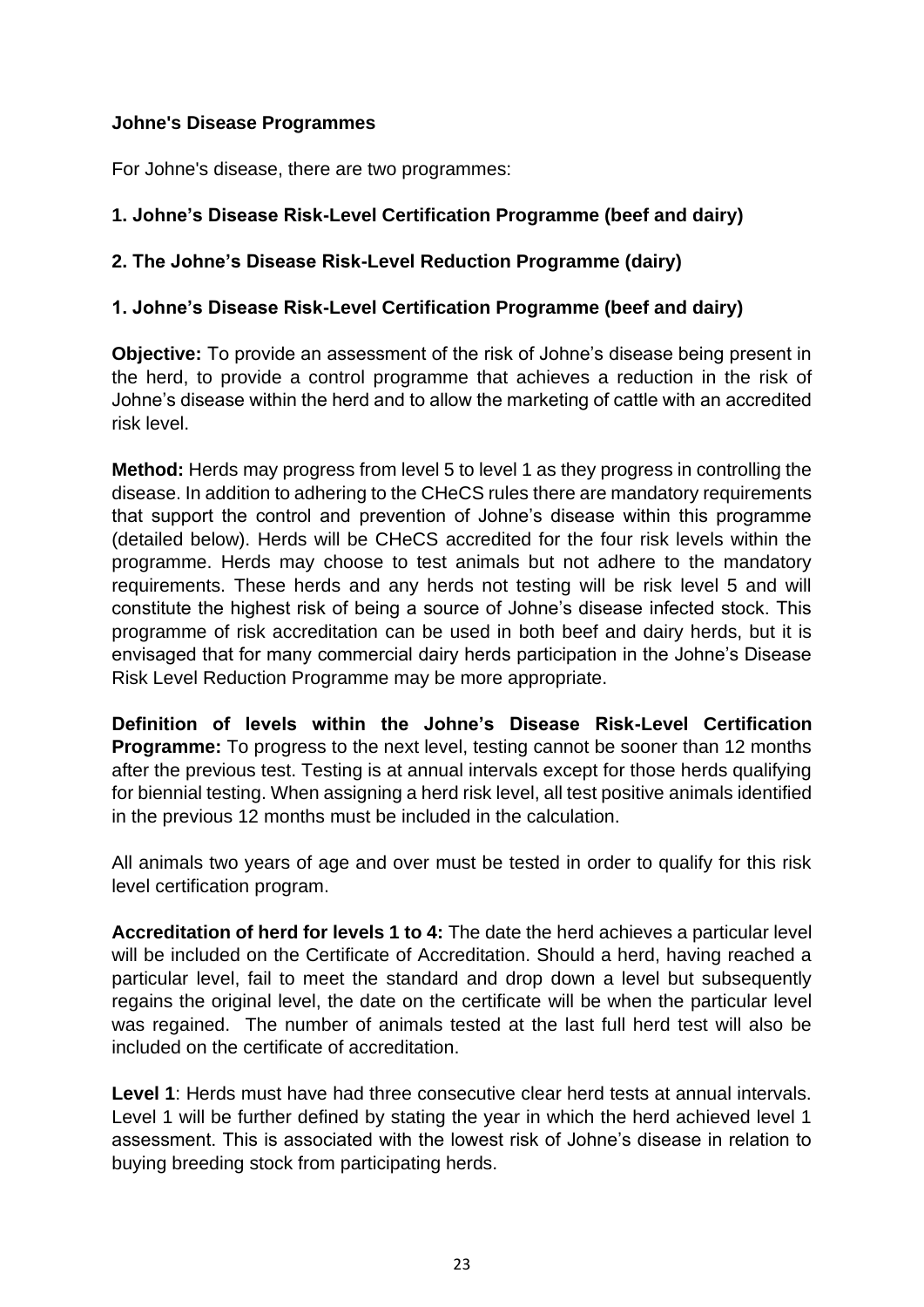**Johne's Disease Programmes**

For Johne's disease, there are two programmes:

**1. Johne's Disease Risk-Level Certification Programme (beef and dairy)**

**2. The Johne's Disease Risk-Level Reduction Programme (dairy)**

**1. Johne's Disease Risk-Level Certification Programme (beef and dairy)**

**Objective:** To provide an assessment of the risk of Johne's disease being present in the herd, to provide a control programme that achieves a reduction in the risk of Johne's disease within the herd and to allow the marketing of cattle with an accredited risk level.

**Method:** Herds may progress from level 5 to level 1 as they progress in controlling the disease. In addition to adhering to the CHeCS rules there are mandatory requirements that support the control and prevention of Johne's disease within this programme (detailed below). Herds will be CHeCS accredited for the four risk levels within the programme. Herds may choose to test animals but not adhere to the mandatory requirements. These herds and any herds not testing will be risk level 5 and will constitute the highest risk of being a source of Johne's disease infected stock. This programme of risk accreditation can be used in both beef and dairy herds, but it is envisaged that for many commercial dairy herds participation in the Johne's Disease Risk Level Reduction Programme may be more appropriate.

**Definition of levels within the Johne's Disease Risk-Level Certification Programme:** To progress to the next level, testing cannot be sooner than 12 months after the previous test. Testing is at annual intervals except for those herds qualifying for biennial testing. When assigning a herd risk level, all test positive animals identified in the previous 12 months must be included in the calculation.

All animals two years of age and over must be tested in order to qualify for this risk level certification program.

**Accreditation of herd for levels 1 to 4:** The date the herd achieves a particular level will be included on the Certificate of Accreditation. Should a herd, having reached a particular level, fail to meet the standard and drop down a level but subsequently regains the original level, the date on the certificate will be when the particular level was regained. The number of animals tested at the last full herd test will also be included on the certificate of accreditation.

**Level 1**: Herds must have had three consecutive clear herd tests at annual intervals. Level 1 will be further defined by stating the year in which the herd achieved level 1 assessment. This is associated with the lowest risk of Johne's disease in relation to buying breeding stock from participating herds.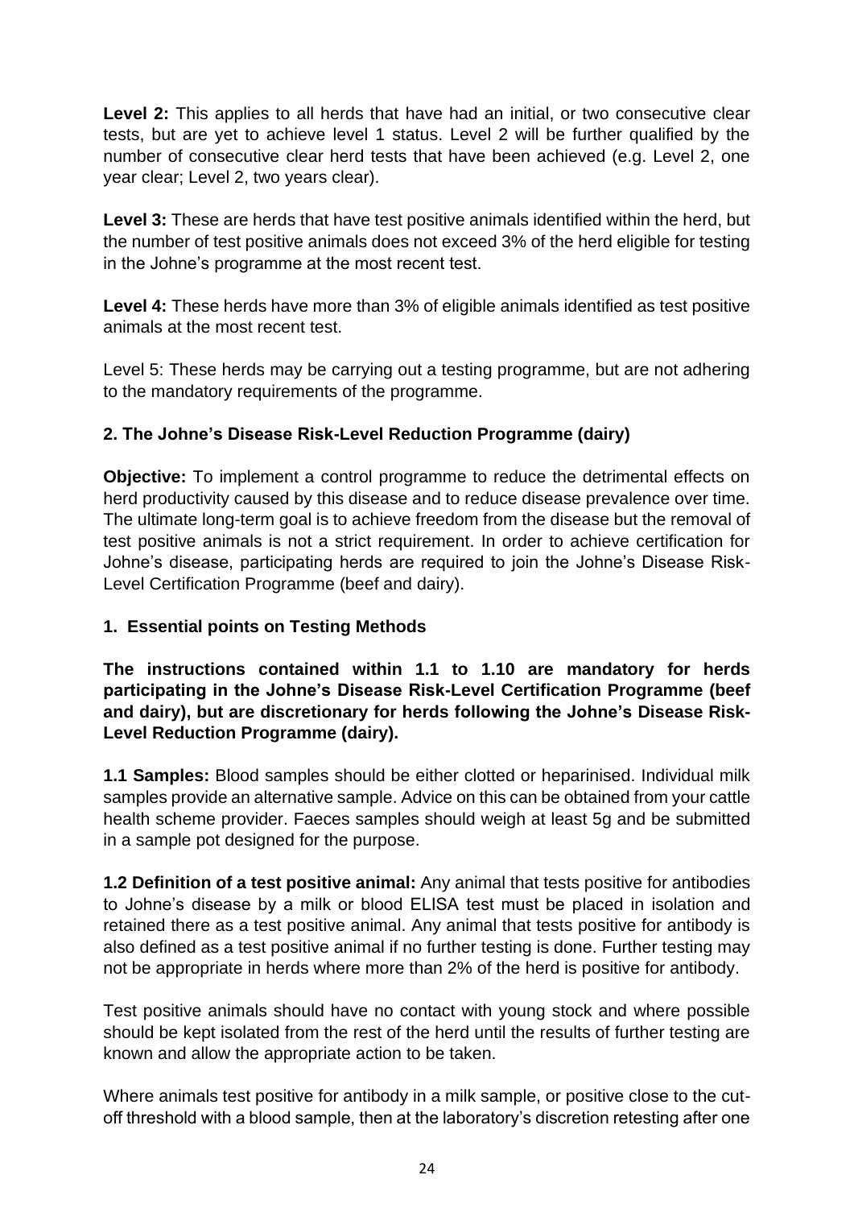**Level 2:** This applies to all herds that have had an initial, or two consecutive clear tests, but are yet to achieve level 1 status. Level 2 will be further qualified by the number of consecutive clear herd tests that have been achieved (e.g. Level 2, one year clear; Level 2, two years clear).

**Level 3:** These are herds that have test positive animals identified within the herd, but the number of test positive animals does not exceed 3% of the herd eligible for testing in the Johne's programme at the most recent test.

**Level 4:** These herds have more than 3% of eligible animals identified as test positive animals at the most recent test.

Level 5: These herds may be carrying out a testing programme, but are not adhering to the mandatory requirements of the programme.

### 2. The Johne's Disease Risk-Level Reduction Programme (dairy)

**Objective:** To implement a control programme to reduce the detrimental effects on herd productivity caused by this disease and to reduce disease prevalence over time. The ultimate long-term goal is to achieve freedom from the disease but the removal of test positive animals is not a strict requirement. In order to achieve certification for Johne's disease, participating herds are required to join the Johne's Disease Risk-Level Certification Programme (beef and dairy).

### 1. Essential points on Testing Methods

**The instructions contained within 1.1 to 1.10 are mandatory for herds participating in the Johne's Disease Risk-Level Certification Programme (beef and dairy), but are discretionary for herds following the Johne's Disease Risk-Level Reduction Programme (dairy).**

**1.1 Samples:** Blood samples should be either clotted or heparinised. Individual milk samples provide an alternative sample. Advice on this can be obtained from your cattle health scheme provider. Faeces samples should weigh at least 5g and be submitted in a sample pot designed for the purpose.

**1.2 Definition of a test positive animal:** Any animal that tests positive for antibodies to Johne's disease by a milk or blood ELISA test must be placed in isolation and retained there as a test positive animal. Any animal that tests positive for antibody is also defined as a test positive animal if no further testing is done. Further testing may not be appropriate in herds where more than 2% of the herd is positive for antibody.

Test positive animals should have no contact with young stock and where possible should be kept isolated from the rest of the herd until the results of further testing are known and allow the appropriate action to be taken.

Where animals test positive for antibody in a milk sample, or positive close to the cut-off threshold with a blood sample, then at the laboratory's discretion retesting after one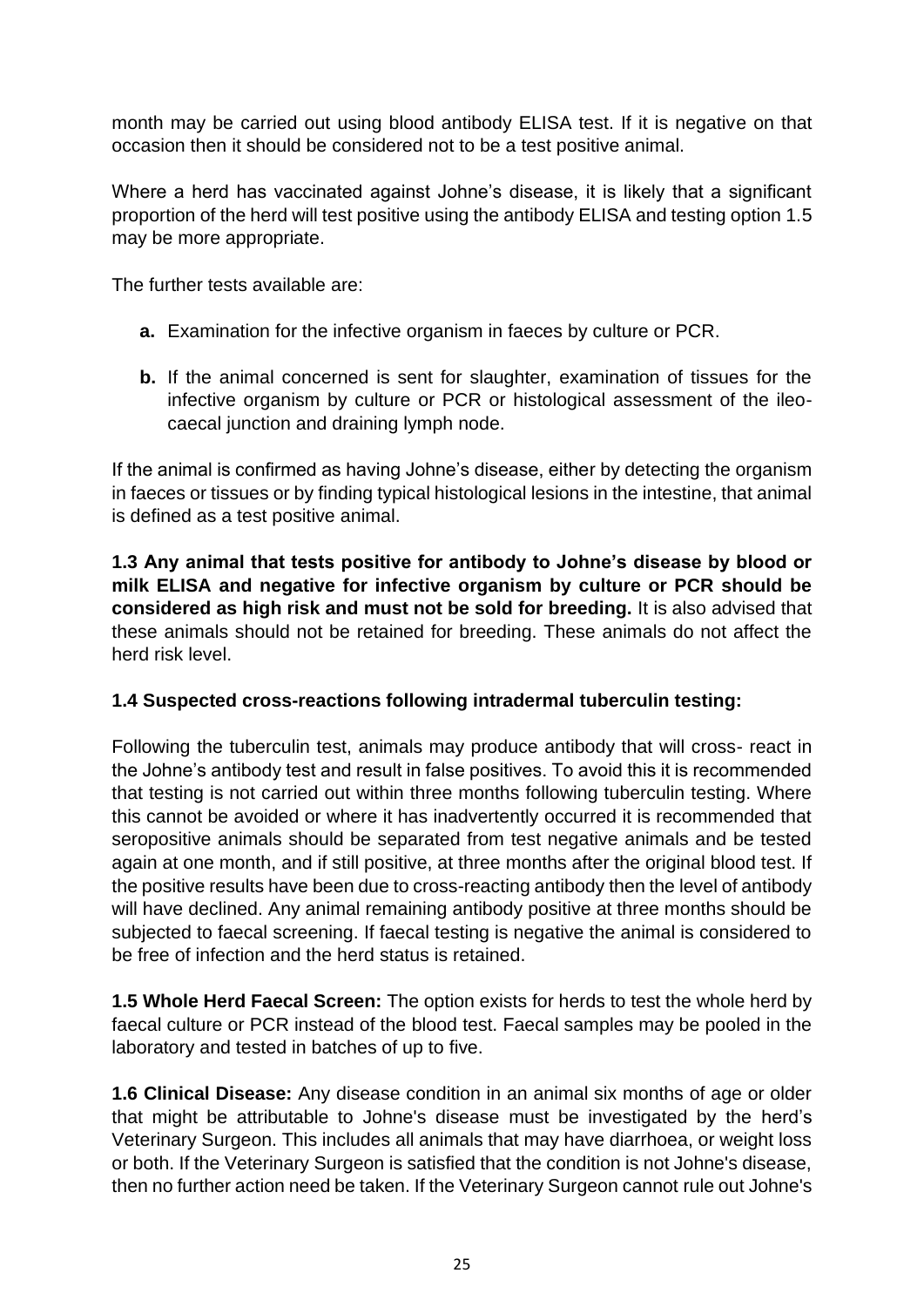month may be carried out using blood antibody ELISA test. If it is negative on that occasion then it should be considered not to be a test positive animal.

Where a herd has vaccinated against Johne's disease, it is likely that a significant proportion of the herd will test positive using the antibody ELISA and testing option 1.5 may be more appropriate.

The further tests available are:

- **a.** Examination for the infective organism in faeces by culture or PCR.
- **b.** If the animal concerned is sent for slaughter, examination of tissues for the infective organism by culture or PCR or histological assessment of the ileo-caecal junction and draining lymph node.

If the animal is confirmed as having Johne's disease, either by detecting the organism in faeces or tissues or by finding typical histological lesions in the intestine, that animal is defined as a test positive animal.

**1.3 Any animal that tests positive for antibody to Johne's disease by blood or milk ELISA and negative for infective organism by culture or PCR should be considered as high risk and must not be sold for breeding.** It is also advised that these animals should not be retained for breeding. These animals do not affect the herd risk level.

**1.4 Suspected cross-reactions following intradermal tuberculin testing:**

Following the tuberculin test, animals may produce antibody that will cross- react in the Johne's antibody test and result in false positives. To avoid this it is recommended that testing is not carried out within three months following tuberculin testing. Where this cannot be avoided or where it has inadvertently occurred it is recommended that seropositive animals should be separated from test negative animals and be tested again at one month, and if still positive, at three months after the original blood test. If the positive results have been due to cross-reacting antibody then the level of antibody will have declined. Any animal remaining antibody positive at three months should be subjected to faecal screening. If faecal testing is negative the animal is considered to be free of infection and the herd status is retained.

**1.5 Whole Herd Faecal Screen:** The option exists for herds to test the whole herd by faecal culture or PCR instead of the blood test. Faecal samples may be pooled in the laboratory and tested in batches of up to five.

**1.6 Clinical Disease:** Any disease condition in an animal six months of age or older that might be attributable to Johne's disease must be investigated by the herd's Veterinary Surgeon. This includes all animals that may have diarrhoea, or weight loss or both. If the Veterinary Surgeon is satisfied that the condition is not Johne's disease, then no further action need be taken. If the Veterinary Surgeon cannot rule out Johne's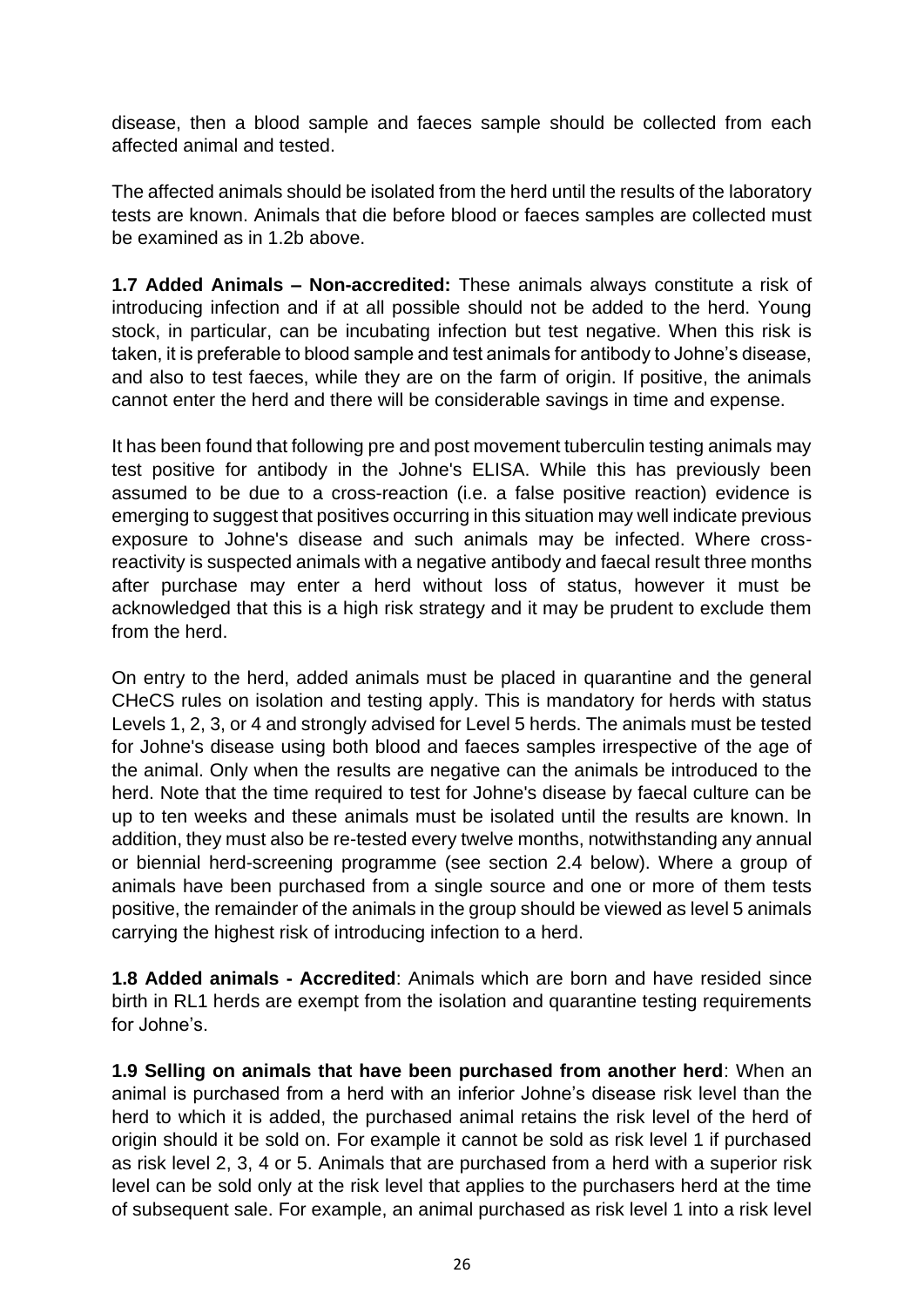disease, then a blood sample and faeces sample should be collected from each affected animal and tested.

The affected animals should be isolated from the herd until the results of the laboratory tests are known. Animals that die before blood or faeces samples are collected must be examined as in 1.2b above.

**1.7 Added Animals – Non-accredited:** These animals always constitute a risk of introducing infection and if at all possible should not be added to the herd. Young stock, in particular, can be incubating infection but test negative. When this risk is taken, it is preferable to blood sample and test animals for antibody to Johne's disease, and also to test faeces, while they are on the farm of origin. If positive, the animals cannot enter the herd and there will be considerable savings in time and expense.

It has been found that following pre and post movement tuberculin testing animals may test positive for antibody in the Johne's ELISA. While this has previously been assumed to be due to a cross-reaction (i.e. a false positive reaction) evidence is emerging to suggest that positives occurring in this situation may well indicate previous exposure to Johne's disease and such animals may be infected. Where cross-reactivity is suspected animals with a negative antibody and faecal result three months after purchase may enter a herd without loss of status, however it must be acknowledged that this is a high risk strategy and it may be prudent to exclude them from the herd.

On entry to the herd, added animals must be placed in quarantine and the general CHeCS rules on isolation and testing apply. This is mandatory for herds with status Levels 1, 2, 3, or 4 and strongly advised for Level 5 herds. The animals must be tested for Johne's disease using both blood and faeces samples irrespective of the age of the animal. Only when the results are negative can the animals be introduced to the herd. Note that the time required to test for Johne's disease by faecal culture can be up to ten weeks and these animals must be isolated until the results are known. In addition, they must also be re-tested every twelve months, notwithstanding any annual or biennial herd-screening programme (see section 2.4 below). Where a group of animals have been purchased from a single source and one or more of them tests positive, the remainder of the animals in the group should be viewed as level 5 animals carrying the highest risk of introducing infection to a herd.

**1.8 Added animals - Accredited**: Animals which are born and have resided since birth in RL1 herds are exempt from the isolation and quarantine testing requirements for Johne's.

**1.9 Selling on animals that have been purchased from another herd**: When an animal is purchased from a herd with an inferior Johne's disease risk level than the herd to which it is added, the purchased animal retains the risk level of the herd of origin should it be sold on. For example it cannot be sold as risk level 1 if purchased as risk level 2, 3, 4 or 5. Animals that are purchased from a herd with a superior risk level can be sold only at the risk level that applies to the purchasers herd at the time of subsequent sale. For example, an animal purchased as risk level 1 into a risk level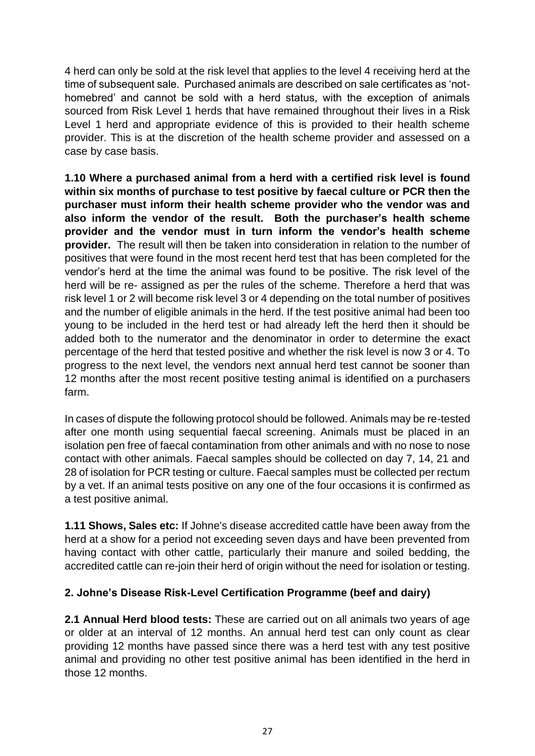4 herd can only be sold at the risk level that applies to the level 4 receiving herd at the time of subsequent sale. Purchased animals are described on sale certificates as 'not-homebred' and cannot be sold with a herd status, with the exception of animals sourced from Risk Level 1 herds that have remained throughout their lives in a Risk Level 1 herd and appropriate evidence of this is provided to their health scheme provider. This is at the discretion of the health scheme provider and assessed on a case by case basis.

**1.10 Where a purchased animal from a herd with a certified risk level is found within six months of purchase to test positive by faecal culture or PCR then the purchaser must inform their health scheme provider who the vendor was and also inform the vendor of the result. Both the purchaser's health scheme provider and the vendor must in turn inform the vendor's health scheme provider.** The result will then be taken into consideration in relation to the number of positives that were found in the most recent herd test that has been completed for the vendor's herd at the time the animal was found to be positive. The risk level of the herd will be re- assigned as per the rules of the scheme. Therefore a herd that was risk level 1 or 2 will become risk level 3 or 4 depending on the total number of positives and the number of eligible animals in the herd. If the test positive animal had been too young to be included in the herd test or had already left the herd then it should be added both to the numerator and the denominator in order to determine the exact percentage of the herd that tested positive and whether the risk level is now 3 or 4. To progress to the next level, the vendors next annual herd test cannot be sooner than 12 months after the most recent positive testing animal is identified on a purchasers farm.

In cases of dispute the following protocol should be followed. Animals may be re-tested after one month using sequential faecal screening. Animals must be placed in an isolation pen free of faecal contamination from other animals and with no nose to nose contact with other animals. Faecal samples should be collected on day 7, 14, 21 and 28 of isolation for PCR testing or culture. Faecal samples must be collected per rectum by a vet. If an animal tests positive on any one of the four occasions it is confirmed as a test positive animal.

**1.11 Shows, Sales etc:** If Johne's disease accredited cattle have been away from the herd at a show for a period not exceeding seven days and have been prevented from having contact with other cattle, particularly their manure and soiled bedding, the accredited cattle can re-join their herd of origin without the need for isolation or testing.

## 2. Johne's Disease Risk-Level Certification Programme (beef and dairy)

**2.1 Annual Herd blood tests:** These are carried out on all animals two years of age or older at an interval of 12 months. An annual herd test can only count as clear providing 12 months have passed since there was a herd test with any test positive animal and providing no other test positive animal has been identified in the herd in those 12 months.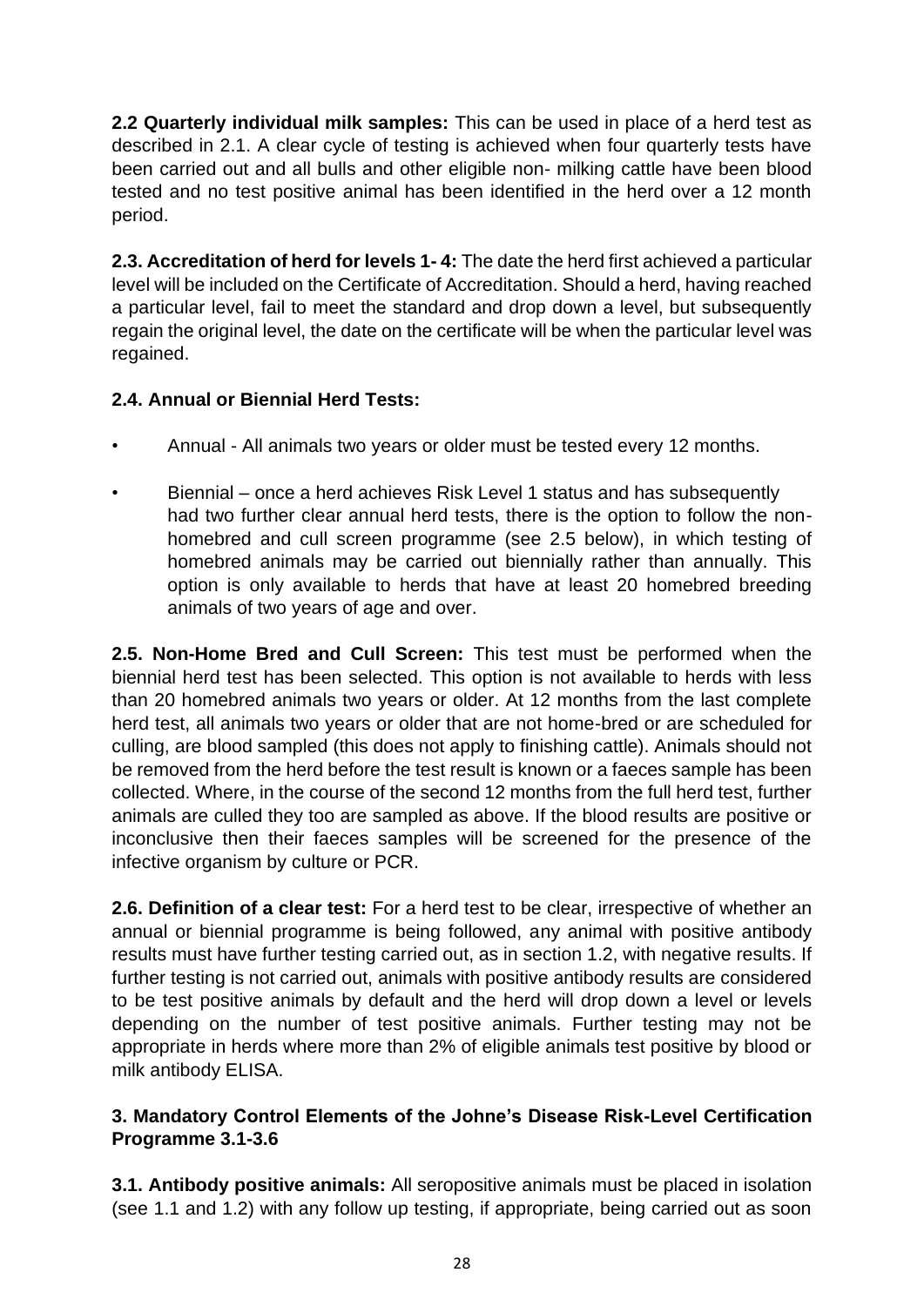**2.2 Quarterly individual milk samples:** This can be used in place of a herd test as described in 2.1. A clear cycle of testing is achieved when four quarterly tests have been carried out and all bulls and other eligible non- milking cattle have been blood tested and no test positive animal has been identified in the herd over a 12 month period.

**2.3. Accreditation of herd for levels 1- 4:** The date the herd first achieved a particular level will be included on the Certificate of Accreditation. Should a herd, having reached a particular level, fail to meet the standard and drop down a level, but subsequently regain the original level, the date on the certificate will be when the particular level was regained.

**2.4. Annual or Biennial Herd Tests:**

- Annual - All animals two years or older must be tested every 12 months.
- Biennial – once a herd achieves Risk Level 1 status and has subsequently had two further clear annual herd tests, there is the option to follow the non-homebred and cull screen programme (see 2.5 below), in which testing of homebred animals may be carried out biennially rather than annually. This option is only available to herds that have at least 20 homebred breeding animals of two years of age and over.

**2.5. Non-Home Bred and Cull Screen:** This test must be performed when the biennial herd test has been selected. This option is not available to herds with less than 20 homebred animals two years or older. At 12 months from the last complete herd test, all animals two years or older that are not home-bred or are scheduled for culling, are blood sampled (this does not apply to finishing cattle). Animals should not be removed from the herd before the test result is known or a faeces sample has been collected. Where, in the course of the second 12 months from the full herd test, further animals are culled they too are sampled as above. If the blood results are positive or inconclusive then their faeces samples will be screened for the presence of the infective organism by culture or PCR.

**2.6. Definition of a clear test:** For a herd test to be clear, irrespective of whether an annual or biennial programme is being followed, any animal with positive antibody results must have further testing carried out, as in section 1.2, with negative results. If further testing is not carried out, animals with positive antibody results are considered to be test positive animals by default and the herd will drop down a level or levels depending on the number of test positive animals. Further testing may not be appropriate in herds where more than 2% of eligible animals test positive by blood or milk antibody ELISA.

### 3. Mandatory Control Elements of the Johne's Disease Risk-Level Certification Programme 3.1-3.6

**3.1. Antibody positive animals:** All seropositive animals must be placed in isolation (see 1.1 and 1.2) with any follow up testing, if appropriate, being carried out as soon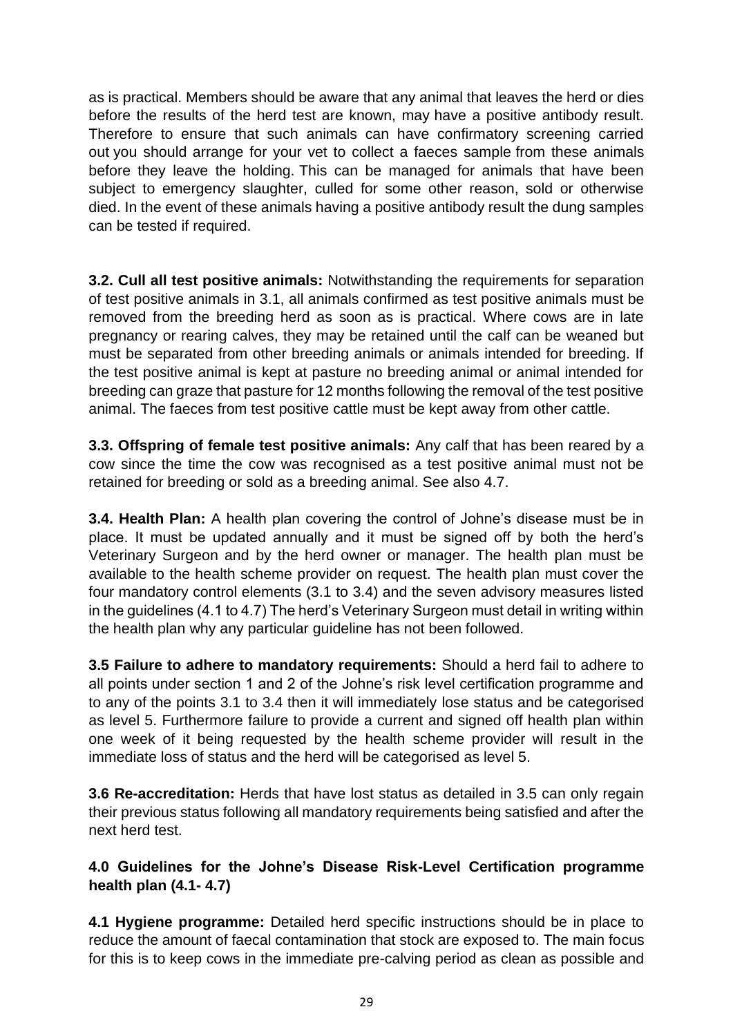as is practical. Members should be aware that any animal that leaves the herd or dies before the results of the herd test are known, may have a positive antibody result. Therefore to ensure that such animals can have confirmatory screening carried out you should arrange for your vet to collect a faeces sample from these animals before they leave the holding. This can be managed for animals that have been subject to emergency slaughter, culled for some other reason, sold or otherwise died. In the event of these animals having a positive antibody result the dung samples can be tested if required.

**3.2. Cull all test positive animals:** Notwithstanding the requirements for separation of test positive animals in 3.1, all animals confirmed as test positive animals must be removed from the breeding herd as soon as is practical. Where cows are in late pregnancy or rearing calves, they may be retained until the calf can be weaned but must be separated from other breeding animals or animals intended for breeding. If the test positive animal is kept at pasture no breeding animal or animal intended for breeding can graze that pasture for 12 months following the removal of the test positive animal. The faeces from test positive cattle must be kept away from other cattle.

**3.3. Offspring of female test positive animals:** Any calf that has been reared by a cow since the time the cow was recognised as a test positive animal must not be retained for breeding or sold as a breeding animal. See also 4.7.

**3.4. Health Plan:** A health plan covering the control of Johne's disease must be in place. It must be updated annually and it must be signed off by both the herd's Veterinary Surgeon and by the herd owner or manager. The health plan must be available to the health scheme provider on request. The health plan must cover the four mandatory control elements (3.1 to 3.4) and the seven advisory measures listed in the guidelines (4.1 to 4.7) The herd's Veterinary Surgeon must detail in writing within the health plan why any particular guideline has not been followed.

**3.5 Failure to adhere to mandatory requirements:** Should a herd fail to adhere to all points under section 1 and 2 of the Johne's risk level certification programme and to any of the points 3.1 to 3.4 then it will immediately lose status and be categorised as level 5. Furthermore failure to provide a current and signed off health plan within one week of it being requested by the health scheme provider will result in the immediate loss of status and the herd will be categorised as level 5.

**3.6 Re-accreditation:** Herds that have lost status as detailed in 3.5 can only regain their previous status following all mandatory requirements being satisfied and after the next herd test.

### 4.0 Guidelines for the Johne's Disease Risk-Level Certification programme health plan (4.1- 4.7)

**4.1 Hygiene programme:** Detailed herd specific instructions should be in place to reduce the amount of faecal contamination that stock are exposed to. The main focus for this is to keep cows in the immediate pre-calving period as clean as possible and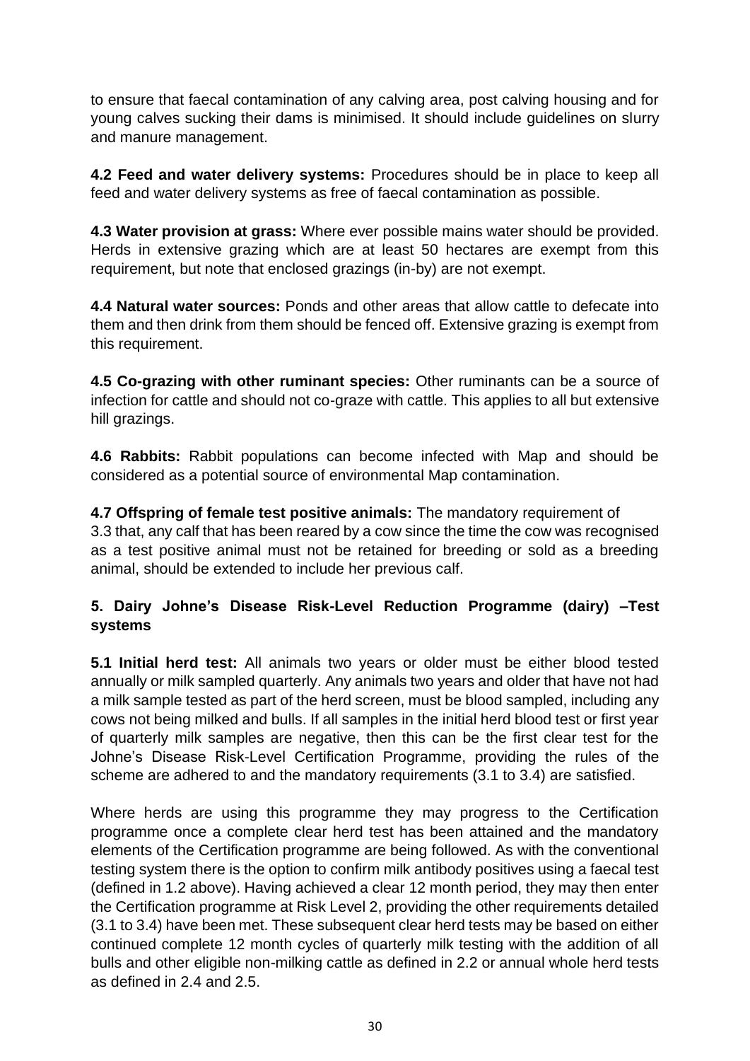to ensure that faecal contamination of any calving area, post calving housing and for young calves sucking their dams is minimised. It should include guidelines on slurry and manure management.

**4.2 Feed and water delivery systems:** Procedures should be in place to keep all feed and water delivery systems as free of faecal contamination as possible.

**4.3 Water provision at grass:** Where ever possible mains water should be provided. Herds in extensive grazing which are at least 50 hectares are exempt from this requirement, but note that enclosed grazings (in-by) are not exempt.

**4.4 Natural water sources:** Ponds and other areas that allow cattle to defecate into them and then drink from them should be fenced off. Extensive grazing is exempt from this requirement.

**4.5 Co-grazing with other ruminant species:** Other ruminants can be a source of infection for cattle and should not co-graze with cattle. This applies to all but extensive hill grazings.

**4.6 Rabbits:** Rabbit populations can become infected with Map and should be considered as a potential source of environmental Map contamination.

**4.7 Offspring of female test positive animals:** The mandatory requirement of 3.3 that, any calf that has been reared by a cow since the time the cow was recognised as a test positive animal must not be retained for breeding or sold as a breeding animal, should be extended to include her previous calf.

## 5. Dairy Johne's Disease Risk-Level Reduction Programme (dairy) –Test systems

**5.1 Initial herd test:** All animals two years or older must be either blood tested annually or milk sampled quarterly. Any animals two years and older that have not had a milk sample tested as part of the herd screen, must be blood sampled, including any cows not being milked and bulls. If all samples in the initial herd blood test or first year of quarterly milk samples are negative, then this can be the first clear test for the Johne's Disease Risk-Level Certification Programme, providing the rules of the scheme are adhered to and the mandatory requirements (3.1 to 3.4) are satisfied.

Where herds are using this programme they may progress to the Certification programme once a complete clear herd test has been attained and the mandatory elements of the Certification programme are being followed. As with the conventional testing system there is the option to confirm milk antibody positives using a faecal test (defined in 1.2 above). Having achieved a clear 12 month period, they may then enter the Certification programme at Risk Level 2, providing the other requirements detailed (3.1 to 3.4) have been met. These subsequent clear herd tests may be based on either continued complete 12 month cycles of quarterly milk testing with the addition of all bulls and other eligible non-milking cattle as defined in 2.2 or annual whole herd tests as defined in 2.4 and 2.5.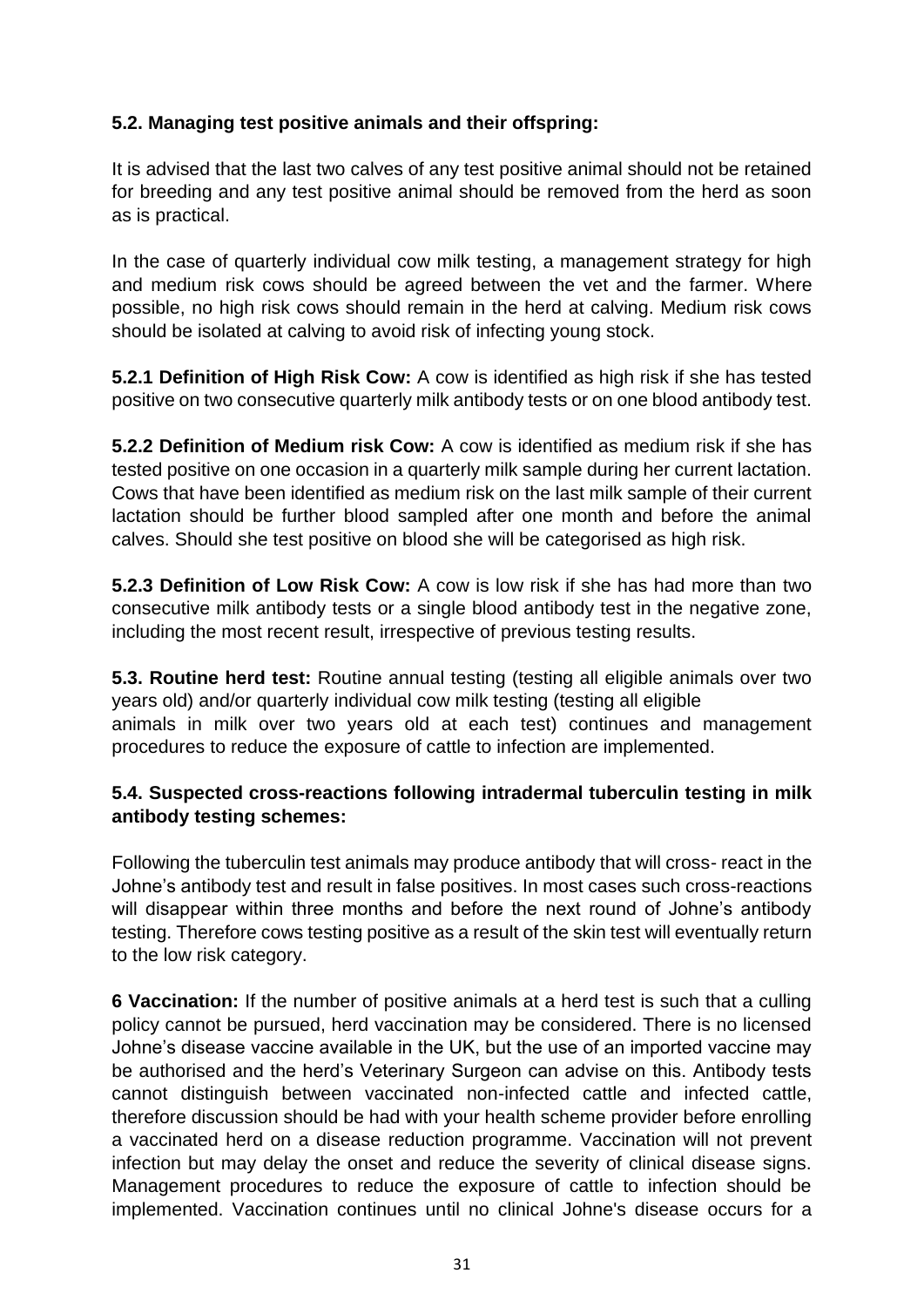### 5.2. Managing test positive animals and their offspring:

It is advised that the last two calves of any test positive animal should not be retained for breeding and any test positive animal should be removed from the herd as soon as is practical.

In the case of quarterly individual cow milk testing, a management strategy for high and medium risk cows should be agreed between the vet and the farmer. Where possible, no high risk cows should remain in the herd at calving. Medium risk cows should be isolated at calving to avoid risk of infecting young stock.

**5.2.1 Definition of High Risk Cow:** A cow is identified as high risk if she has tested positive on two consecutive quarterly milk antibody tests or on one blood antibody test.

**5.2.2 Definition of Medium risk Cow:** A cow is identified as medium risk if she has tested positive on one occasion in a quarterly milk sample during her current lactation. Cows that have been identified as medium risk on the last milk sample of their current lactation should be further blood sampled after one month and before the animal calves. Should she test positive on blood she will be categorised as high risk.

**5.2.3 Definition of Low Risk Cow:** A cow is low risk if she has had more than two consecutive milk antibody tests or a single blood antibody test in the negative zone, including the most recent result, irrespective of previous testing results.

**5.3. Routine herd test:** Routine annual testing (testing all eligible animals over two years old) and/or quarterly individual cow milk testing (testing all eligible animals in milk over two years old at each test) continues and management procedures to reduce the exposure of cattle to infection are implemented.

### 5.4. Suspected cross-reactions following intradermal tuberculin testing in milk antibody testing schemes:

Following the tuberculin test animals may produce antibody that will cross- react in the Johne's antibody test and result in false positives. In most cases such cross-reactions will disappear within three months and before the next round of Johne's antibody testing. Therefore cows testing positive as a result of the skin test will eventually return to the low risk category.

**6 Vaccination:** If the number of positive animals at a herd test is such that a culling policy cannot be pursued, herd vaccination may be considered. There is no licensed Johne's disease vaccine available in the UK, but the use of an imported vaccine may be authorised and the herd's Veterinary Surgeon can advise on this. Antibody tests cannot distinguish between vaccinated non-infected cattle and infected cattle, therefore discussion should be had with your health scheme provider before enrolling a vaccinated herd on a disease reduction programme. Vaccination will not prevent infection but may delay the onset and reduce the severity of clinical disease signs. Management procedures to reduce the exposure of cattle to infection should be implemented. Vaccination continues until no clinical Johne's disease occurs for a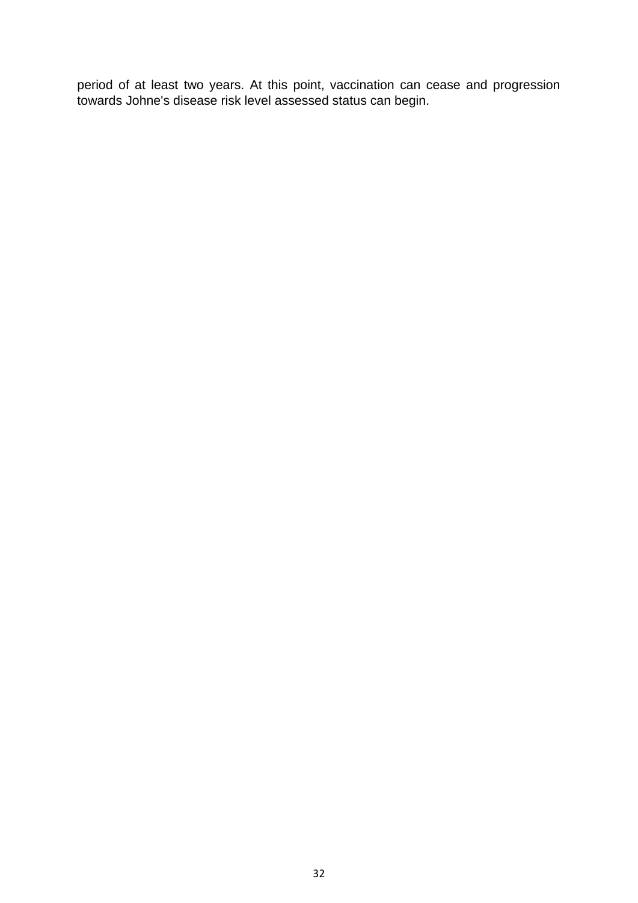period of at least two years. At this point, vaccination can cease and progression towards Johne's disease risk level assessed status can begin.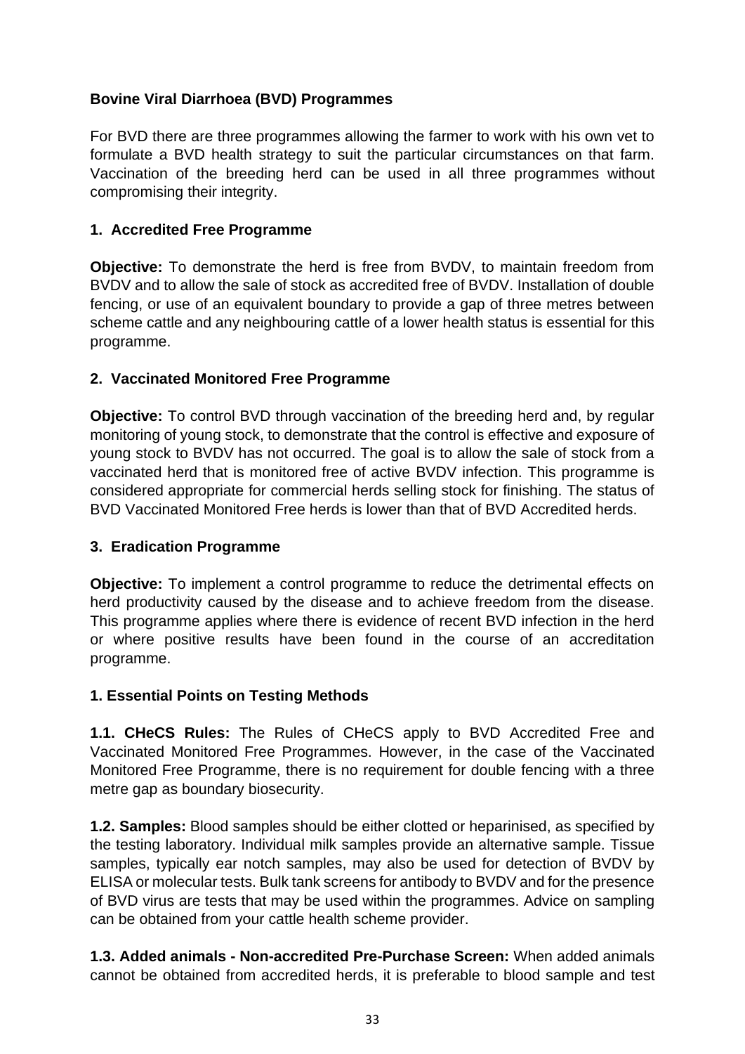## Bovine Viral Diarrhoea (BVD) Programmes

For BVD there are three programmes allowing the farmer to work with his own vet to formulate a BVD health strategy to suit the particular circumstances on that farm. Vaccination of the breeding herd can be used in all three programmes without compromising their integrity.

### 1. Accredited Free Programme

**Objective:** To demonstrate the herd is free from BVDV, to maintain freedom from BVDV and to allow the sale of stock as accredited free of BVDV. Installation of double fencing, or use of an equivalent boundary to provide a gap of three metres between scheme cattle and any neighbouring cattle of a lower health status is essential for this programme.

### 2. Vaccinated Monitored Free Programme

**Objective:** To control BVD through vaccination of the breeding herd and, by regular monitoring of young stock, to demonstrate that the control is effective and exposure of young stock to BVDV has not occurred. The goal is to allow the sale of stock from a vaccinated herd that is monitored free of active BVDV infection. This programme is considered appropriate for commercial herds selling stock for finishing. The status of BVD Vaccinated Monitored Free herds is lower than that of BVD Accredited herds.

### 3. Eradication Programme

**Objective:** To implement a control programme to reduce the detrimental effects on herd productivity caused by the disease and to achieve freedom from the disease. This programme applies where there is evidence of recent BVD infection in the herd or where positive results have been found in the course of an accreditation programme.

### 1. Essential Points on Testing Methods

**1.1. CHeCS Rules:** The Rules of CHeCS apply to BVD Accredited Free and Vaccinated Monitored Free Programmes. However, in the case of the Vaccinated Monitored Free Programme, there is no requirement for double fencing with a three metre gap as boundary biosecurity.

**1.2. Samples:** Blood samples should be either clotted or heparinised, as specified by the testing laboratory. Individual milk samples provide an alternative sample. Tissue samples, typically ear notch samples, may also be used for detection of BVDV by ELISA or molecular tests. Bulk tank screens for antibody to BVDV and for the presence of BVD virus are tests that may be used within the programmes. Advice on sampling can be obtained from your cattle health scheme provider.

**1.3. Added animals - Non-accredited Pre-Purchase Screen:** When added animals cannot be obtained from accredited herds, it is preferable to blood sample and test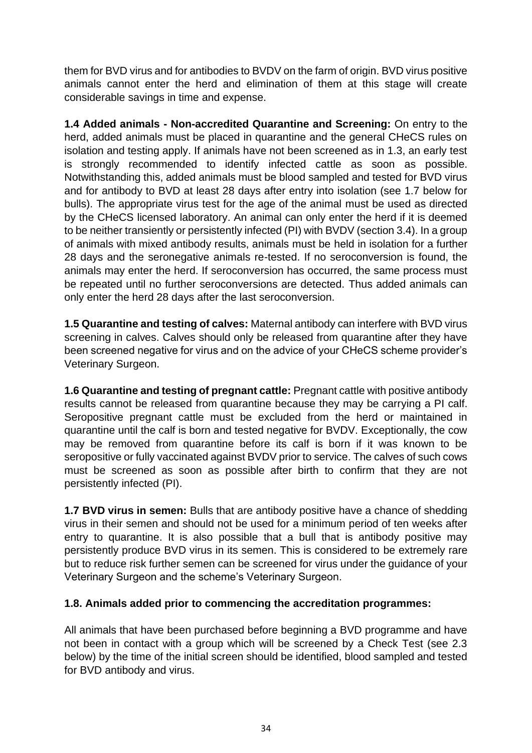them for BVD virus and for antibodies to BVDV on the farm of origin. BVD virus positive animals cannot enter the herd and elimination of them at this stage will create considerable savings in time and expense.

**1.4 Added animals - Non-accredited Quarantine and Screening:** On entry to the herd, added animals must be placed in quarantine and the general CHeCS rules on isolation and testing apply. If animals have not been screened as in 1.3, an early test is strongly recommended to identify infected cattle as soon as possible. Notwithstanding this, added animals must be blood sampled and tested for BVD virus and for antibody to BVD at least 28 days after entry into isolation (see 1.7 below for bulls). The appropriate virus test for the age of the animal must be used as directed by the CHeCS licensed laboratory. An animal can only enter the herd if it is deemed to be neither transiently or persistently infected (PI) with BVDV (section 3.4). In a group of animals with mixed antibody results, animals must be held in isolation for a further 28 days and the seronegative animals re-tested. If no seroconversion is found, the animals may enter the herd. If seroconversion has occurred, the same process must be repeated until no further seroconversions are detected. Thus added animals can only enter the herd 28 days after the last seroconversion.

**1.5 Quarantine and testing of calves:** Maternal antibody can interfere with BVD virus screening in calves. Calves should only be released from quarantine after they have been screened negative for virus and on the advice of your CHeCS scheme provider's Veterinary Surgeon.

**1.6 Quarantine and testing of pregnant cattle:** Pregnant cattle with positive antibody results cannot be released from quarantine because they may be carrying a PI calf. Seropositive pregnant cattle must be excluded from the herd or maintained in quarantine until the calf is born and tested negative for BVDV. Exceptionally, the cow may be removed from quarantine before its calf is born if it was known to be seropositive or fully vaccinated against BVDV prior to service. The calves of such cows must be screened as soon as possible after birth to confirm that they are not persistently infected (PI).

**1.7 BVD virus in semen:** Bulls that are antibody positive have a chance of shedding virus in their semen and should not be used for a minimum period of ten weeks after entry to quarantine. It is also possible that a bull that is antibody positive may persistently produce BVD virus in its semen. This is considered to be extremely rare but to reduce risk further semen can be screened for virus under the guidance of your Veterinary Surgeon and the scheme's Veterinary Surgeon.

**1.8. Animals added prior to commencing the accreditation programmes:**

All animals that have been purchased before beginning a BVD programme and have not been in contact with a group which will be screened by a Check Test (see 2.3 below) by the time of the initial screen should be identified, blood sampled and tested for BVD antibody and virus.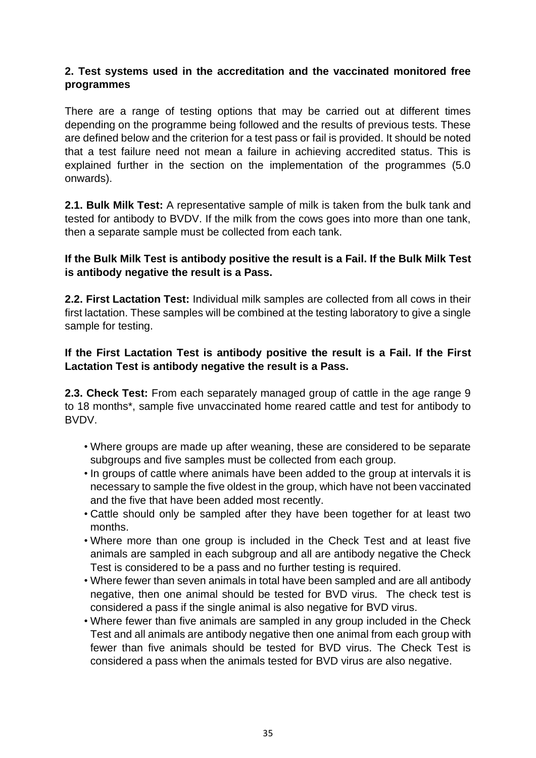## 2. Test systems used in the accreditation and the vaccinated monitored free programmes

There are a range of testing options that may be carried out at different times depending on the programme being followed and the results of previous tests. These are defined below and the criterion for a test pass or fail is provided. It should be noted that a test failure need not mean a failure in achieving accredited status. This is explained further in the section on the implementation of the programmes (5.0 onwards).

**2.1. Bulk Milk Test:** A representative sample of milk is taken from the bulk tank and tested for antibody to BVDV. If the milk from the cows goes into more than one tank, then a separate sample must be collected from each tank.

**If the Bulk Milk Test is antibody positive the result is a Fail. If the Bulk Milk Test is antibody negative the result is a Pass.**

**2.2. First Lactation Test:** Individual milk samples are collected from all cows in their first lactation. These samples will be combined at the testing laboratory to give a single sample for testing.

**If the First Lactation Test is antibody positive the result is a Fail. If the First Lactation Test is antibody negative the result is a Pass.**

**2.3. Check Test:** From each separately managed group of cattle in the age range 9 to 18 months*, sample five unvaccinated home reared cattle and test for antibody to BVDV.

- Where groups are made up after weaning, these are considered to be separate subgroups and five samples must be collected from each group.
- In groups of cattle where animals have been added to the group at intervals it is necessary to sample the five oldest in the group, which have not been vaccinated and the five that have been added most recently.
- Cattle should only be sampled after they have been together for at least two months.
- Where more than one group is included in the Check Test and at least five animals are sampled in each subgroup and all are antibody negative the Check Test is considered to be a pass and no further testing is required.
- Where fewer than seven animals in total have been sampled and are all antibody negative, then one animal should be tested for BVD virus. The check test is considered a pass if the single animal is also negative for BVD virus.
- Where fewer than five animals are sampled in any group included in the Check Test and all animals are antibody negative then one animal from each group with fewer than five animals should be tested for BVD virus. The Check Test is considered a pass when the animals tested for BVD virus are also negative.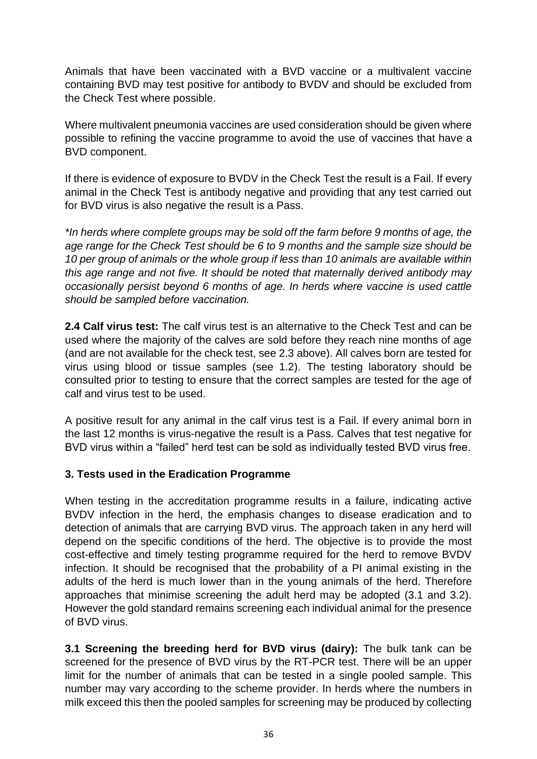Animals that have been vaccinated with a BVD vaccine or a multivalent vaccine containing BVD may test positive for antibody to BVDV and should be excluded from the Check Test where possible.

Where multivalent pneumonia vaccines are used consideration should be given where possible to refining the vaccine programme to avoid the use of vaccines that have a BVD component.

If there is evidence of exposure to BVDV in the Check Test the result is a Fail. If every animal in the Check Test is antibody negative and providing that any test carried out for BVD virus is also negative the result is a Pass.

*\*In herds where complete groups may be sold off the farm before 9 months of age, the age range for the Check Test should be 6 to 9 months and the sample size should be 10 per group of animals or the whole group if less than 10 animals are available within this age range and not five. It should be noted that maternally derived antibody may occasionally persist beyond 6 months of age. In herds where vaccine is used cattle should be sampled before vaccination.*

**2.4 Calf virus test:** The calf virus test is an alternative to the Check Test and can be used where the majority of the calves are sold before they reach nine months of age (and are not available for the check test, see 2.3 above). All calves born are tested for virus using blood or tissue samples (see 1.2). The testing laboratory should be consulted prior to testing to ensure that the correct samples are tested for the age of calf and virus test to be used.

A positive result for any animal in the calf virus test is a Fail. If every animal born in the last 12 months is virus-negative the result is a Pass. Calves that test negative for BVD virus within a "failed" herd test can be sold as individually tested BVD virus free.

## 3. Tests used in the Eradication Programme

When testing in the accreditation programme results in a failure, indicating active BVDV infection in the herd, the emphasis changes to disease eradication and to detection of animals that are carrying BVD virus. The approach taken in any herd will depend on the specific conditions of the herd. The objective is to provide the most cost-effective and timely testing programme required for the herd to remove BVDV infection. It should be recognised that the probability of a PI animal existing in the adults of the herd is much lower than in the young animals of the herd. Therefore approaches that minimise screening the adult herd may be adopted (3.1 and 3.2). However the gold standard remains screening each individual animal for the presence of BVD virus.

**3.1 Screening the breeding herd for BVD virus (dairy):** The bulk tank can be screened for the presence of BVD virus by the RT-PCR test. There will be an upper limit for the number of animals that can be tested in a single pooled sample. This number may vary according to the scheme provider. In herds where the numbers in milk exceed this then the pooled samples for screening may be produced by collecting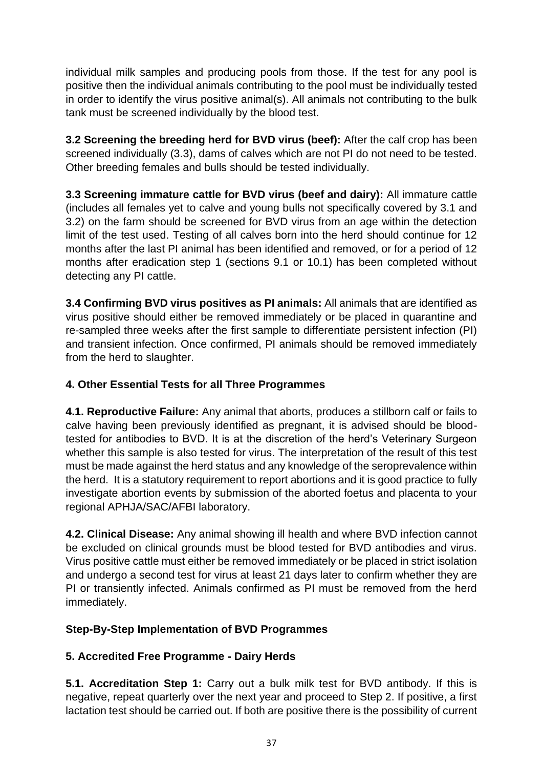individual milk samples and producing pools from those. If the test for any pool is positive then the individual animals contributing to the pool must be individually tested in order to identify the virus positive animal(s). All animals not contributing to the bulk tank must be screened individually by the blood test.

**3.2 Screening the breeding herd for BVD virus (beef):** After the calf crop has been screened individually (3.3), dams of calves which are not PI do not need to be tested. Other breeding females and bulls should be tested individually.

**3.3 Screening immature cattle for BVD virus (beef and dairy):** All immature cattle (includes all females yet to calve and young bulls not specifically covered by 3.1 and 3.2) on the farm should be screened for BVD virus from an age within the detection limit of the test used. Testing of all calves born into the herd should continue for 12 months after the last PI animal has been identified and removed, or for a period of 12 months after eradication step 1 (sections 9.1 or 10.1) has been completed without detecting any PI cattle.

**3.4 Confirming BVD virus positives as PI animals:** All animals that are identified as virus positive should either be removed immediately or be placed in quarantine and re-sampled three weeks after the first sample to differentiate persistent infection (PI) and transient infection. Once confirmed, PI animals should be removed immediately from the herd to slaughter.

## 4. Other Essential Tests for all Three Programmes

**4.1. Reproductive Failure:** Any animal that aborts, produces a stillborn calf or fails to calve having been previously identified as pregnant, it is advised should be blood-tested for antibodies to BVD. It is at the discretion of the herd's Veterinary Surgeon whether this sample is also tested for virus. The interpretation of the result of this test must be made against the herd status and any knowledge of the seroprevalence within the herd. It is a statutory requirement to report abortions and it is good practice to fully investigate abortion events by submission of the aborted foetus and placenta to your regional APHJA/SAC/AFBI laboratory.

**4.2. Clinical Disease:** Any animal showing ill health and where BVD infection cannot be excluded on clinical grounds must be blood tested for BVD antibodies and virus. Virus positive cattle must either be removed immediately or be placed in strict isolation and undergo a second test for virus at least 21 days later to confirm whether they are PI or transiently infected. Animals confirmed as PI must be removed from the herd immediately.

## Step-By-Step Implementation of BVD Programmes

## 5. Accredited Free Programme - Dairy Herds

**5.1. Accreditation Step 1:** Carry out a bulk milk test for BVD antibody. If this is negative, repeat quarterly over the next year and proceed to Step 2. If positive, a first lactation test should be carried out. If both are positive there is the possibility of current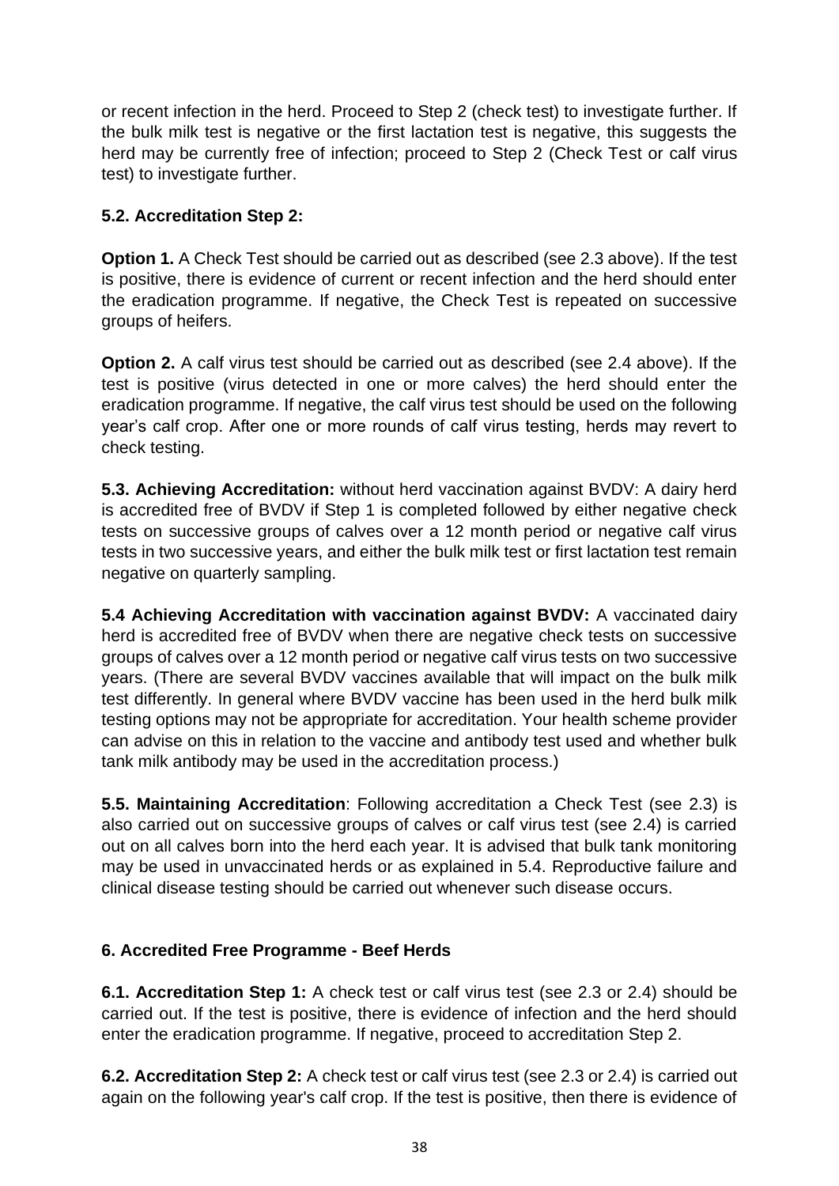or recent infection in the herd. Proceed to Step 2 (check test) to investigate further. If the bulk milk test is negative or the first lactation test is negative, this suggests the herd may be currently free of infection; proceed to Step 2 (Check Test or calf virus test) to investigate further.

### 5.2. Accreditation Step 2:

**Option 1.** A Check Test should be carried out as described (see 2.3 above). If the test is positive, there is evidence of current or recent infection and the herd should enter the eradication programme. If negative, the Check Test is repeated on successive groups of heifers.

**Option 2.** A calf virus test should be carried out as described (see 2.4 above). If the test is positive (virus detected in one or more calves) the herd should enter the eradication programme. If negative, the calf virus test should be used on the following year's calf crop. After one or more rounds of calf virus testing, herds may revert to check testing.

**5.3. Achieving Accreditation:** without herd vaccination against BVDV: A dairy herd is accredited free of BVDV if Step 1 is completed followed by either negative check tests on successive groups of calves over a 12 month period or negative calf virus tests in two successive years, and either the bulk milk test or first lactation test remain negative on quarterly sampling.

**5.4 Achieving Accreditation with vaccination against BVDV:** A vaccinated dairy herd is accredited free of BVDV when there are negative check tests on successive groups of calves over a 12 month period or negative calf virus tests on two successive years. (There are several BVDV vaccines available that will impact on the bulk milk test differently. In general where BVDV vaccine has been used in the herd bulk milk testing options may not be appropriate for accreditation. Your health scheme provider can advise on this in relation to the vaccine and antibody test used and whether bulk tank milk antibody may be used in the accreditation process.)

**5.5. Maintaining Accreditation**: Following accreditation a Check Test (see 2.3) is also carried out on successive groups of calves or calf virus test (see 2.4) is carried out on all calves born into the herd each year. It is advised that bulk tank monitoring may be used in unvaccinated herds or as explained in 5.4. Reproductive failure and clinical disease testing should be carried out whenever such disease occurs.

## 6. Accredited Free Programme - Beef Herds

**6.1. Accreditation Step 1:** A check test or calf virus test (see 2.3 or 2.4) should be carried out. If the test is positive, there is evidence of infection and the herd should enter the eradication programme. If negative, proceed to accreditation Step 2.

**6.2. Accreditation Step 2:** A check test or calf virus test (see 2.3 or 2.4) is carried out again on the following year's calf crop. If the test is positive, then there is evidence of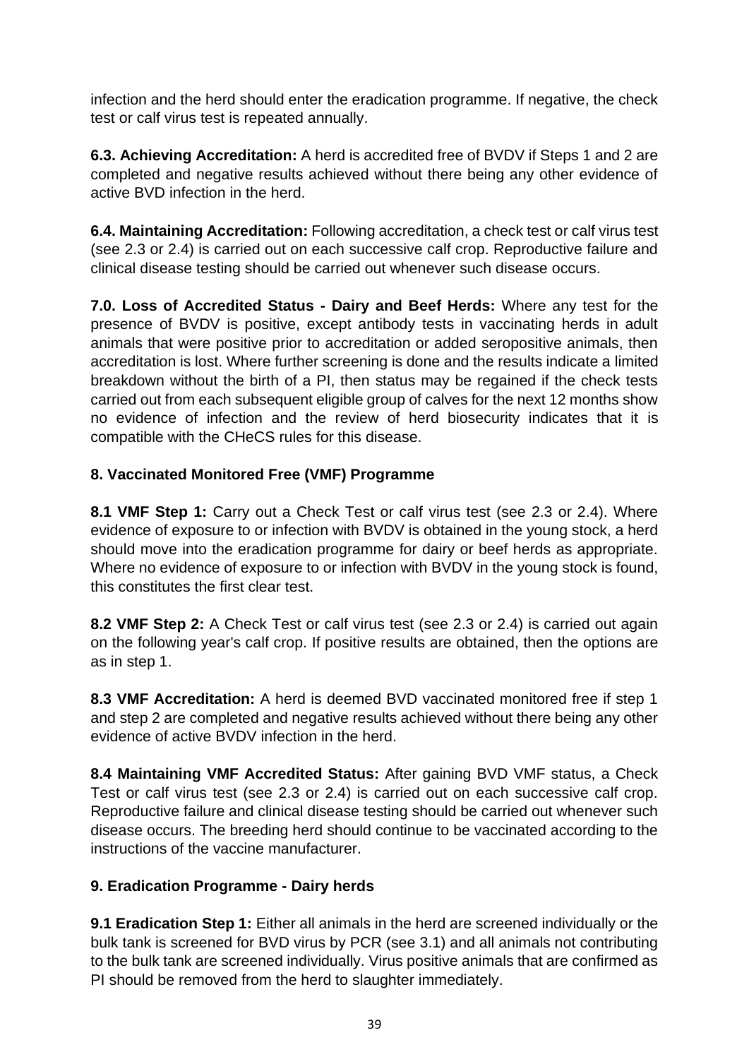infection and the herd should enter the eradication programme. If negative, the check test or calf virus test is repeated annually.

**6.3. Achieving Accreditation:** A herd is accredited free of BVDV if Steps 1 and 2 are completed and negative results achieved without there being any other evidence of active BVD infection in the herd.

**6.4. Maintaining Accreditation:** Following accreditation, a check test or calf virus test (see 2.3 or 2.4) is carried out on each successive calf crop. Reproductive failure and clinical disease testing should be carried out whenever such disease occurs.

**7.0. Loss of Accredited Status - Dairy and Beef Herds:** Where any test for the presence of BVDV is positive, except antibody tests in vaccinating herds in adult animals that were positive prior to accreditation or added seropositive animals, then accreditation is lost. Where further screening is done and the results indicate a limited breakdown without the birth of a PI, then status may be regained if the check tests carried out from each subsequent eligible group of calves for the next 12 months show no evidence of infection and the review of herd biosecurity indicates that it is compatible with the CHeCS rules for this disease.

## 8. Vaccinated Monitored Free (VMF) Programme

**8.1 VMF Step 1:** Carry out a Check Test or calf virus test (see 2.3 or 2.4). Where evidence of exposure to or infection with BVDV is obtained in the young stock, a herd should move into the eradication programme for dairy or beef herds as appropriate. Where no evidence of exposure to or infection with BVDV in the young stock is found, this constitutes the first clear test.

**8.2 VMF Step 2:** A Check Test or calf virus test (see 2.3 or 2.4) is carried out again on the following year's calf crop. If positive results are obtained, then the options are as in step 1.

**8.3 VMF Accreditation:** A herd is deemed BVD vaccinated monitored free if step 1 and step 2 are completed and negative results achieved without there being any other evidence of active BVDV infection in the herd.

**8.4 Maintaining VMF Accredited Status:** After gaining BVD VMF status, a Check Test or calf virus test (see 2.3 or 2.4) is carried out on each successive calf crop. Reproductive failure and clinical disease testing should be carried out whenever such disease occurs. The breeding herd should continue to be vaccinated according to the instructions of the vaccine manufacturer.

## 9. Eradication Programme - Dairy herds

**9.1 Eradication Step 1:** Either all animals in the herd are screened individually or the bulk tank is screened for BVD virus by PCR (see 3.1) and all animals not contributing to the bulk tank are screened individually. Virus positive animals that are confirmed as PI should be removed from the herd to slaughter immediately.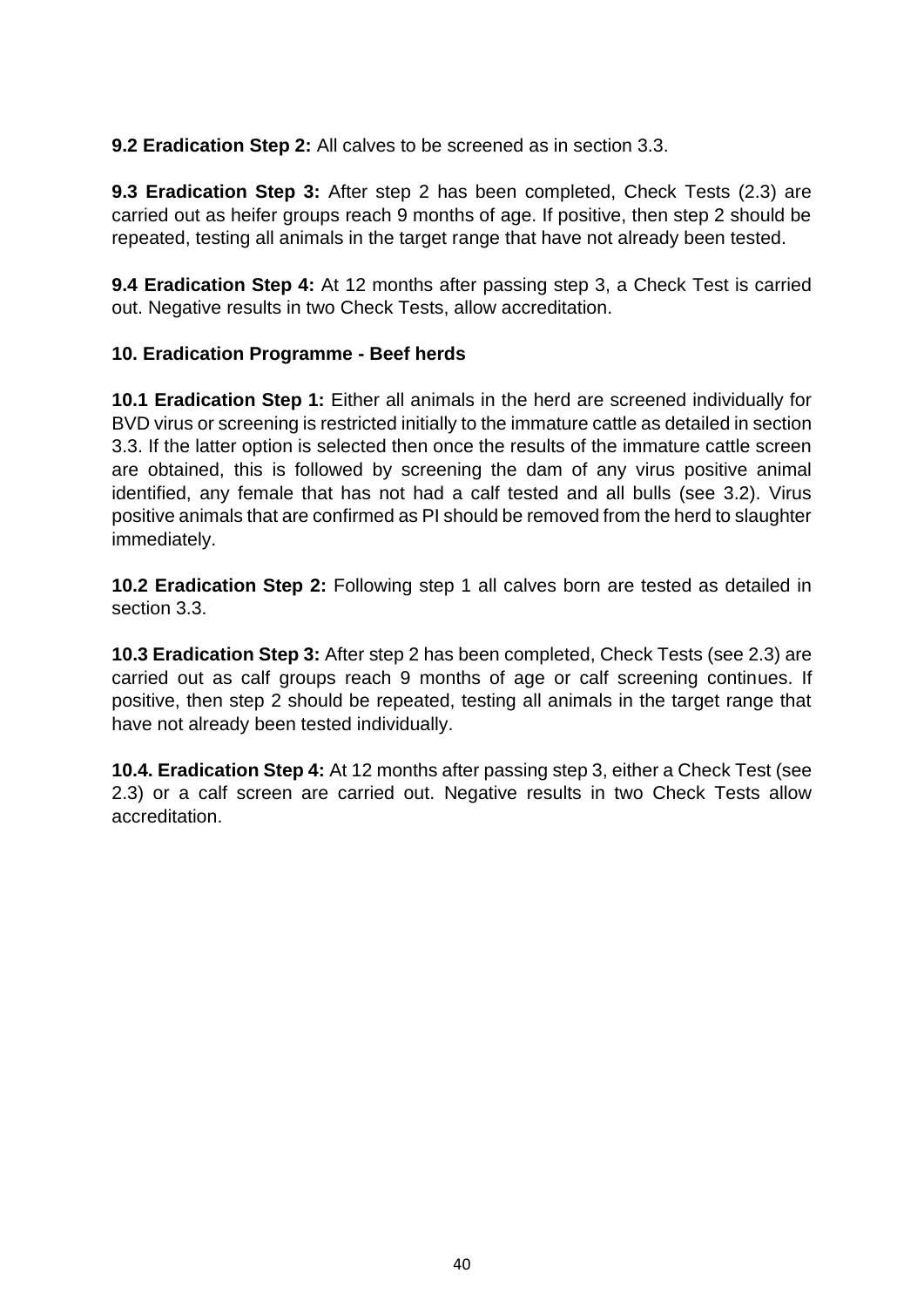**9.2 Eradication Step 2:** All calves to be screened as in section 3.3.

**9.3 Eradication Step 3:** After step 2 has been completed, Check Tests (2.3) are carried out as heifer groups reach 9 months of age. If positive, then step 2 should be repeated, testing all animals in the target range that have not already been tested.

**9.4 Eradication Step 4:** At 12 months after passing step 3, a Check Test is carried out. Negative results in two Check Tests, allow accreditation.

## 10. Eradication Programme - Beef herds

**10.1 Eradication Step 1:** Either all animals in the herd are screened individually for BVD virus or screening is restricted initially to the immature cattle as detailed in section 3.3. If the latter option is selected then once the results of the immature cattle screen are obtained, this is followed by screening the dam of any virus positive animal identified, any female that has not had a calf tested and all bulls (see 3.2). Virus positive animals that are confirmed as PI should be removed from the herd to slaughter immediately.

**10.2 Eradication Step 2:** Following step 1 all calves born are tested as detailed in section 3.3.

**10.3 Eradication Step 3:** After step 2 has been completed, Check Tests (see 2.3) are carried out as calf groups reach 9 months of age or calf screening continues. If positive, then step 2 should be repeated, testing all animals in the target range that have not already been tested individually.

**10.4. Eradication Step 4:** At 12 months after passing step 3, either a Check Test (see 2.3) or a calf screen are carried out. Negative results in two Check Tests allow accreditation.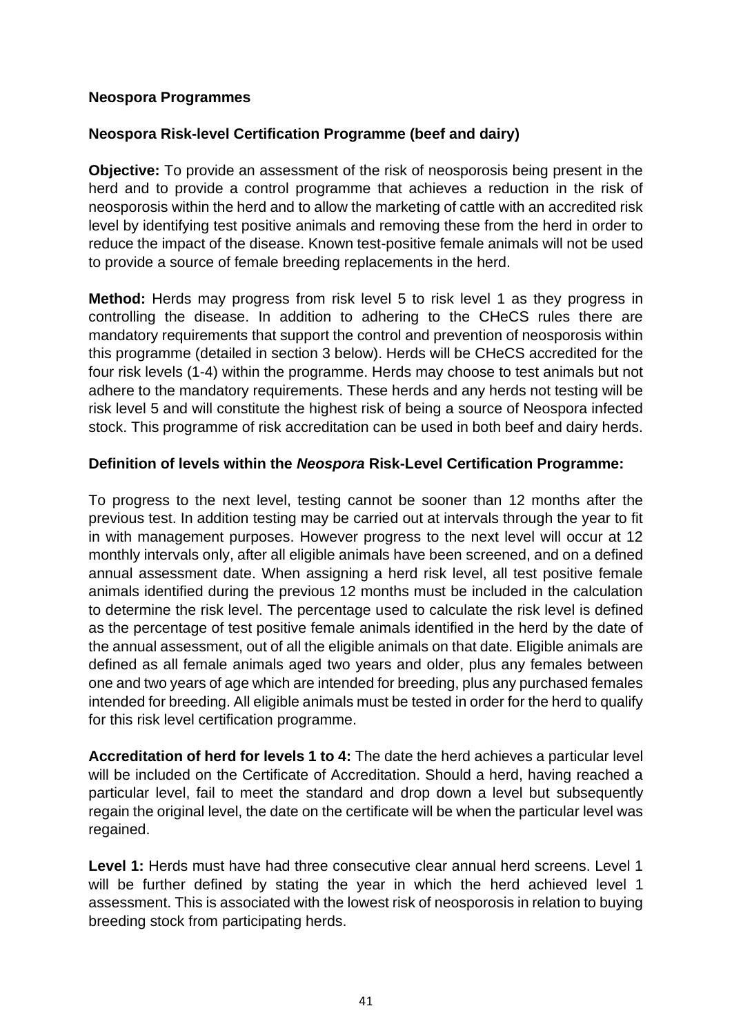**Neospora Programmes**

**Neospora Risk-level Certification Programme (beef and dairy)**

**Objective:** To provide an assessment of the risk of neosporosis being present in the herd and to provide a control programme that achieves a reduction in the risk of neosporosis within the herd and to allow the marketing of cattle with an accredited risk level by identifying test positive animals and removing these from the herd in order to reduce the impact of the disease. Known test-positive female animals will not be used to provide a source of female breeding replacements in the herd.

**Method:** Herds may progress from risk level 5 to risk level 1 as they progress in controlling the disease. In addition to adhering to the CHeCS rules there are mandatory requirements that support the control and prevention of neosporosis within this programme (detailed in section 3 below). Herds will be CHeCS accredited for the four risk levels (1-4) within the programme. Herds may choose to test animals but not adhere to the mandatory requirements. These herds and any herds not testing will be risk level 5 and will constitute the highest risk of being a source of Neospora infected stock. This programme of risk accreditation can be used in both beef and dairy herds.

**Definition of levels within the *Neospora* Risk-Level Certification Programme:**

To progress to the next level, testing cannot be sooner than 12 months after the previous test. In addition testing may be carried out at intervals through the year to fit in with management purposes. However progress to the next level will occur at 12 monthly intervals only, after all eligible animals have been screened, and on a defined annual assessment date. When assigning a herd risk level, all test positive female animals identified during the previous 12 months must be included in the calculation to determine the risk level. The percentage used to calculate the risk level is defined as the percentage of test positive female animals identified in the herd by the date of the annual assessment, out of all the eligible animals on that date. Eligible animals are defined as all female animals aged two years and older, plus any females between one and two years of age which are intended for breeding, plus any purchased females intended for breeding. All eligible animals must be tested in order for the herd to qualify for this risk level certification programme.

**Accreditation of herd for levels 1 to 4:** The date the herd achieves a particular level will be included on the Certificate of Accreditation. Should a herd, having reached a particular level, fail to meet the standard and drop down a level but subsequently regain the original level, the date on the certificate will be when the particular level was regained.

**Level 1:** Herds must have had three consecutive clear annual herd screens. Level 1 will be further defined by stating the year in which the herd achieved level 1 assessment. This is associated with the lowest risk of neosporosis in relation to buying breeding stock from participating herds.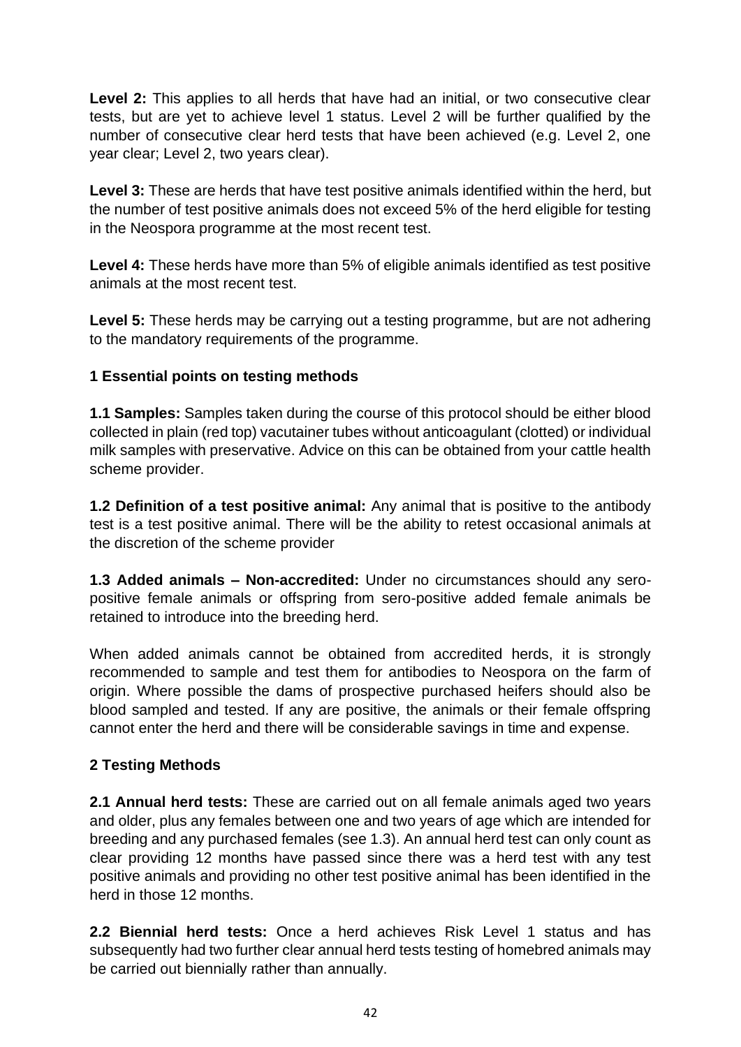**Level 2:** This applies to all herds that have had an initial, or two consecutive clear tests, but are yet to achieve level 1 status. Level 2 will be further qualified by the number of consecutive clear herd tests that have been achieved (e.g. Level 2, one year clear; Level 2, two years clear).

**Level 3:** These are herds that have test positive animals identified within the herd, but the number of test positive animals does not exceed 5% of the herd eligible for testing in the Neospora programme at the most recent test.

**Level 4:** These herds have more than 5% of eligible animals identified as test positive animals at the most recent test.

**Level 5:** These herds may be carrying out a testing programme, but are not adhering to the mandatory requirements of the programme.

### 1 Essential points on testing methods

**1.1 Samples:** Samples taken during the course of this protocol should be either blood collected in plain (red top) vacutainer tubes without anticoagulant (clotted) or individual milk samples with preservative. Advice on this can be obtained from your cattle health scheme provider.

**1.2 Definition of a test positive animal:** Any animal that is positive to the antibody test is a test positive animal. There will be the ability to retest occasional animals at the discretion of the scheme provider

**1.3 Added animals – Non-accredited:** Under no circumstances should any sero-positive female animals or offspring from sero-positive added female animals be retained to introduce into the breeding herd.

When added animals cannot be obtained from accredited herds, it is strongly recommended to sample and test them for antibodies to Neospora on the farm of origin. Where possible the dams of prospective purchased heifers should also be blood sampled and tested. If any are positive, the animals or their female offspring cannot enter the herd and there will be considerable savings in time and expense.

### 2 Testing Methods

**2.1 Annual herd tests:** These are carried out on all female animals aged two years and older, plus any females between one and two years of age which are intended for breeding and any purchased females (see 1.3). An annual herd test can only count as clear providing 12 months have passed since there was a herd test with any test positive animals and providing no other test positive animal has been identified in the herd in those 12 months.

**2.2 Biennial herd tests:** Once a herd achieves Risk Level 1 status and has subsequently had two further clear annual herd tests testing of homebred animals may be carried out biennially rather than annually.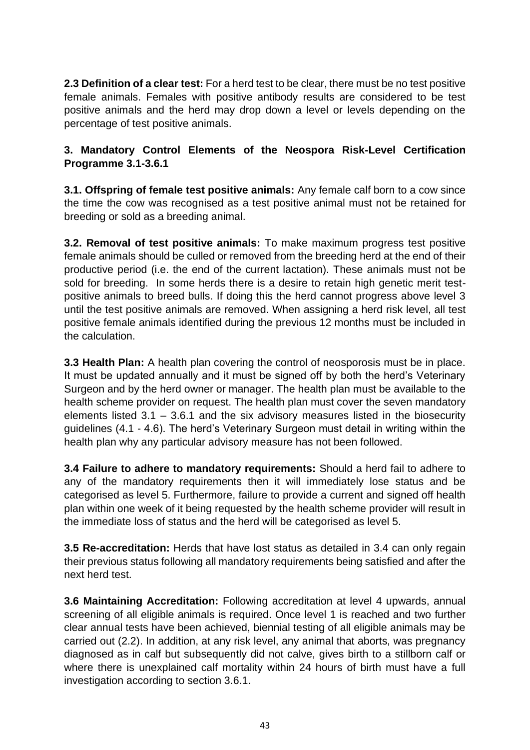**2.3 Definition of a clear test:** For a herd test to be clear, there must be no test positive female animals. Females with positive antibody results are considered to be test positive animals and the herd may drop down a level or levels depending on the percentage of test positive animals.

## 3. Mandatory Control Elements of the Neospora Risk-Level Certification Programme 3.1-3.6.1

**3.1. Offspring of female test positive animals:** Any female calf born to a cow since the time the cow was recognised as a test positive animal must not be retained for breeding or sold as a breeding animal.

**3.2. Removal of test positive animals:** To make maximum progress test positive female animals should be culled or removed from the breeding herd at the end of their productive period (i.e. the end of the current lactation). These animals must not be sold for breeding. In some herds there is a desire to retain high genetic merit test-positive animals to breed bulls. If doing this the herd cannot progress above level 3 until the test positive animals are removed. When assigning a herd risk level, all test positive female animals identified during the previous 12 months must be included in the calculation.

**3.3 Health Plan:** A health plan covering the control of neosporosis must be in place. It must be updated annually and it must be signed off by both the herd's Veterinary Surgeon and by the herd owner or manager. The health plan must be available to the health scheme provider on request. The health plan must cover the seven mandatory elements listed 3.1 – 3.6.1 and the six advisory measures listed in the biosecurity guidelines (4.1 - 4.6). The herd's Veterinary Surgeon must detail in writing within the health plan why any particular advisory measure has not been followed.

**3.4 Failure to adhere to mandatory requirements:** Should a herd fail to adhere to any of the mandatory requirements then it will immediately lose status and be categorised as level 5. Furthermore, failure to provide a current and signed off health plan within one week of it being requested by the health scheme provider will result in the immediate loss of status and the herd will be categorised as level 5.

**3.5 Re-accreditation:** Herds that have lost status as detailed in 3.4 can only regain their previous status following all mandatory requirements being satisfied and after the next herd test.

**3.6 Maintaining Accreditation:** Following accreditation at level 4 upwards, annual screening of all eligible animals is required. Once level 1 is reached and two further clear annual tests have been achieved, biennial testing of all eligible animals may be carried out (2.2). In addition, at any risk level, any animal that aborts, was pregnancy diagnosed as in calf but subsequently did not calve, gives birth to a stillborn calf or where there is unexplained calf mortality within 24 hours of birth must have a full investigation according to section 3.6.1.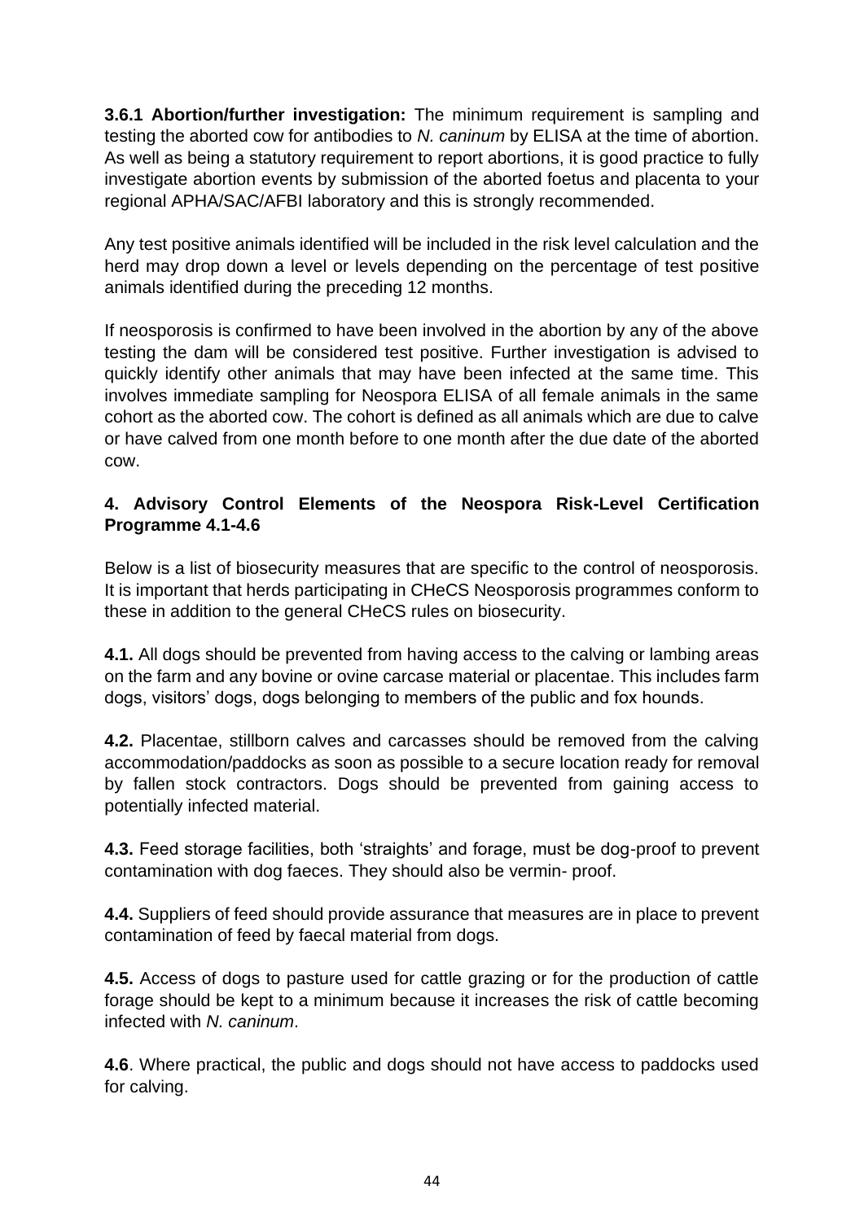**3.6.1 Abortion/further investigation:** The minimum requirement is sampling and testing the aborted cow for antibodies to *N. caninum* by ELISA at the time of abortion. As well as being a statutory requirement to report abortions, it is good practice to fully investigate abortion events by submission of the aborted foetus and placenta to your regional APHA/SAC/AFBI laboratory and this is strongly recommended.

Any test positive animals identified will be included in the risk level calculation and the herd may drop down a level or levels depending on the percentage of test positive animals identified during the preceding 12 months.

If neosporosis is confirmed to have been involved in the abortion by any of the above testing the dam will be considered test positive. Further investigation is advised to quickly identify other animals that may have been infected at the same time. This involves immediate sampling for Neospora ELISA of all female animals in the same cohort as the aborted cow. The cohort is defined as all animals which are due to calve or have calved from one month before to one month after the due date of the aborted cow.

## 4. Advisory Control Elements of the Neospora Risk-Level Certification Programme 4.1-4.6

Below is a list of biosecurity measures that are specific to the control of neosporosis. It is important that herds participating in CHeCS Neosporosis programmes conform to these in addition to the general CHeCS rules on biosecurity.

**4.1.** All dogs should be prevented from having access to the calving or lambing areas on the farm and any bovine or ovine carcase material or placentae. This includes farm dogs, visitors' dogs, dogs belonging to members of the public and fox hounds.

**4.2.** Placentae, stillborn calves and carcasses should be removed from the calving accommodation/paddocks as soon as possible to a secure location ready for removal by fallen stock contractors. Dogs should be prevented from gaining access to potentially infected material.

**4.3.** Feed storage facilities, both 'straights' and forage, must be dog-proof to prevent contamination with dog faeces. They should also be vermin- proof.

**4.4.** Suppliers of feed should provide assurance that measures are in place to prevent contamination of feed by faecal material from dogs.

**4.5.** Access of dogs to pasture used for cattle grazing or for the production of cattle forage should be kept to a minimum because it increases the risk of cattle becoming infected with *N. caninum*.

**4.6**. Where practical, the public and dogs should not have access to paddocks used for calving.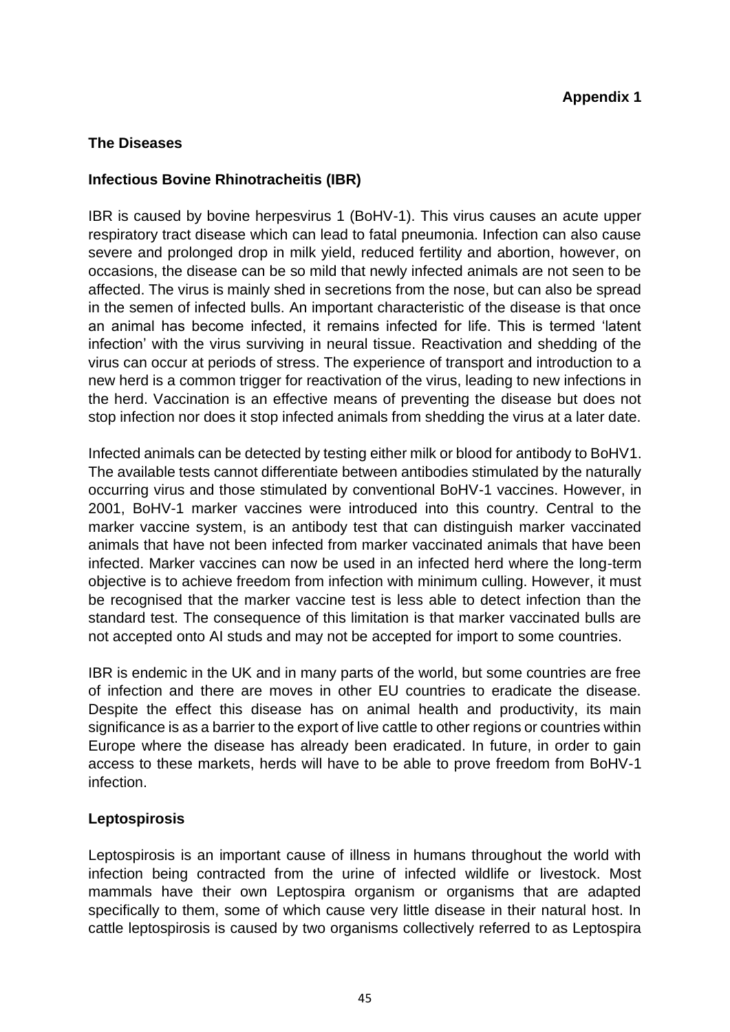**Appendix 1**

## The Diseases

### Infectious Bovine Rhinotracheitis (IBR)

IBR is caused by bovine herpesvirus 1 (BoHV-1). This virus causes an acute upper respiratory tract disease which can lead to fatal pneumonia. Infection can also cause severe and prolonged drop in milk yield, reduced fertility and abortion, however, on occasions, the disease can be so mild that newly infected animals are not seen to be affected. The virus is mainly shed in secretions from the nose, but can also be spread in the semen of infected bulls. An important characteristic of the disease is that once an animal has become infected, it remains infected for life. This is termed 'latent infection' with the virus surviving in neural tissue. Reactivation and shedding of the virus can occur at periods of stress. The experience of transport and introduction to a new herd is a common trigger for reactivation of the virus, leading to new infections in the herd. Vaccination is an effective means of preventing the disease but does not stop infection nor does it stop infected animals from shedding the virus at a later date.

Infected animals can be detected by testing either milk or blood for antibody to BoHV1. The available tests cannot differentiate between antibodies stimulated by the naturally occurring virus and those stimulated by conventional BoHV-1 vaccines. However, in 2001, BoHV-1 marker vaccines were introduced into this country. Central to the marker vaccine system, is an antibody test that can distinguish marker vaccinated animals that have not been infected from marker vaccinated animals that have been infected. Marker vaccines can now be used in an infected herd where the long-term objective is to achieve freedom from infection with minimum culling. However, it must be recognised that the marker vaccine test is less able to detect infection than the standard test. The consequence of this limitation is that marker vaccinated bulls are not accepted onto AI studs and may not be accepted for import to some countries.

IBR is endemic in the UK and in many parts of the world, but some countries are free of infection and there are moves in other EU countries to eradicate the disease. Despite the effect this disease has on animal health and productivity, its main significance is as a barrier to the export of live cattle to other regions or countries within Europe where the disease has already been eradicated. In future, in order to gain access to these markets, herds will have to be able to prove freedom from BoHV-1 infection.

### Leptospirosis

Leptospirosis is an important cause of illness in humans throughout the world with infection being contracted from the urine of infected wildlife or livestock. Most mammals have their own Leptospira organism or organisms that are adapted specifically to them, some of which cause very little disease in their natural host. In cattle leptospirosis is caused by two organisms collectively referred to as Leptospira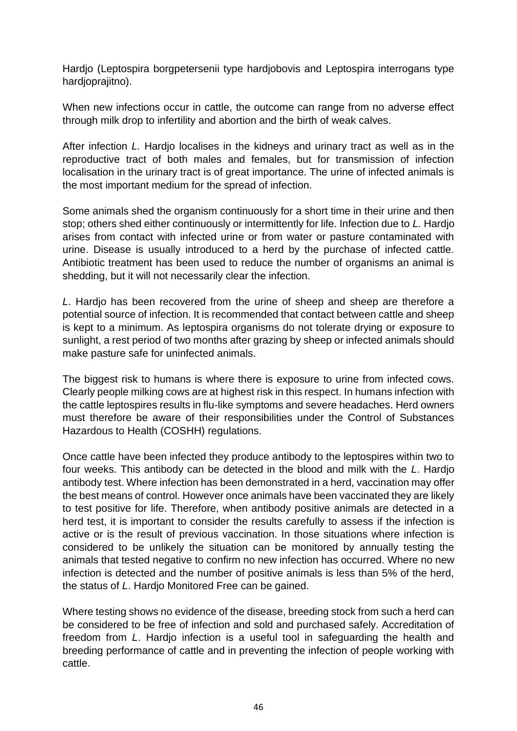Hardjo (Leptospira borgpetersenii type hardjobovis and Leptospira interrogans type hardjoprajitno).

When new infections occur in cattle, the outcome can range from no adverse effect through milk drop to infertility and abortion and the birth of weak calves.

After infection *L.* Hardjo localises in the kidneys and urinary tract as well as in the reproductive tract of both males and females, but for transmission of infection localisation in the urinary tract is of great importance. The urine of infected animals is the most important medium for the spread of infection.

Some animals shed the organism continuously for a short time in their urine and then stop; others shed either continuously or intermittently for life. Infection due to *L.* Hardjo arises from contact with infected urine or from water or pasture contaminated with urine. Disease is usually introduced to a herd by the purchase of infected cattle. Antibiotic treatment has been used to reduce the number of organisms an animal is shedding, but it will not necessarily clear the infection.

*L*. Hardjo has been recovered from the urine of sheep and sheep are therefore a potential source of infection. It is recommended that contact between cattle and sheep is kept to a minimum. As leptospira organisms do not tolerate drying or exposure to sunlight, a rest period of two months after grazing by sheep or infected animals should make pasture safe for uninfected animals.

The biggest risk to humans is where there is exposure to urine from infected cows. Clearly people milking cows are at highest risk in this respect. In humans infection with the cattle leptospires results in flu-like symptoms and severe headaches. Herd owners must therefore be aware of their responsibilities under the Control of Substances Hazardous to Health (COSHH) regulations.

Once cattle have been infected they produce antibody to the leptospires within two to four weeks. This antibody can be detected in the blood and milk with the *L*. Hardjo antibody test. Where infection has been demonstrated in a herd, vaccination may offer the best means of control. However once animals have been vaccinated they are likely to test positive for life. Therefore, when antibody positive animals are detected in a herd test, it is important to consider the results carefully to assess if the infection is active or is the result of previous vaccination. In those situations where infection is considered to be unlikely the situation can be monitored by annually testing the animals that tested negative to confirm no new infection has occurred. Where no new infection is detected and the number of positive animals is less than 5% of the herd, the status of *L*. Hardjo Monitored Free can be gained.

Where testing shows no evidence of the disease, breeding stock from such a herd can be considered to be free of infection and sold and purchased safely. Accreditation of freedom from *L*. Hardjo infection is a useful tool in safeguarding the health and breeding performance of cattle and in preventing the infection of people working with cattle.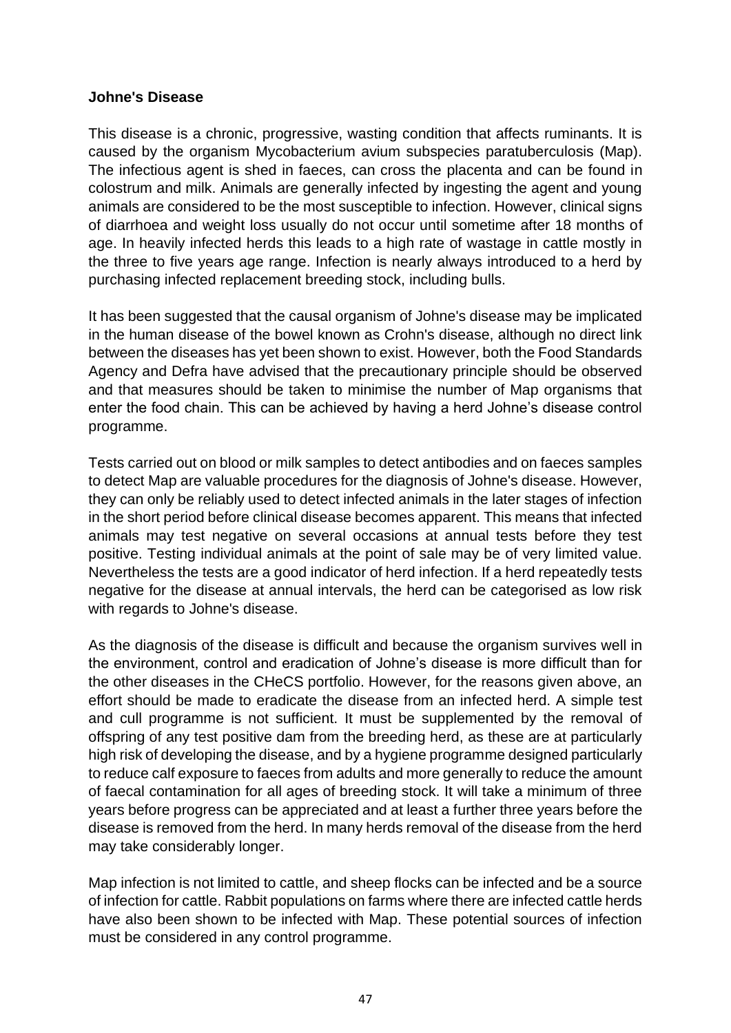**Johne's Disease**

This disease is a chronic, progressive, wasting condition that affects ruminants. It is caused by the organism Mycobacterium avium subspecies paratuberculosis (Map). The infectious agent is shed in faeces, can cross the placenta and can be found in colostrum and milk. Animals are generally infected by ingesting the agent and young animals are considered to be the most susceptible to infection. However, clinical signs of diarrhoea and weight loss usually do not occur until sometime after 18 months of age. In heavily infected herds this leads to a high rate of wastage in cattle mostly in the three to five years age range. Infection is nearly always introduced to a herd by purchasing infected replacement breeding stock, including bulls.

It has been suggested that the causal organism of Johne's disease may be implicated in the human disease of the bowel known as Crohn's disease, although no direct link between the diseases has yet been shown to exist. However, both the Food Standards Agency and Defra have advised that the precautionary principle should be observed and that measures should be taken to minimise the number of Map organisms that enter the food chain. This can be achieved by having a herd Johne's disease control programme.

Tests carried out on blood or milk samples to detect antibodies and on faeces samples to detect Map are valuable procedures for the diagnosis of Johne's disease. However, they can only be reliably used to detect infected animals in the later stages of infection in the short period before clinical disease becomes apparent. This means that infected animals may test negative on several occasions at annual tests before they test positive. Testing individual animals at the point of sale may be of very limited value. Nevertheless the tests are a good indicator of herd infection. If a herd repeatedly tests negative for the disease at annual intervals, the herd can be categorised as low risk with regards to Johne's disease.

As the diagnosis of the disease is difficult and because the organism survives well in the environment, control and eradication of Johne's disease is more difficult than for the other diseases in the CHeCS portfolio. However, for the reasons given above, an effort should be made to eradicate the disease from an infected herd. A simple test and cull programme is not sufficient. It must be supplemented by the removal of offspring of any test positive dam from the breeding herd, as these are at particularly high risk of developing the disease, and by a hygiene programme designed particularly to reduce calf exposure to faeces from adults and more generally to reduce the amount of faecal contamination for all ages of breeding stock. It will take a minimum of three years before progress can be appreciated and at least a further three years before the disease is removed from the herd. In many herds removal of the disease from the herd may take considerably longer.

Map infection is not limited to cattle, and sheep flocks can be infected and be a source of infection for cattle. Rabbit populations on farms where there are infected cattle herds have also been shown to be infected with Map. These potential sources of infection must be considered in any control programme.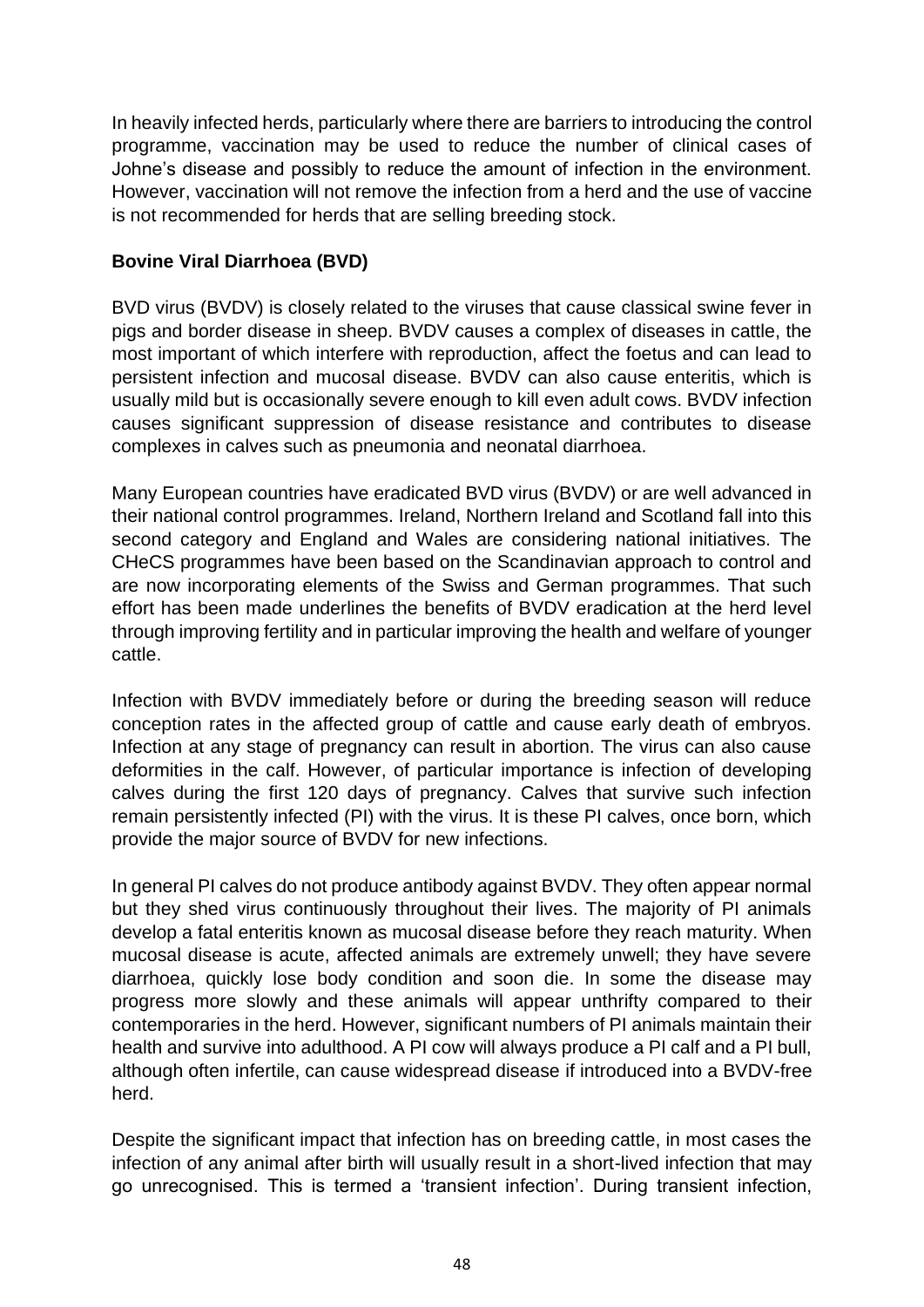In heavily infected herds, particularly where there are barriers to introducing the control programme, vaccination may be used to reduce the number of clinical cases of Johne's disease and possibly to reduce the amount of infection in the environment. However, vaccination will not remove the infection from a herd and the use of vaccine is not recommended for herds that are selling breeding stock.

**Bovine Viral Diarrhoea (BVD)**

BVD virus (BVDV) is closely related to the viruses that cause classical swine fever in pigs and border disease in sheep. BVDV causes a complex of diseases in cattle, the most important of which interfere with reproduction, affect the foetus and can lead to persistent infection and mucosal disease. BVDV can also cause enteritis, which is usually mild but is occasionally severe enough to kill even adult cows. BVDV infection causes significant suppression of disease resistance and contributes to disease complexes in calves such as pneumonia and neonatal diarrhoea.

Many European countries have eradicated BVD virus (BVDV) or are well advanced in their national control programmes. Ireland, Northern Ireland and Scotland fall into this second category and England and Wales are considering national initiatives. The CHeCS programmes have been based on the Scandinavian approach to control and are now incorporating elements of the Swiss and German programmes. That such effort has been made underlines the benefits of BVDV eradication at the herd level through improving fertility and in particular improving the health and welfare of younger cattle.

Infection with BVDV immediately before or during the breeding season will reduce conception rates in the affected group of cattle and cause early death of embryos. Infection at any stage of pregnancy can result in abortion. The virus can also cause deformities in the calf. However, of particular importance is infection of developing calves during the first 120 days of pregnancy. Calves that survive such infection remain persistently infected (PI) with the virus. It is these PI calves, once born, which provide the major source of BVDV for new infections.

In general PI calves do not produce antibody against BVDV. They often appear normal but they shed virus continuously throughout their lives. The majority of PI animals develop a fatal enteritis known as mucosal disease before they reach maturity. When mucosal disease is acute, affected animals are extremely unwell; they have severe diarrhoea, quickly lose body condition and soon die. In some the disease may progress more slowly and these animals will appear unthrifty compared to their contemporaries in the herd. However, significant numbers of PI animals maintain their health and survive into adulthood. A PI cow will always produce a PI calf and a PI bull, although often infertile, can cause widespread disease if introduced into a BVDV-free herd.

Despite the significant impact that infection has on breeding cattle, in most cases the infection of any animal after birth will usually result in a short-lived infection that may go unrecognised. This is termed a 'transient infection'. During transient infection,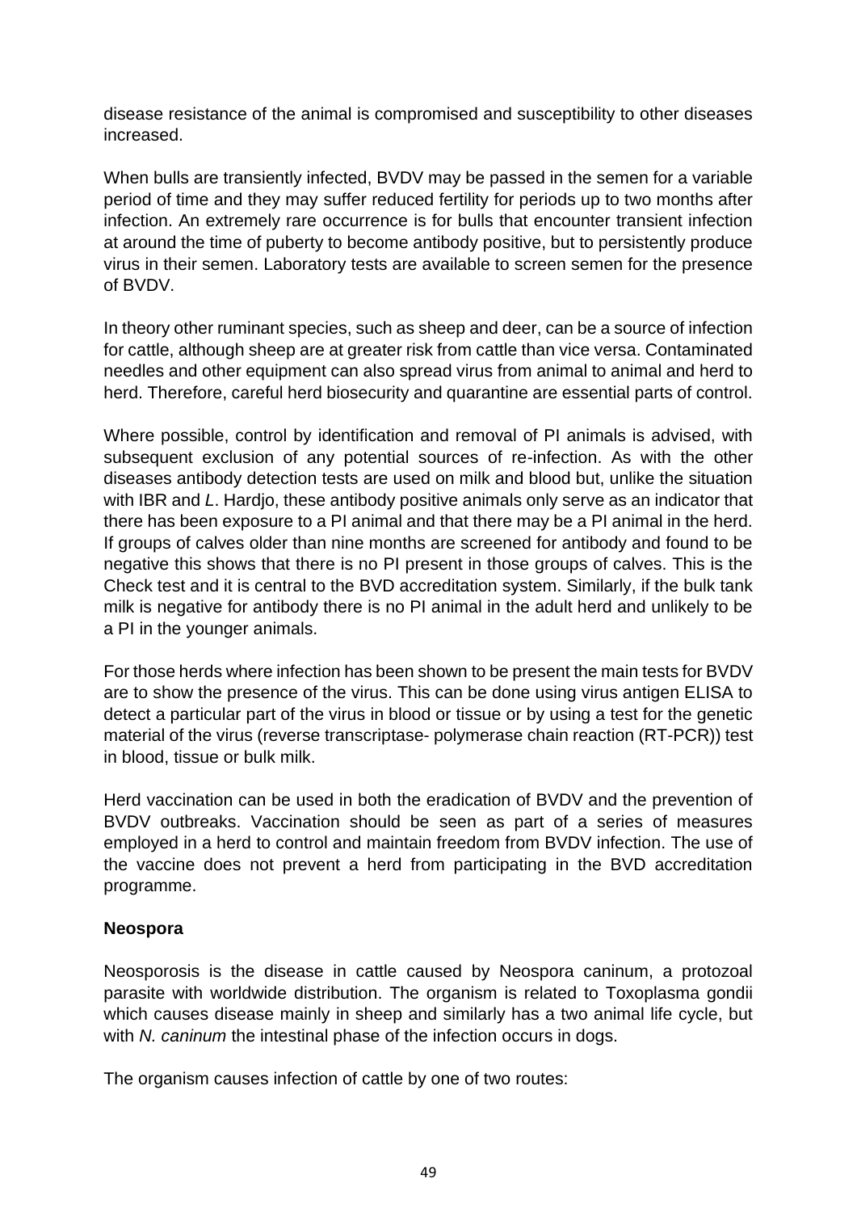disease resistance of the animal is compromised and susceptibility to other diseases increased.

When bulls are transiently infected, BVDV may be passed in the semen for a variable period of time and they may suffer reduced fertility for periods up to two months after infection. An extremely rare occurrence is for bulls that encounter transient infection at around the time of puberty to become antibody positive, but to persistently produce virus in their semen. Laboratory tests are available to screen semen for the presence of BVDV.

In theory other ruminant species, such as sheep and deer, can be a source of infection for cattle, although sheep are at greater risk from cattle than vice versa. Contaminated needles and other equipment can also spread virus from animal to animal and herd to herd. Therefore, careful herd biosecurity and quarantine are essential parts of control.

Where possible, control by identification and removal of PI animals is advised, with subsequent exclusion of any potential sources of re-infection. As with the other diseases antibody detection tests are used on milk and blood but, unlike the situation with IBR and *L*. Hardjo, these antibody positive animals only serve as an indicator that there has been exposure to a PI animal and that there may be a PI animal in the herd. If groups of calves older than nine months are screened for antibody and found to be negative this shows that there is no PI present in those groups of calves. This is the Check test and it is central to the BVD accreditation system. Similarly, if the bulk tank milk is negative for antibody there is no PI animal in the adult herd and unlikely to be a PI in the younger animals.

For those herds where infection has been shown to be present the main tests for BVDV are to show the presence of the virus. This can be done using virus antigen ELISA to detect a particular part of the virus in blood or tissue or by using a test for the genetic material of the virus (reverse transcriptase- polymerase chain reaction (RT-PCR)) test in blood, tissue or bulk milk.

Herd vaccination can be used in both the eradication of BVDV and the prevention of BVDV outbreaks. Vaccination should be seen as part of a series of measures employed in a herd to control and maintain freedom from BVDV infection. The use of the vaccine does not prevent a herd from participating in the BVD accreditation programme.

**Neospora**

Neosporosis is the disease in cattle caused by Neospora caninum, a protozoal parasite with worldwide distribution. The organism is related to Toxoplasma gondii which causes disease mainly in sheep and similarly has a two animal life cycle, but with *N. caninum* the intestinal phase of the infection occurs in dogs.

The organism causes infection of cattle by one of two routes: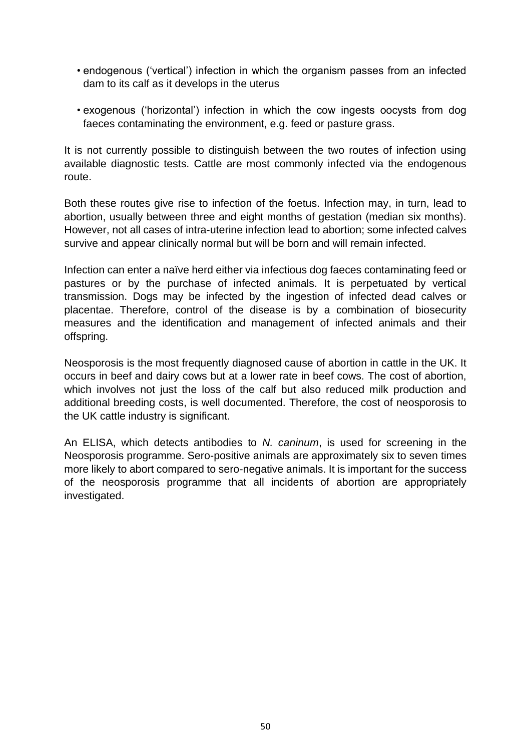- endogenous ('vertical') infection in which the organism passes from an infected dam to its calf as it develops in the uterus
- exogenous ('horizontal') infection in which the cow ingests oocysts from dog faeces contaminating the environment, e.g. feed or pasture grass.

It is not currently possible to distinguish between the two routes of infection using available diagnostic tests. Cattle are most commonly infected via the endogenous route.

Both these routes give rise to infection of the foetus. Infection may, in turn, lead to abortion, usually between three and eight months of gestation (median six months). However, not all cases of intra-uterine infection lead to abortion; some infected calves survive and appear clinically normal but will be born and will remain infected.

Infection can enter a naïve herd either via infectious dog faeces contaminating feed or pastures or by the purchase of infected animals. It is perpetuated by vertical transmission. Dogs may be infected by the ingestion of infected dead calves or placentae. Therefore, control of the disease is by a combination of biosecurity measures and the identification and management of infected animals and their offspring.

Neosporosis is the most frequently diagnosed cause of abortion in cattle in the UK. It occurs in beef and dairy cows but at a lower rate in beef cows. The cost of abortion, which involves not just the loss of the calf but also reduced milk production and additional breeding costs, is well documented. Therefore, the cost of neosporosis to the UK cattle industry is significant.

An ELISA, which detects antibodies to *N. caninum*, is used for screening in the Neosporosis programme. Sero-positive animals are approximately six to seven times more likely to abort compared to sero-negative animals. It is important for the success of the neosporosis programme that all incidents of abortion are appropriately investigated.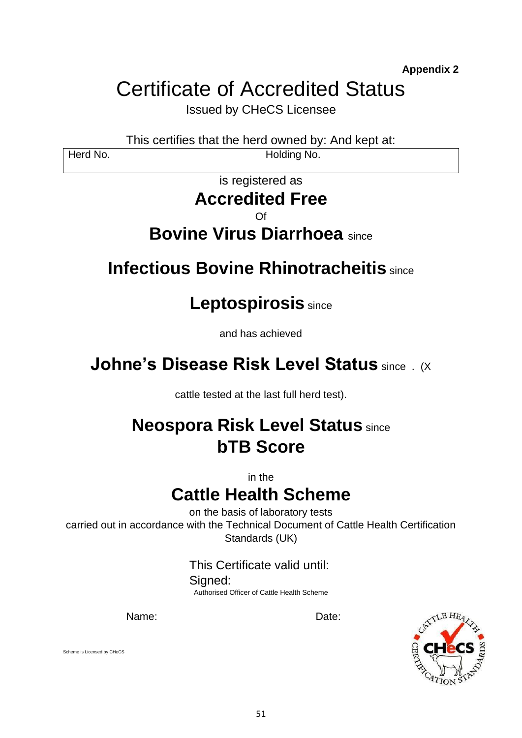**Appendix 2**

# Certificate of Accredited Status

Issued by CHeCS Licensee

This certifies that the herd owned by: And kept at:

| Herd No. | Holding No. |
|---|---|

is registered as

## Accredited Free

Of

## Bovine Virus Diarrhoea since

## Infectious Bovine Rhinotracheitis since

## Leptospirosis since

and has achieved

## Johne's Disease Risk Level Status since . (X

cattle tested at the last full herd test).

## Neospora Risk Level Status since

## bTB Score

in the

## Cattle Health Scheme

on the basis of laboratory tests carried out in accordance with the Technical Document of Cattle Health Certification Standards (UK)

This Certificate valid until:

Signed:

Authorised Officer of Cattle Health Scheme

Name: Date:

Scheme is Licensed by CHeCS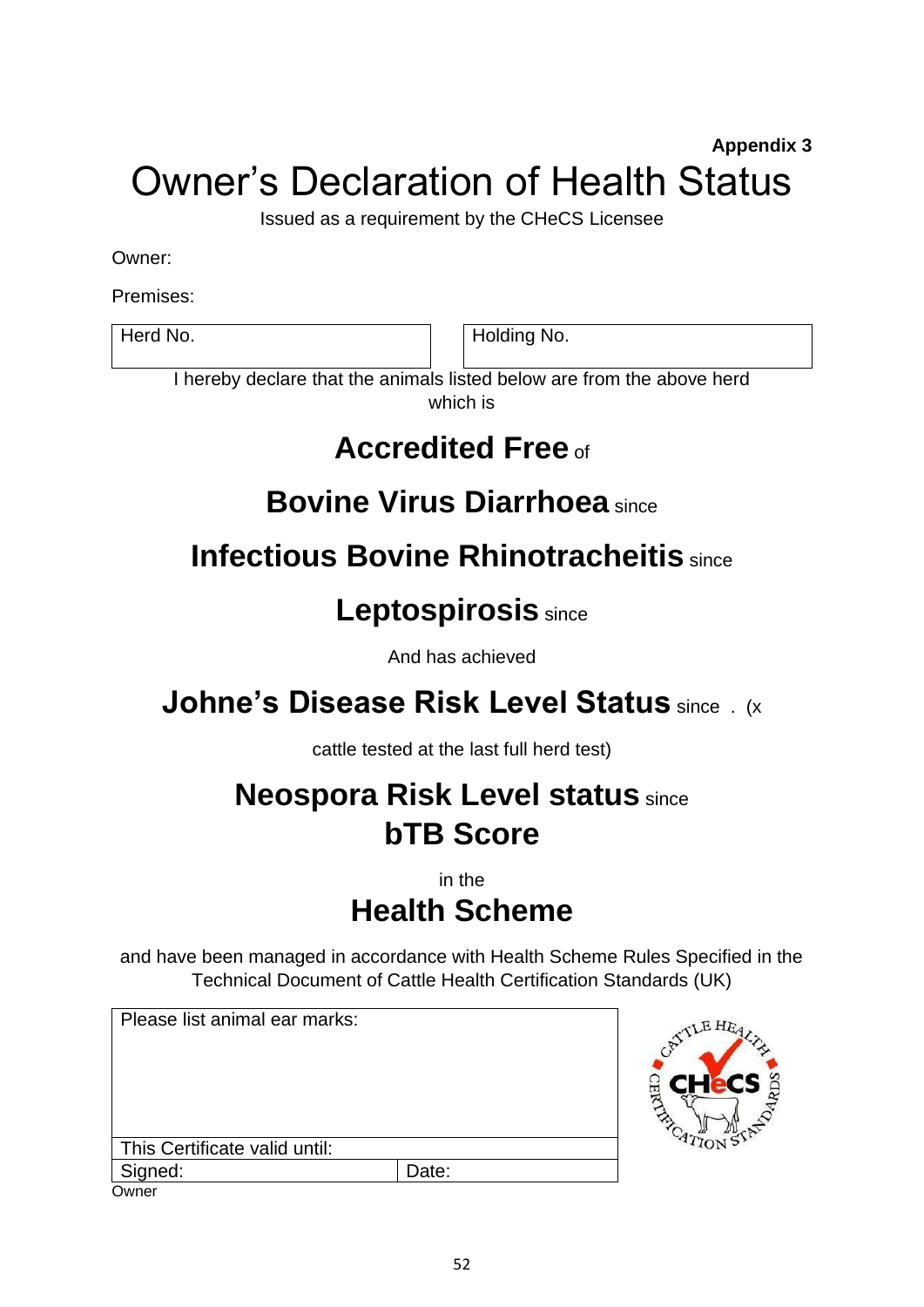**Appendix 3**

# Owner's Declaration of Health Status

Issued as a requirement by the CHeCS Licensee

Owner:

Premises:

| Herd No. | Holding No. |
|---|---|
| | |

I hereby declare that the animals listed below are from the above herd which is

## **Accredited Free** of

## **Bovine Virus Diarrhoea** since

## **Infectious Bovine Rhinotracheitis** since

## **Leptospirosis** since

And has achieved

## **Johne's Disease Risk Level Status** since . (x cattle tested at the last full herd test)

## **Neospora Risk Level status** since

## **bTB Score**

in the

## **Health Scheme**

and have been managed in accordance with Health Scheme Rules Specified in the Technical Document of Cattle Health Certification Standards (UK)

| Please list animal ear marks: | |
|---|---|
| | |
| This Certificate valid until: | |
| Signed: | Date: |

Owner

CATTLE HEALTH CERTIFICATION STANDARDS – CHeCS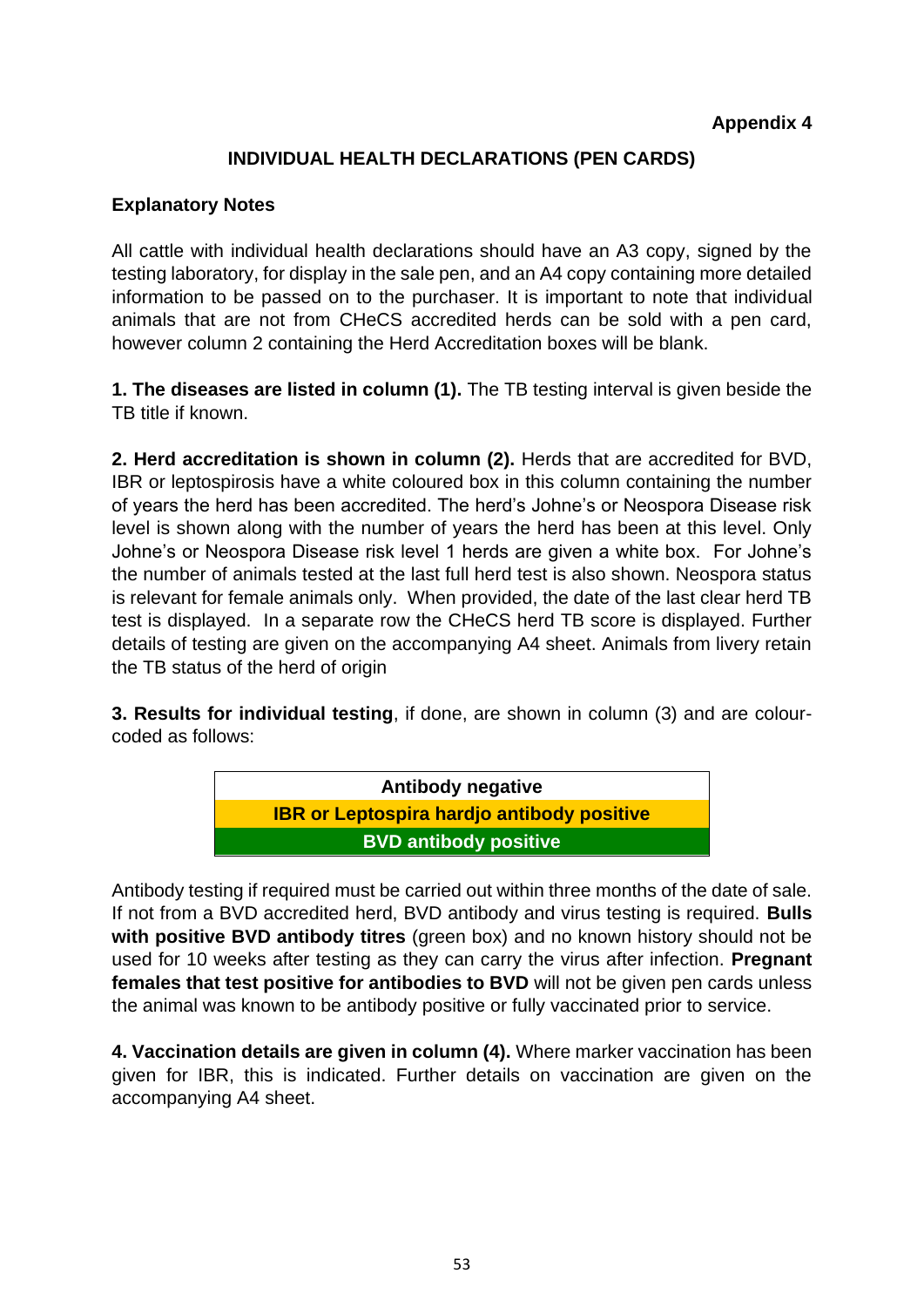**Appendix 4**

## INDIVIDUAL HEALTH DECLARATIONS (PEN CARDS)

### Explanatory Notes

All cattle with individual health declarations should have an A3 copy, signed by the testing laboratory, for display in the sale pen, and an A4 copy containing more detailed information to be passed on to the purchaser. It is important to note that individual animals that are not from CHeCS accredited herds can be sold with a pen card, however column 2 containing the Herd Accreditation boxes will be blank.

**1. The diseases are listed in column (1).** The TB testing interval is given beside the TB title if known.

**2. Herd accreditation is shown in column (2).** Herds that are accredited for BVD, IBR or leptospirosis have a white coloured box in this column containing the number of years the herd has been accredited. The herd's Johne's or Neospora Disease risk level is shown along with the number of years the herd has been at this level. Only Johne's or Neospora Disease risk level 1 herds are given a white box. For Johne's the number of animals tested at the last full herd test is also shown. Neospora status is relevant for female animals only. When provided, the date of the last clear herd TB test is displayed. In a separate row the CHeCS herd TB score is displayed. Further details of testing are given on the accompanying A4 sheet. Animals from livery retain the TB status of the herd of origin

**3. Results for individual testing**, if done, are shown in column (3) and are colour-coded as follows:

| **Antibody negative** |
|---|
| **IBR or Leptospira hardjo antibody positive** |
| **BVD antibody positive** |

Antibody testing if required must be carried out within three months of the date of sale. If not from a BVD accredited herd, BVD antibody and virus testing is required. **Bulls with positive BVD antibody titres** (green box) and no known history should not be used for 10 weeks after testing as they can carry the virus after infection. **Pregnant females that test positive for antibodies to BVD** will not be given pen cards unless the animal was known to be antibody positive or fully vaccinated prior to service.

**4. Vaccination details are given in column (4).** Where marker vaccination has been given for IBR, this is indicated. Further details on vaccination are given on the accompanying A4 sheet.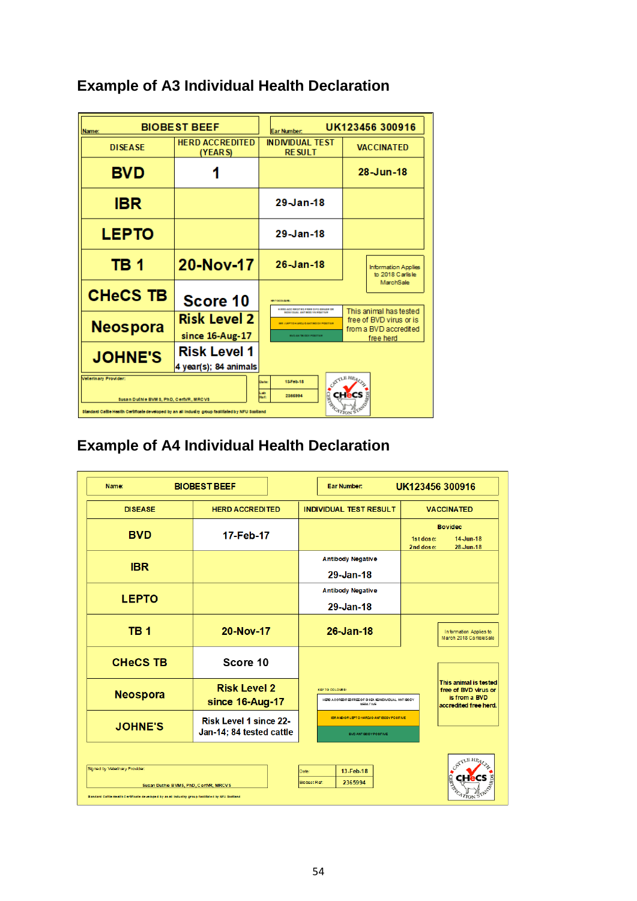## Example of A3 Individual Health Declaration

| Name: BIOBEST BEEF | | Ear Number: UK123456 300916 | |
|---|---|---|---|
| DISEASE | HERD ACCREDITED (YEARS) | INDIVIDUAL TEST RESULT | VACCINATED |
| BVD | 1 | | 28-Jun-18 |
| IBR | | 29-Jan-18 | |
| LEPTO | | 29-Jan-18 | |
| TB 1 | 20-Nov-17 | 26-Jan-18 | Information Applies to 2018 Carlisle MarchSale |
| CHeCS TB | Score 10 | | |
| Neospora | Risk Level 2 since 16-Aug-17 | | This animal has tested free of BVD virus or is from a BVD accredited free herd |
| JOHNE'S | Risk Level 1 4 year(s); 84 animals | | |

KEY TO COLOURS:

- HERD ACCREDITED FREE OF DISEASE OR INDIVIDUAL ANTIBODY NEGATIVE
- IBR / LEPTO HARDJO ANTIBODY POSITIVE
- BVD ANTIBODY POSITIVE

Veterinary Provider: Susan Duthie BVMS, PhD, CertVR, MRCVS

Date: 13-Feb-18

Lab Ref: 2365994

Standard Cattle Health Certificate developed by an all industry group facilitated by NFU Scotland

## Example of A4 Individual Health Declaration

| Name: BIOBEST BEEF | | Ear Number: UK123456 300916 | |
|---|---|---|---|
| DISEASE | HERD ACCREDITED | INDIVIDUAL TEST RESULT | VACCINATED |
| BVD | 17-Feb-17 | | Bovidec 1st dose: 14-Jun-18 2nd dose: 28-Jun-18 |
| IBR | | Antibody Negative 29-Jan-18 | |
| LEPTO | | Antibody Negative 29-Jan-18 | |
| TB 1 | 20-Nov-17 | 26-Jan-18 | Information Applies to March 2018 CarlisleSale |
| CHeCS TB | Score 10 | | |
| Neospora | Risk Level 2 since 16-Aug-17 | | This animal is tested free of BVD virus or is from a BVD accredited free herd. |
| JOHNE'S | Risk Level 1 since 22-Jan-14; 84 tested cattle | | |

KEY TO COLOURS:

- HERD ACCREDITED FREE OF DISEASE OR INDIVIDUAL ANTIBODY NEGATIVE
- IBR AND/OR LEPTO HARDJO ANTIBODY POSITIVE
- BVD ANTIBODY POSITIVE

Signed by Veterinary Provider: Susan Duthie BVMS, PhD, CertVR, MRCVS

Date: 13-Feb-18

Biobest Ref: 2365994

Standard Cattle Health Certificate developed by an all industry group facilitated by NFU Scotland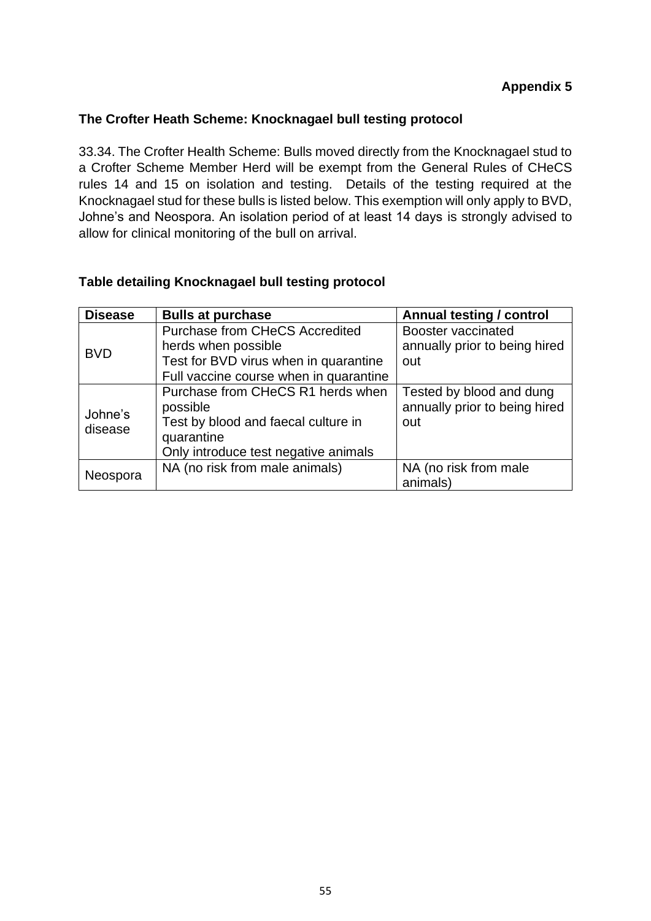**Appendix 5**

## The Crofter Heath Scheme: Knocknagael bull testing protocol

33.34. The Crofter Health Scheme: Bulls moved directly from the Knocknagael stud to a Crofter Scheme Member Herd will be exempt from the General Rules of CHeCS rules 14 and 15 on isolation and testing. Details of the testing required at the Knocknagael stud for these bulls is listed below. This exemption will only apply to BVD, Johne's and Neospora. An isolation period of at least 14 days is strongly advised to allow for clinical monitoring of the bull on arrival.

### Table detailing Knocknagael bull testing protocol

| Disease | Bulls at purchase | Annual testing / control |
|---|---|---|
| BVD | Purchase from CHeCS Accredited herds when possible<br>Test for BVD virus when in quarantine<br>Full vaccine course when in quarantine | Booster vaccinated annually prior to being hired out |
| Johne's disease | Purchase from CHeCS R1 herds when possible<br>Test by blood and faecal culture in quarantine<br>Only introduce test negative animals | Tested by blood and dung annually prior to being hired out |
| Neospora | NA (no risk from male animals) | NA (no risk from male animals) |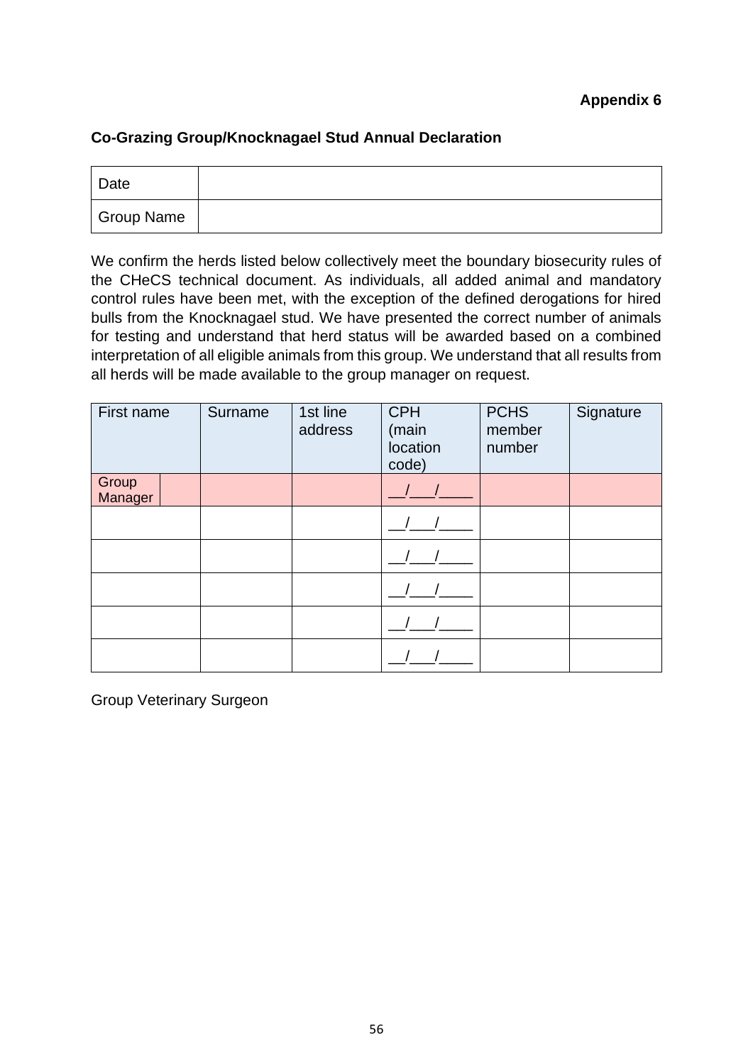**Appendix 6**

**Co-Grazing Group/Knocknagael Stud Annual Declaration**

| Date | |
|---|---|
| Group Name | |

We confirm the herds listed below collectively meet the boundary biosecurity rules of the CHeCS technical document. As individuals, all added animal and mandatory control rules have been met, with the exception of the defined derogations for hired bulls from the Knocknagael stud. We have presented the correct number of animals for testing and understand that herd status will be awarded based on a combined interpretation of all eligible animals from this group. We understand that all results from all herds will be made available to the group manager on request.

| First name | Surname | 1st line address | CPH (main location code) | PCHS member number | Signature |
|---|---|---|---|---|---|
| Group Manager | | | __/___/____ | | |
| | | | __/___/____ | | |
| | | | __/___/____ | | |
| | | | __/___/____ | | |
| | | | __/___/____ | | |
| | | | __/___/____ | | |

Group Veterinary Surgeon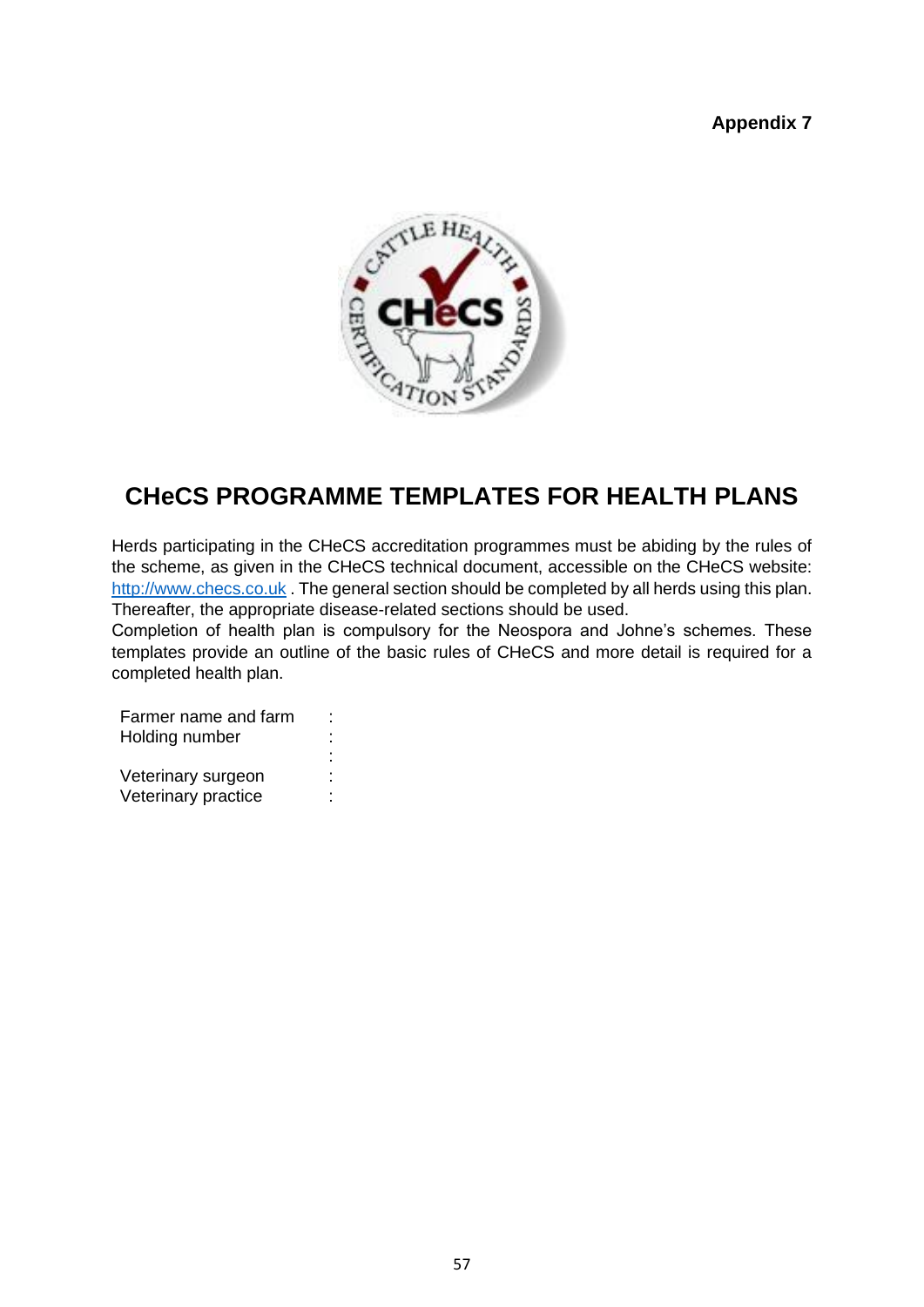**Appendix 7**

# CHeCS PROGRAMME TEMPLATES FOR HEALTH PLANS

Herds participating in the CHeCS accreditation programmes must be abiding by the rules of the scheme, as given in the CHeCS technical document, accessible on the CHeCS website: http://www.checs.co.uk . The general section should be completed by all herds using this plan. Thereafter, the appropriate disease-related sections should be used.

Completion of health plan is compulsory for the Neospora and Johne's schemes. These templates provide an outline of the basic rules of CHeCS and more detail is required for a completed health plan.

Farmer name and farm :
Holding number :
:
Veterinary surgeon :
Veterinary practice :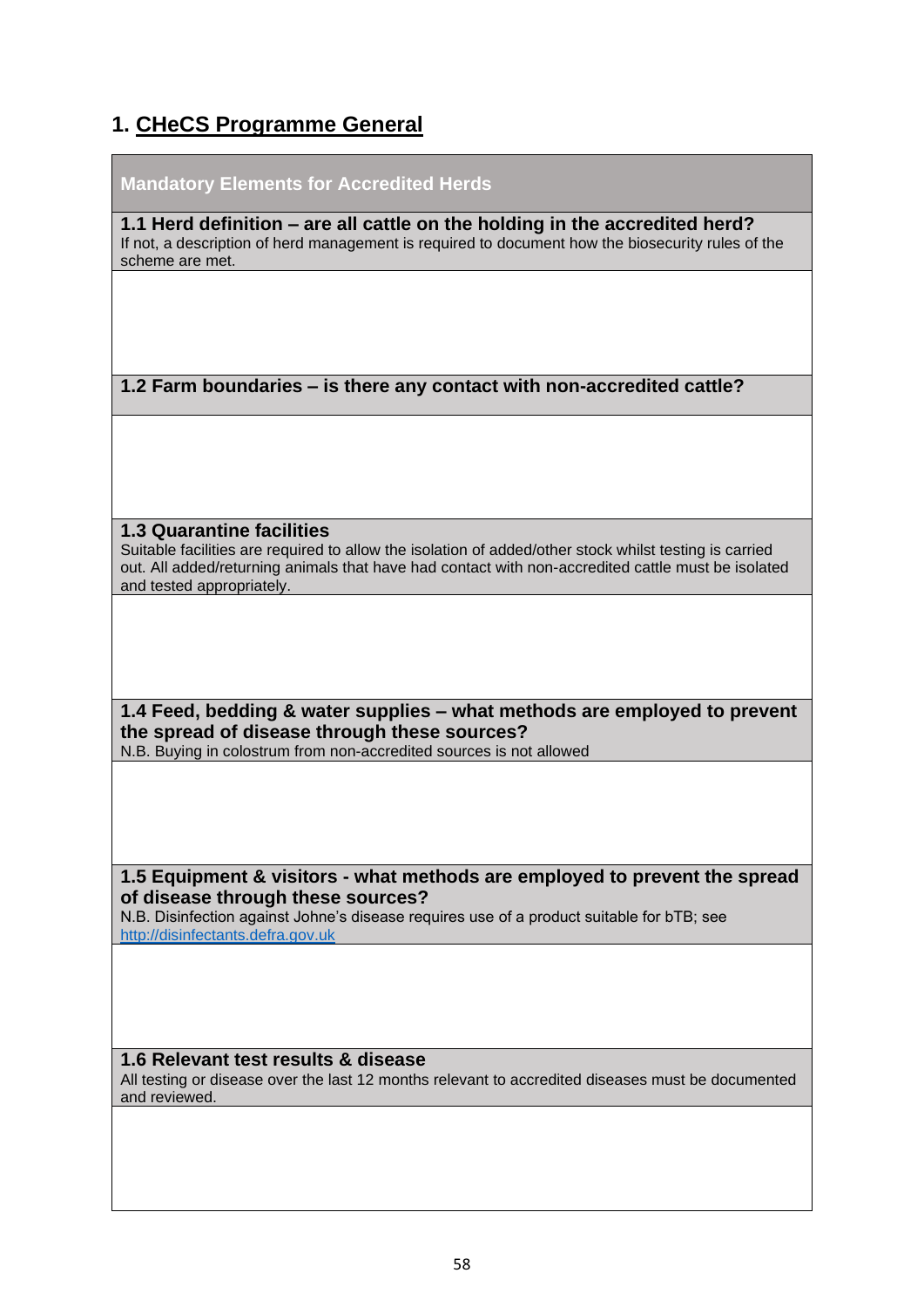## 1. CHeCS Programme General

| Mandatory Elements for Accredited Herds |
| --- |
| **1.1 Herd definition – are all cattle on the holding in the accredited herd?**<br>If not, a description of herd management is required to document how the biosecurity rules of the scheme are met. |
| |
| **1.2 Farm boundaries – is there any contact with non-accredited cattle?** |
| |
| **1.3 Quarantine facilities**<br>Suitable facilities are required to allow the isolation of added/other stock whilst testing is carried out. All added/returning animals that have had contact with non-accredited cattle must be isolated and tested appropriately. |
| |
| **1.4 Feed, bedding & water supplies – what methods are employed to prevent the spread of disease through these sources?**<br>N.B. Buying in colostrum from non-accredited sources is not allowed |
| |
| **1.5 Equipment & visitors - what methods are employed to prevent the spread of disease through these sources?**<br>N.B. Disinfection against Johne's disease requires use of a product suitable for bTB; see http://disinfectants.defra.gov.uk |
| |
| **1.6 Relevant test results & disease**<br>All testing or disease over the last 12 months relevant to accredited diseases must be documented and reviewed. |
| |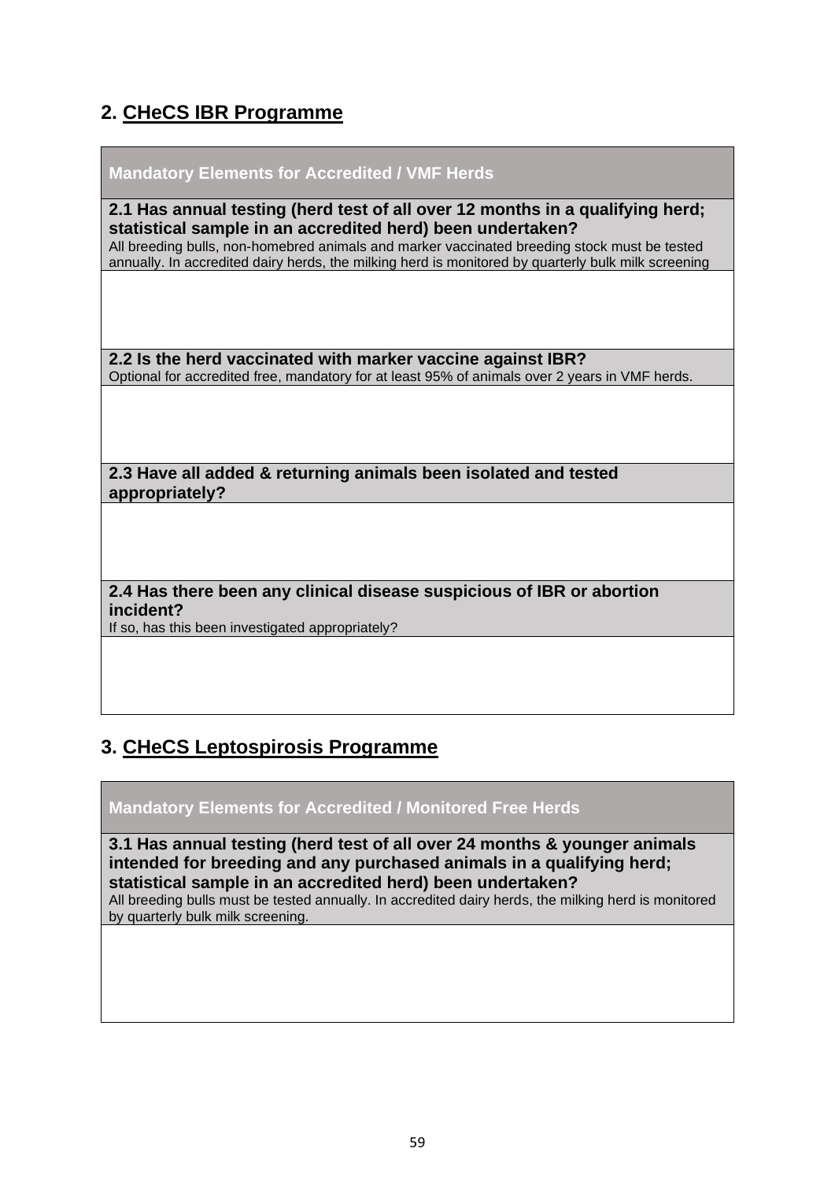## 2. CHeCS IBR Programme

| Mandatory Elements for Accredited / VMF Herds |
| --- |
| **2.1 Has annual testing (herd test of all over 12 months in a qualifying herd; statistical sample in an accredited herd) been undertaken?**<br>All breeding bulls, non-homebred animals and marker vaccinated breeding stock must be tested annually. In accredited dairy herds, the milking herd is monitored by quarterly bulk milk screening |
| |
| **2.2 Is the herd vaccinated with marker vaccine against IBR?**<br>Optional for accredited free, mandatory for at least 95% of animals over 2 years in VMF herds. |
| |
| **2.3 Have all added & returning animals been isolated and tested appropriately?** |
| |
| **2.4 Has there been any clinical disease suspicious of IBR or abortion incident?**<br>If so, has this been investigated appropriately? |
| |

## 3. CHeCS Leptospirosis Programme

| Mandatory Elements for Accredited / Monitored Free Herds |
| --- |
| **3.1 Has annual testing (herd test of all over 24 months & younger animals intended for breeding and any purchased animals in a qualifying herd; statistical sample in an accredited herd) been undertaken?**<br>All breeding bulls must be tested annually. In accredited dairy herds, the milking herd is monitored by quarterly bulk milk screening. |
| |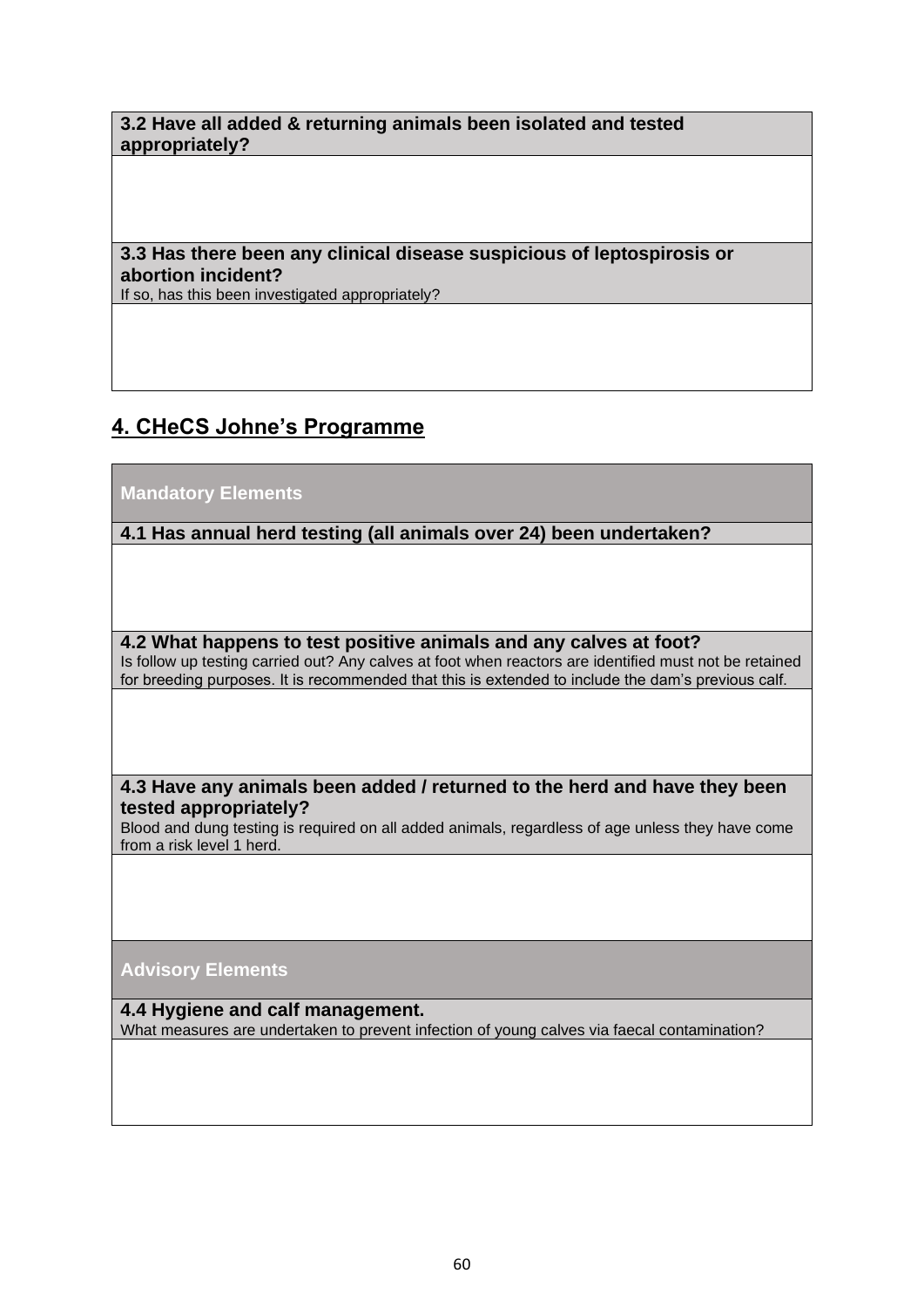| **3.2 Have all added & returning animals been isolated and tested appropriately?** |
|---|
| |
| **3.3 Has there been any clinical disease suspicious of leptospirosis or abortion incident?**<br>If so, has this been investigated appropriately? |
| |

## 4. CHeCS Johne's Programme

| **Mandatory Elements** |
|---|
| **4.1 Has annual herd testing (all animals over 24) been undertaken?** |
| |
| **4.2 What happens to test positive animals and any calves at foot?**<br>Is follow up testing carried out? Any calves at foot when reactors are identified must not be retained for breeding purposes. It is recommended that this is extended to include the dam's previous calf. |
| |
| **4.3 Have any animals been added / returned to the herd and have they been tested appropriately?**<br>Blood and dung testing is required on all added animals, regardless of age unless they have come from a risk level 1 herd. |
| |
| **Advisory Elements** |
| **4.4 Hygiene and calf management.**<br>What measures are undertaken to prevent infection of young calves via faecal contamination? |
| |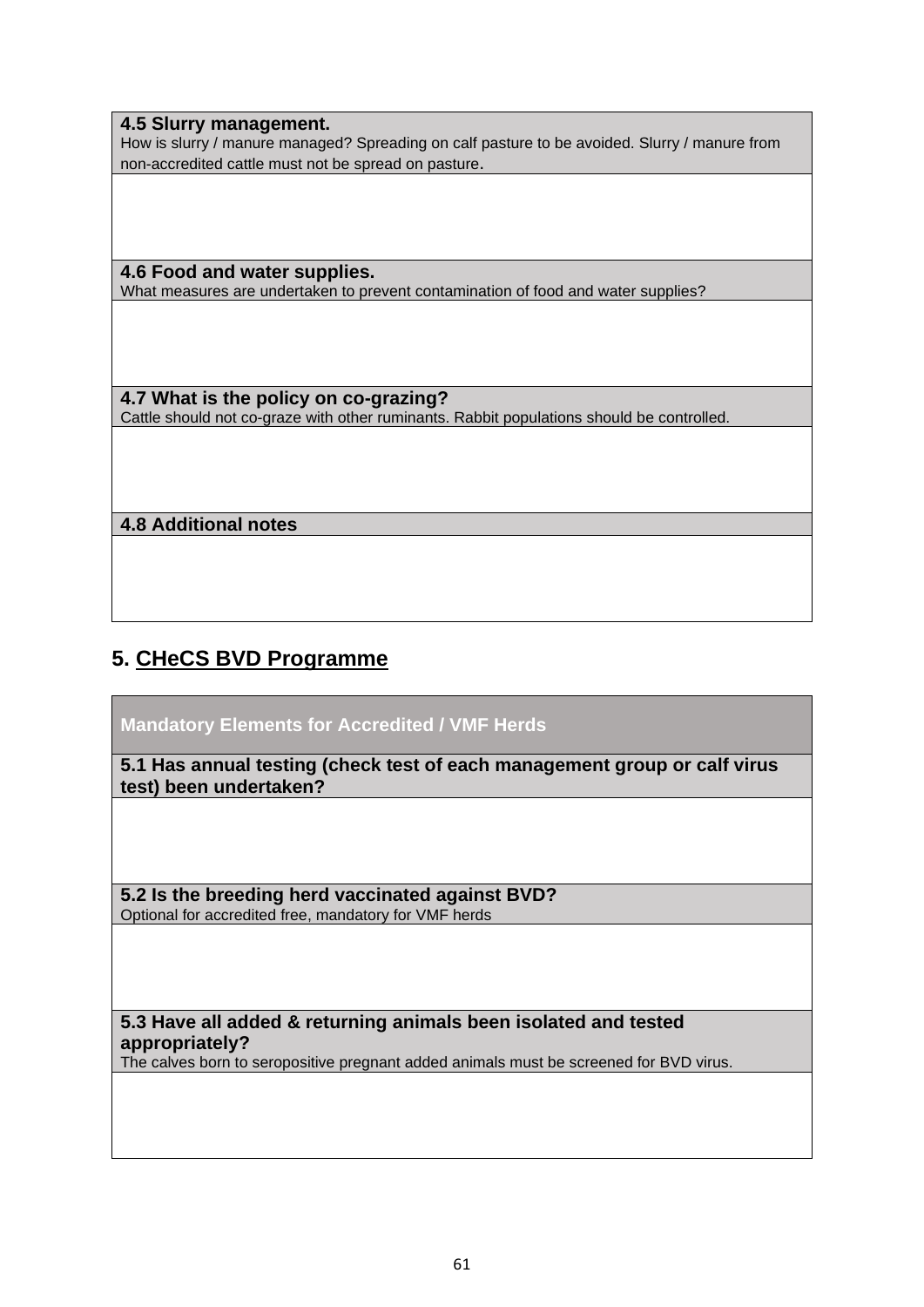| **4.5 Slurry management.** How is slurry / manure managed? Spreading on calf pasture to be avoided. Slurry / manure from non-accredited cattle must not be spread on pasture. |
| --- |
| |
| **4.6 Food and water supplies.** What measures are undertaken to prevent contamination of food and water supplies? |
| |
| **4.7 What is the policy on co-grazing?** Cattle should not co-graze with other ruminants. Rabbit populations should be controlled. |
| |
| **4.8 Additional notes** |
| |

## 5. CHeCS BVD Programme

| **Mandatory Elements for Accredited / VMF Herds** |
| --- |
| **5.1 Has annual testing (check test of each management group or calf virus test) been undertaken?** |
| |
| **5.2 Is the breeding herd vaccinated against BVD?** Optional for accredited free, mandatory for VMF herds |
| |
| **5.3 Have all added & returning animals been isolated and tested appropriately?** The calves born to seropositive pregnant added animals must be screened for BVD virus. |
| |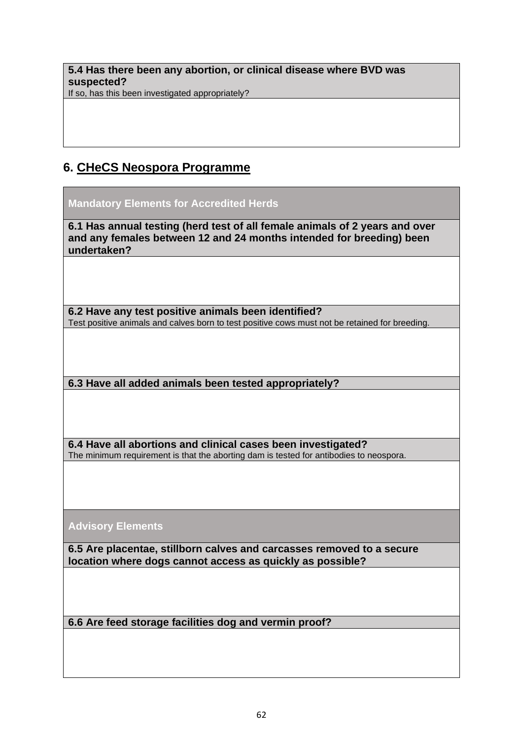**5.4 Has there been any abortion, or clinical disease where BVD was suspected?**
If so, has this been investigated appropriately?

## 6. CHeCS Neospora Programme

**Mandatory Elements for Accredited Herds**

**6.1 Has annual testing (herd test of all female animals of 2 years and over and any females between 12 and 24 months intended for breeding) been undertaken?**

**6.2 Have any test positive animals been identified?**
Test positive animals and calves born to test positive cows must not be retained for breeding.

**6.3 Have all added animals been tested appropriately?**

**6.4 Have all abortions and clinical cases been investigated?**
The minimum requirement is that the aborting dam is tested for antibodies to neospora.

**Advisory Elements**

**6.5 Are placentae, stillborn calves and carcasses removed to a secure location where dogs cannot access as quickly as possible?**

**6.6 Are feed storage facilities dog and vermin proof?**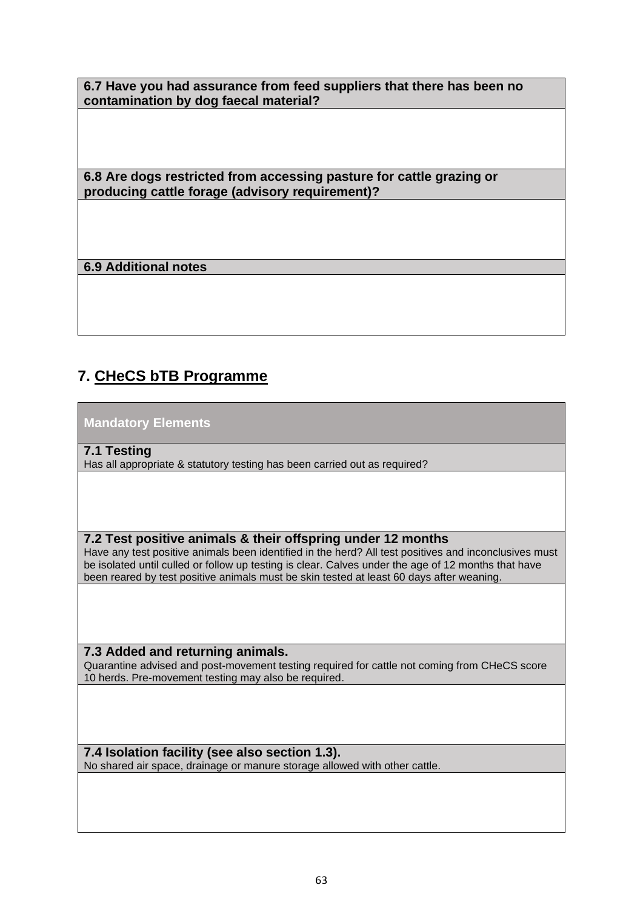| 6.7 Have you had assurance from feed suppliers that there has been no contamination by dog faecal material? |
| --- |
| |
| **6.8 Are dogs restricted from accessing pasture for cattle grazing or producing cattle forage (advisory requirement)?** |
| |
| **6.9 Additional notes** |
| |

## 7. CHeCS bTB Programme

| Mandatory Elements |
| --- |
| **7.1 Testing**<br>Has all appropriate & statutory testing has been carried out as required? |
| |
| **7.2 Test positive animals & their offspring under 12 months**<br>Have any test positive animals been identified in the herd? All test positives and inconclusives must be isolated until culled or follow up testing is clear. Calves under the age of 12 months that have been reared by test positive animals must be skin tested at least 60 days after weaning. |
| |
| **7.3 Added and returning animals.**<br>Quarantine advised and post-movement testing required for cattle not coming from CHeCS score 10 herds. Pre-movement testing may also be required. |
| |
| **7.4 Isolation facility (see also section 1.3).**<br>No shared air space, drainage or manure storage allowed with other cattle. |
| |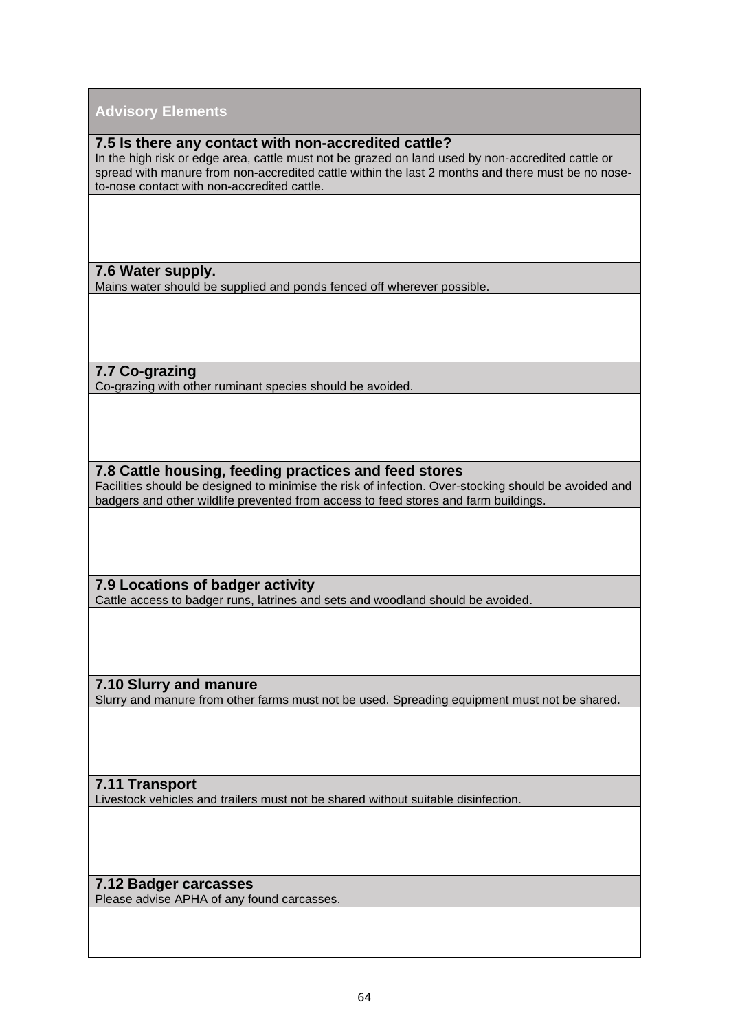| Advisory Elements |
|---|
| **7.5 Is there any contact with non-accredited cattle?**<br>In the high risk or edge area, cattle must not be grazed on land used by non-accredited cattle or spread with manure from non-accredited cattle within the last 2 months and there must be no nose-to-nose contact with non-accredited cattle. |
| |
| **7.6 Water supply.**<br>Mains water should be supplied and ponds fenced off wherever possible. |
| |
| **7.7 Co-grazing**<br>Co-grazing with other ruminant species should be avoided. |
| |
| **7.8 Cattle housing, feeding practices and feed stores**<br>Facilities should be designed to minimise the risk of infection. Over-stocking should be avoided and badgers and other wildlife prevented from access to feed stores and farm buildings. |
| |
| **7.9 Locations of badger activity**<br>Cattle access to badger runs, latrines and sets and woodland should be avoided. |
| |
| **7.10 Slurry and manure**<br>Slurry and manure from other farms must not be used. Spreading equipment must not be shared. |
| |
| **7.11 Transport**<br>Livestock vehicles and trailers must not be shared without suitable disinfection. |
| |
| **7.12 Badger carcasses**<br>Please advise APHA of any found carcasses. |
| |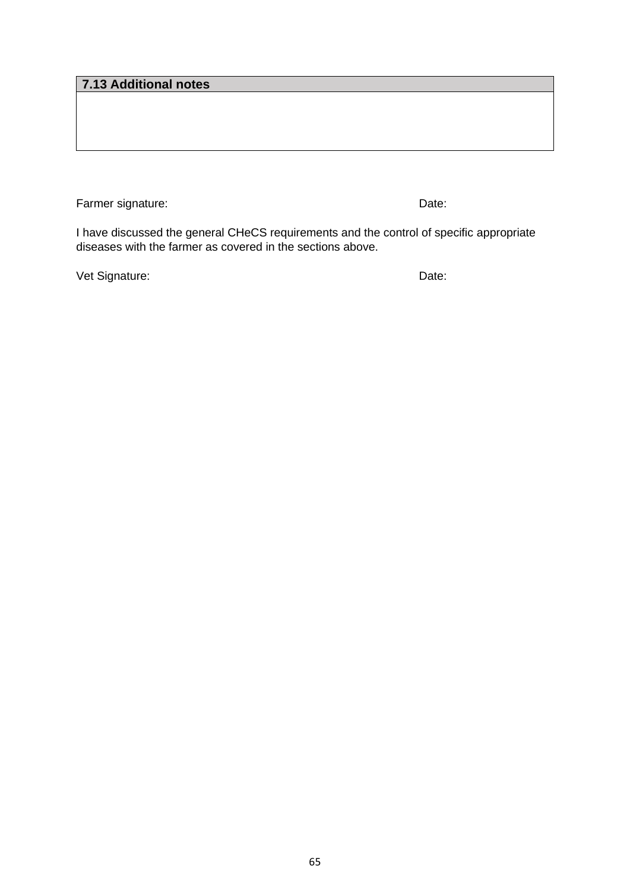| 7.13 Additional notes |
| --- |
| |

Farmer signature: Date:

I have discussed the general CHeCS requirements and the control of specific appropriate diseases with the farmer as covered in the sections above.

Vet Signature: Date: